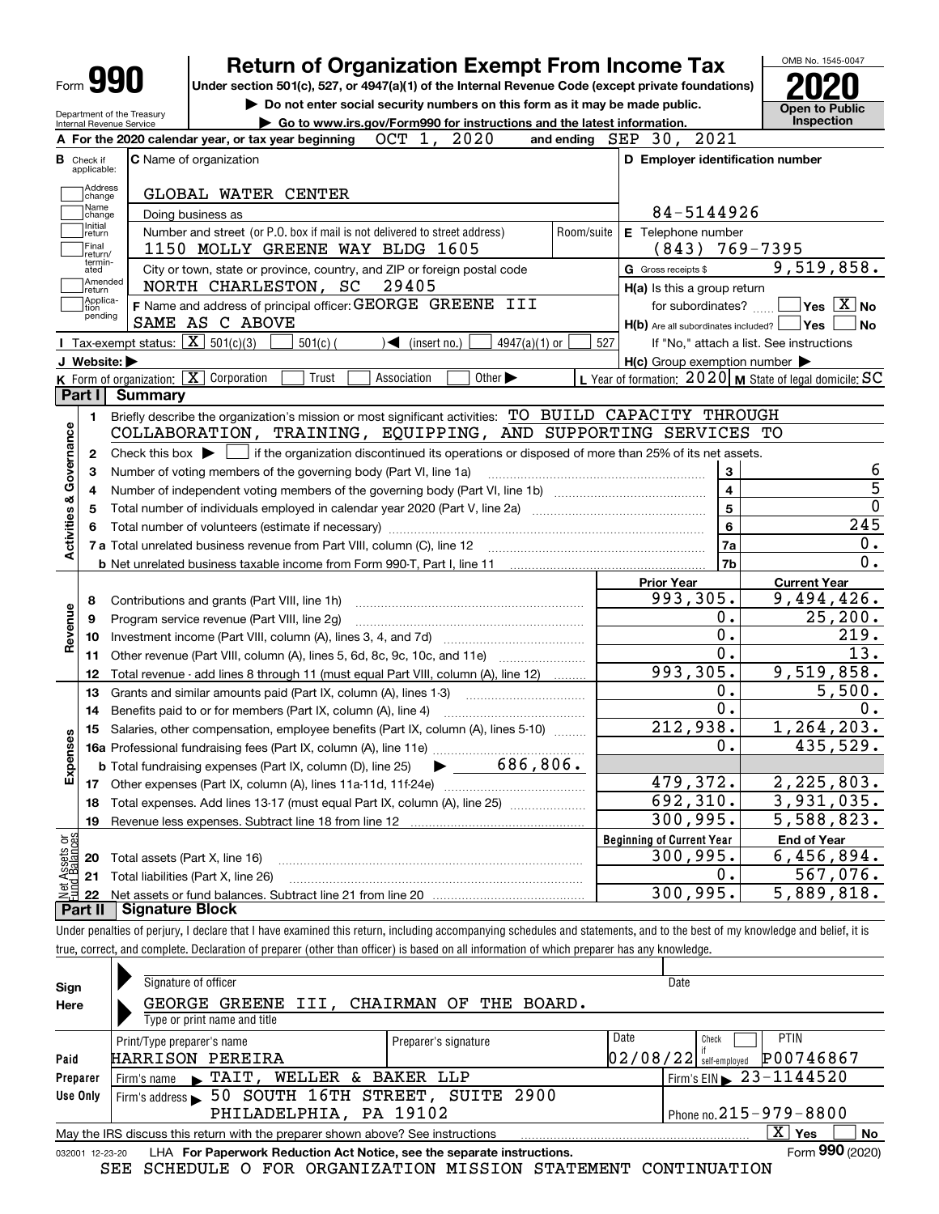Form **990**

# Return of Organization Exempt From Income Tax

**Under section 501(c), 527, or 4947(a)(1) of the Internal Revenue Code (except private foundations)**

▶ Do not enter social security numbers on this form as it may be made public.

▶ Go to www.irs.gov/Form990 for instructions and the latest information.

OMB No. 1545-0047

**2020**

**Open to Public Inspection**

Department of the Treasury
Internal Revenue Service

**A** For the 2020 calendar year, or tax year beginning OCT 1, 2020 and ending SEP 30, 2021

**B** Check if applicable: Address change, Name change, Initial return, Final return/terminated, Amended return, Application pending

**C** Name of organization: GLOBAL WATER CENTER

Doing business as

Number and street (or P.O. box if mail is not delivered to street address) Room/suite: 1150 MOLLY GREENE WAY BLDG 1605

City or town, state or province, country, and ZIP or foreign postal code: NORTH CHARLESTON, SC 29405

**D** Employer identification number: 84-5144926

**E** Telephone number: (843) 769-7395

**G** Gross receipts $ 9,519,858.

**F** Name and address of principal officer: GEORGE GREENE III SAME AS C ABOVE

**H(a)** Is this a group return for subordinates? Yes [ ] No [X]

**H(b)** Are all subordinates included? Yes [ ] No [ ] If "No," attach a list. See instructions

**H(c)** Group exemption number ▶

**I** Tax-exempt status: [X] 501(c)(3) [ ] 501(c) ( ) ◀ (insert no.) [ ] 4947(a)(1) or [ ] 527

**J** Website: ▶

**K** Form of organization: [X] Corporation [ ] Trust [ ] Association [ ] Other ▶

**L** Year of formation: 2020 **M** State of legal domicile: SC

## Part I Summary

**Activities & Governance**

1 Briefly describe the organization's mission or most significant activities: TO BUILD CAPACITY THROUGH COLLABORATION, TRAINING, EQUIPPING, AND SUPPORTING SERVICES TO

2 Check this box ▶ [ ] if the organization discontinued its operations or disposed of more than 25% of its net assets.

| | | | |
|---|---|---|---|
| 3 | Number of voting members of the governing body (Part VI, line 1a) | 3 | 6 |
| 4 | Number of independent voting members of the governing body (Part VI, line 1b) | 4 | 5 |
| 5 | Total number of individuals employed in calendar year 2020 (Part V, line 2a) | 5 | 0 |
| 6 | Total number of volunteers (estimate if necessary) | 6 | 245 |
| 7a | Total unrelated business revenue from Part VIII, column (C), line 12 | 7a | 0. |
| b | Net unrelated business taxable income from Form 990-T, Part I, line 11 | 7b | 0. |

| | | Prior Year | Current Year |
|---|---|---|---|
| **Revenue** | | | |
| 8 | Contributions and grants (Part VIII, line 1h) | 993,305. | 9,494,426. |
| 9 | Program service revenue (Part VIII, line 2g) | 0. | 25,200. |
| 10 | Investment income (Part VIII, column (A), lines 3, 4, and 7d) | 0. | 219. |
| 11 | Other revenue (Part VIII, column (A), lines 5, 6d, 8c, 9c, 10c, and 11e) | 0. | 13. |
| 12 | Total revenue - add lines 8 through 11 (must equal Part VIII, column (A), line 12) | 993,305. | 9,519,858. |
| **Expenses** | | | |
| 13 | Grants and similar amounts paid (Part IX, column (A), lines 1-3) | 0. | 5,500. |
| 14 | Benefits paid to or for members (Part IX, column (A), line 4) | 0. | 0. |
| 15 | Salaries, other compensation, employee benefits (Part IX, column (A), lines 5-10) | 212,938. | 1,264,203. |
| 16a | Professional fundraising fees (Part IX, column (A), line 11e) | 0. | 435,529. |
| b | Total fundraising expenses (Part IX, column (D), line 25) ▶ 686,806. | | |
| 17 | Other expenses (Part IX, column (A), lines 11a-11d, 11f-24e) | 479,372. | 2,225,803. |
| 18 | Total expenses. Add lines 13-17 (must equal Part IX, column (A), line 25) | 692,310. | 3,931,035. |
| 19 | Revenue less expenses. Subtract line 18 from line 12 | 300,995. | 5,588,823. |
| **Net Assets or Fund Balances** | | **Beginning of Current Year** | **End of Year** |
| 20 | Total assets (Part X, line 16) | 300,995. | 6,456,894. |
| 21 | Total liabilities (Part X, line 26) | 0. | 567,076. |
| 22 | Net assets or fund balances. Subtract line 21 from line 20 | 300,995. | 5,889,818. |

## Part II Signature Block

Under penalties of perjury, I declare that I have examined this return, including accompanying schedules and statements, and to the best of my knowledge and belief, it is true, correct, and complete. Declaration of preparer (other than officer) is based on all information of which preparer has any knowledge.

**Sign Here**

Signature of officer | Date

GEORGE GREENE III, CHAIRMAN OF THE BOARD.
Type or print name and title

| **Paid Preparer Use Only** | | | | |
|---|---|---|---|---|
| Print/Type preparer's name: HARRISON PEREIRA | Preparer's signature | Date: 02/08/22 | Check [ ] if self-employed | PTIN: P00746867 |
| Firm's name ▶ TAIT, WELLER & BAKER LLP | | | Firm's EIN ▶ 23-1144520 | |
| Firm's address ▶ 50 SOUTH 16TH STREET, SUITE 2900 PHILADELPHIA, PA 19102 | | | Phone no. 215-979-8800 | |

May the IRS discuss this return with the preparer shown above? See instructions [X] Yes [ ] No

032001 12-23-20 LHA For Paperwork Reduction Act Notice, see the separate instructions. Form **990** (2020)

SEE SCHEDULE O FOR ORGANIZATION MISSION STATEMENT CONTINUATION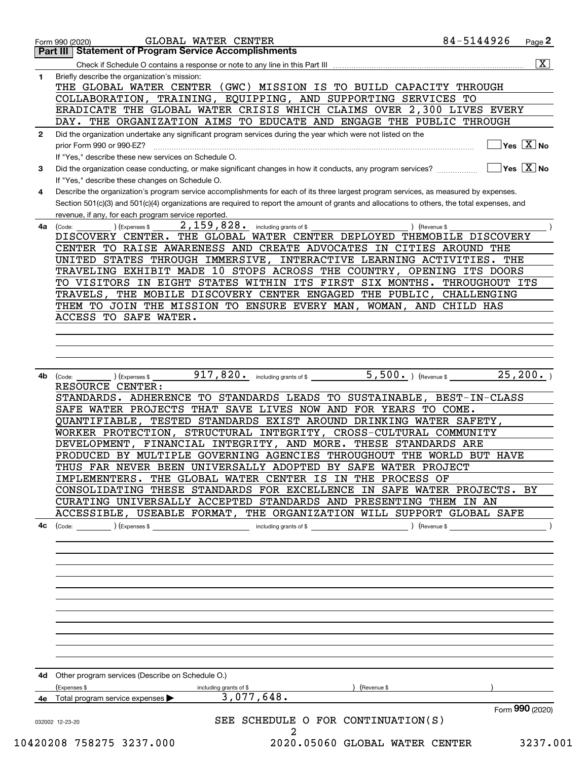Form 990 (2020) GLOBAL WATER CENTER 84-5144926

## Part III | Statement of Program Service Accomplishments

Check if Schedule O contains a response or note to any line in this Part III [X]

**1** Briefly describe the organization's mission:

THE GLOBAL WATER CENTER (GWC) MISSION IS TO BUILD CAPACITY THROUGH COLLABORATION, TRAINING, EQUIPPING, AND SUPPORTING SERVICES TO ERADICATE THE GLOBAL WATER CRISIS WHICH CLAIMS OVER 2,300 LIVES EVERY DAY. THE ORGANIZATION AIMS TO EDUCATE AND ENGAGE THE PUBLIC THROUGH

**2** Did the organization undertake any significant program services during the year which were not listed on the prior Form 990 or 990-EZ? Yes [ ] No [X]

If "Yes," describe these new services on Schedule O.

**3** Did the organization cease conducting, or make significant changes in how it conducts, any program services? Yes [ ] No [X]

If "Yes," describe these changes on Schedule O.

**4** Describe the organization's program service accomplishments for each of its three largest program services, as measured by expenses. Section 501(c)(3) and 501(c)(4) organizations are required to report the amount of grants and allocations to others, the total expenses, and revenue, if any, for each program service reported.

**4a** (Code: ) (Expenses $ 2,159,828. including grants of $ ) (Revenue $ )

DISCOVERY CENTER. THE GLOBAL WATER CENTER DEPLOYED THEMOBILE DISCOVERY CENTER TO RAISE AWARENESS AND CREATE ADVOCATES IN CITIES AROUND THE UNITED STATES THROUGH IMMERSIVE, INTERACTIVE LEARNING ACTIVITIES. THE TRAVELING EXHIBIT MADE 10 STOPS ACROSS THE COUNTRY, OPENING ITS DOORS TO VISITORS IN EIGHT STATES WITHIN ITS FIRST SIX MONTHS. THROUGHOUT ITS TRAVELS, THE MOBILE DISCOVERY CENTER ENGAGED THE PUBLIC, CHALLENGING THEM TO JOIN THE MISSION TO ENSURE EVERY MAN, WOMAN, AND CHILD HAS ACCESS TO SAFE WATER.

**4b** (Code: ) (Expenses $ 917,820. including grants of $ 5,500. ) (Revenue $ 25,200. )

RESOURCE CENTER:
STANDARDS. ADHERENCE TO STANDARDS LEADS TO SUSTAINABLE, BEST-IN-CLASS SAFE WATER PROJECTS THAT SAVE LIVES NOW AND FOR YEARS TO COME. QUANTIFIABLE, TESTED STANDARDS EXIST AROUND DRINKING WATER SAFETY, WORKER PROTECTION, STRUCTURAL INTEGRITY, CROSS-CULTURAL COMMUNITY DEVELOPMENT, FINANCIAL INTEGRITY, AND MORE. THESE STANDARDS ARE PRODUCED BY MULTIPLE GOVERNING AGENCIES THROUGHOUT THE WORLD BUT HAVE THUS FAR NEVER BEEN UNIVERSALLY ADOPTED BY SAFE WATER PROJECT IMPLEMENTERS. THE GLOBAL WATER CENTER IS IN THE PROCESS OF CONSOLIDATING THESE STANDARDS FOR EXCELLENCE IN SAFE WATER PROJECTS. BY CURATING UNIVERSALLY ACCEPTED STANDARDS AND PRESENTING THEM IN AN ACCESSIBLE, USEABLE FORMAT, THE ORGANIZATION WILL SUPPORT GLOBAL SAFE

**4c** (Code: ) (Expenses $ including grants of $ ) (Revenue $ )

**4d** Other program services (Describe on Schedule O.)

(Expenses $ including grants of $ ) (Revenue $ )

**4e** Total program service expenses ▶ 3,077,648.

Form **990** (2020)

SEE SCHEDULE O FOR CONTINUATION(S)

032002 12-23-20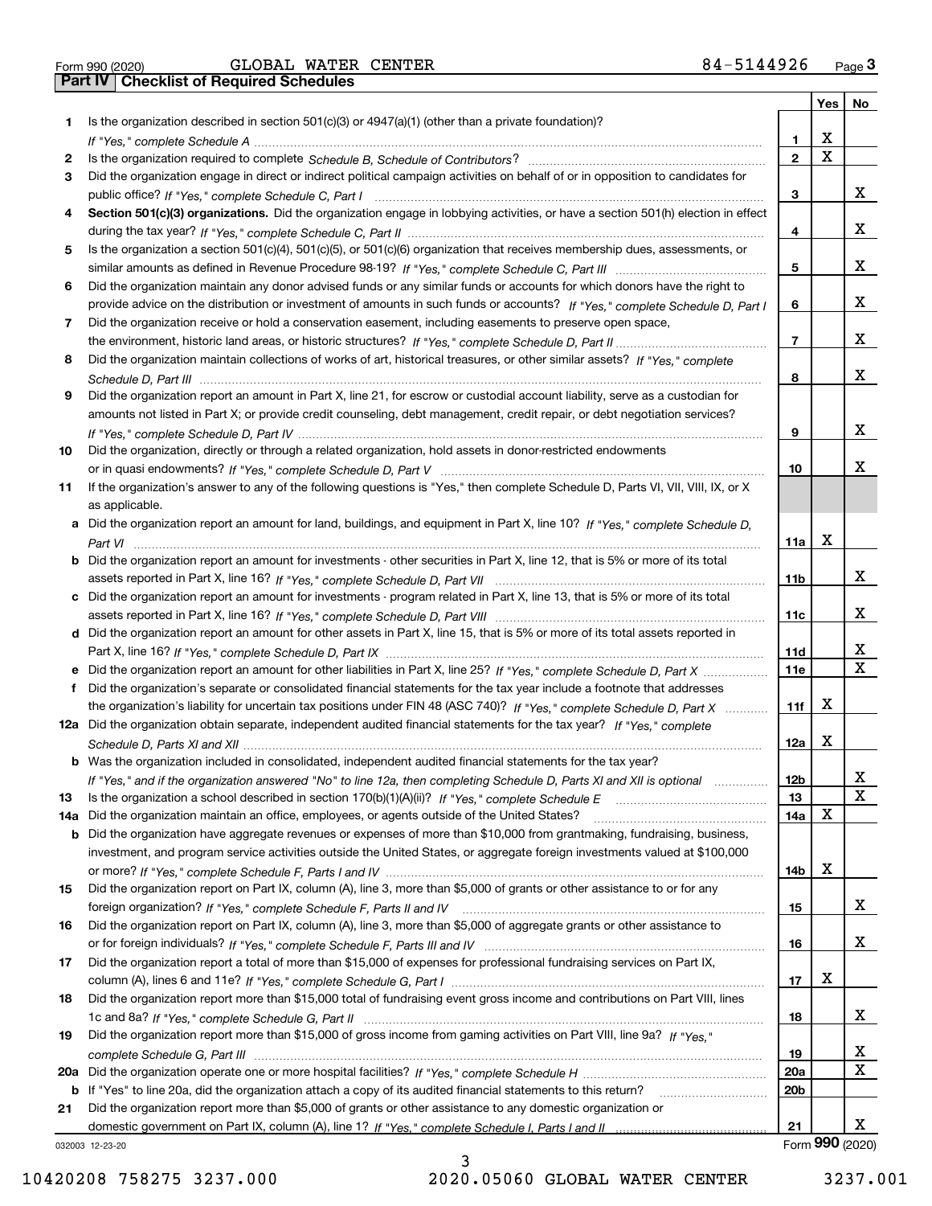Form 990 (2020) GLOBAL WATER CENTER 84-5144926 Page 3

## Part IV Checklist of Required Schedules

| | | | Yes | No |
|---|---|---|---|---|
| 1 | Is the organization described in section 501(c)(3) or 4947(a)(1) (other than a private foundation)? *If "Yes," complete Schedule A* | 1 | X | |
| 2 | Is the organization required to complete *Schedule B, Schedule of Contributors*? | 2 | X | |
| 3 | Did the organization engage in direct or indirect political campaign activities on behalf of or in opposition to candidates for public office? *If "Yes," complete Schedule C, Part I* | 3 | | X |
| 4 | **Section 501(c)(3) organizations.** Did the organization engage in lobbying activities, or have a section 501(h) election in effect during the tax year? *If "Yes," complete Schedule C, Part II* | 4 | | X |
| 5 | Is the organization a section 501(c)(4), 501(c)(5), or 501(c)(6) organization that receives membership dues, assessments, or similar amounts as defined in Revenue Procedure 98-19? *If "Yes," complete Schedule C, Part III* | 5 | | X |
| 6 | Did the organization maintain any donor advised funds or any similar funds or accounts for which donors have the right to provide advice on the distribution or investment of amounts in such funds or accounts? *If "Yes," complete Schedule D, Part I* | 6 | | X |
| 7 | Did the organization receive or hold a conservation easement, including easements to preserve open space, the environment, historic land areas, or historic structures? *If "Yes," complete Schedule D, Part II* | 7 | | X |
| 8 | Did the organization maintain collections of works of art, historical treasures, or other similar assets? *If "Yes," complete Schedule D, Part III* | 8 | | X |
| 9 | Did the organization report an amount in Part X, line 21, for escrow or custodial account liability, serve as a custodian for amounts not listed in Part X; or provide credit counseling, debt management, credit repair, or debt negotiation services? *If "Yes," complete Schedule D, Part IV* | 9 | | X |
| 10 | Did the organization, directly or through a related organization, hold assets in donor-restricted endowments or in quasi endowments? *If "Yes," complete Schedule D, Part V* | 10 | | X |
| 11 | If the organization's answer to any of the following questions is "Yes," then complete Schedule D, Parts VI, VII, VIII, IX, or X as applicable. | | | |
| a | Did the organization report an amount for land, buildings, and equipment in Part X, line 10? *If "Yes," complete Schedule D, Part VI* | 11a | X | |
| b | Did the organization report an amount for investments - other securities in Part X, line 12, that is 5% or more of its total assets reported in Part X, line 16? *If "Yes," complete Schedule D, Part VII* | 11b | | X |
| c | Did the organization report an amount for investments - program related in Part X, line 13, that is 5% or more of its total assets reported in Part X, line 16? *If "Yes," complete Schedule D, Part VIII* | 11c | | X |
| d | Did the organization report an amount for other assets in Part X, line 15, that is 5% or more of its total assets reported in Part X, line 16? *If "Yes," complete Schedule D, Part IX* | 11d | | X |
| e | Did the organization report an amount for other liabilities in Part X, line 25? *If "Yes," complete Schedule D, Part X* | 11e | | X |
| f | Did the organization's separate or consolidated financial statements for the tax year include a footnote that addresses the organization's liability for uncertain tax positions under FIN 48 (ASC 740)? *If "Yes," complete Schedule D, Part X* | 11f | X | |
| 12a | Did the organization obtain separate, independent audited financial statements for the tax year? *If "Yes," complete Schedule D, Parts XI and XII* | 12a | X | |
| b | Was the organization included in consolidated, independent audited financial statements for the tax year? *If "Yes," and if the organization answered "No" to line 12a, then completing Schedule D, Parts XI and XII is optional* | 12b | | X |
| 13 | Is the organization a school described in section 170(b)(1)(A)(ii)? *If "Yes," complete Schedule E* | 13 | | X |
| 14a | Did the organization maintain an office, employees, or agents outside of the United States? | 14a | X | |
| b | Did the organization have aggregate revenues or expenses of more than $10,000 from grantmaking, fundraising, business, investment, and program service activities outside the United States, or aggregate foreign investments valued at $100,000 or more? *If "Yes," complete Schedule F, Parts I and IV* | 14b | X | |
| 15 | Did the organization report on Part IX, column (A), line 3, more than $5,000 of grants or other assistance to or for any foreign organization? *If "Yes," complete Schedule F, Parts II and IV* | 15 | | X |
| 16 | Did the organization report on Part IX, column (A), line 3, more than $5,000 of aggregate grants or other assistance to or for foreign individuals? *If "Yes," complete Schedule F, Parts III and IV* | 16 | | X |
| 17 | Did the organization report a total of more than $15,000 of expenses for professional fundraising services on Part IX, column (A), lines 6 and 11e? *If "Yes," complete Schedule G, Part I* | 17 | X | |
| 18 | Did the organization report more than $15,000 total of fundraising event gross income and contributions on Part VIII, lines 1c and 8a? *If "Yes," complete Schedule G, Part II* | 18 | | X |
| 19 | Did the organization report more than $15,000 of gross income from gaming activities on Part VIII, line 9a? *If "Yes," complete Schedule G, Part III* | 19 | | X |
| 20a | Did the organization operate one or more hospital facilities? *If "Yes," complete Schedule H* | 20a | | X |
| b | If "Yes" to line 20a, did the organization attach a copy of its audited financial statements to this return? | 20b | | |
| 21 | Did the organization report more than $5,000 of grants or other assistance to any domestic organization or domestic government on Part IX, column (A), line 1? *If "Yes," complete Schedule I, Parts I and II* | 21 | | X |

032003 12-23-20 Form 990 (2020)

10420208 758275 3237.000 2020.05060 GLOBAL WATER CENTER 3237.001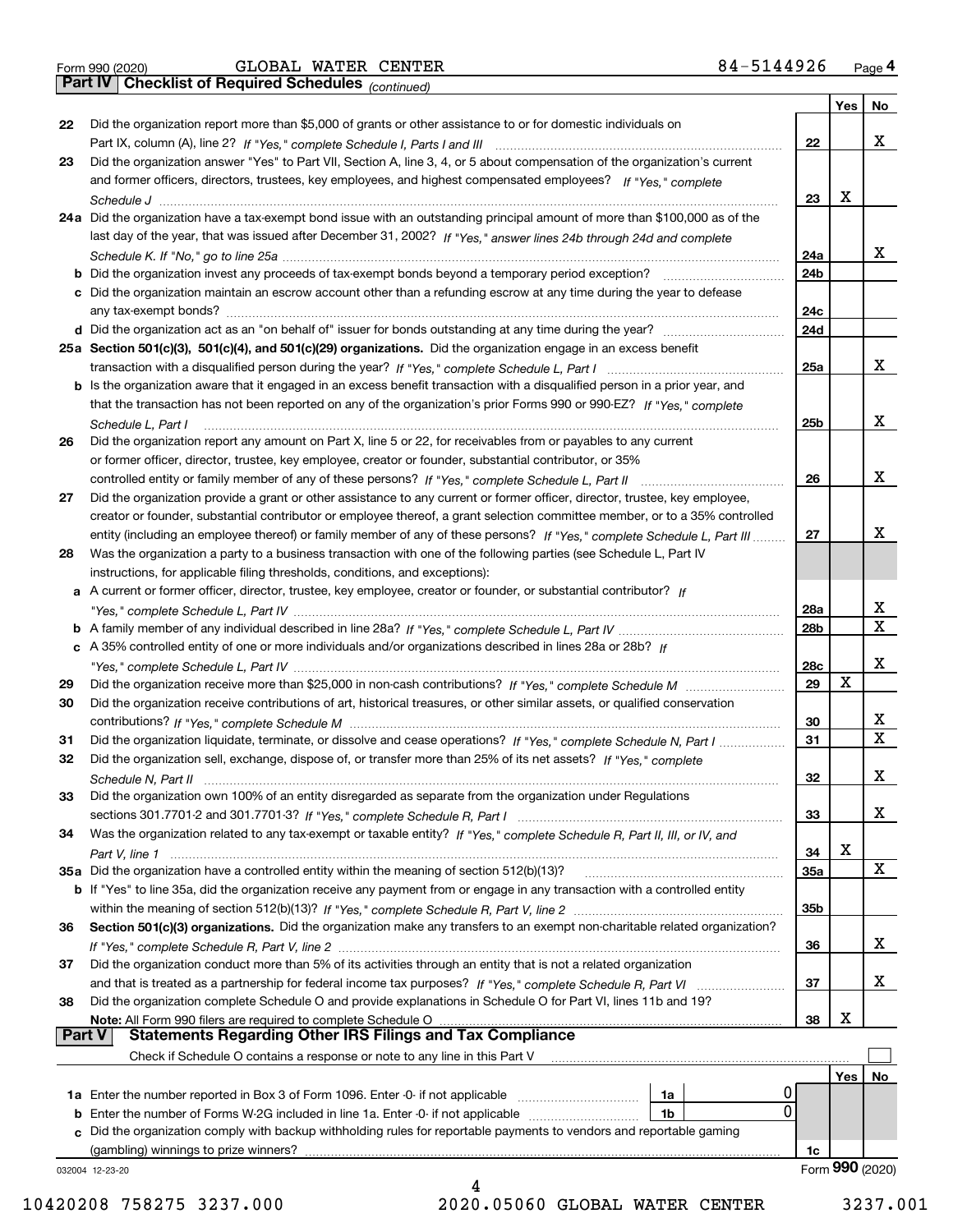Form 990 (2020) GLOBAL WATER CENTER 84-5144926 Page **4**

## Part IV Checklist of Required Schedules *(continued)*

| | | | Yes | No |
|---|---|---|---|---|
| 22 | Did the organization report more than $5,000 of grants or other assistance to or for domestic individuals on Part IX, column (A), line 2? *If "Yes," complete Schedule I, Parts I and III* | 22 | | X |
| 23 | Did the organization answer "Yes" to Part VII, Section A, line 3, 4, or 5 about compensation of the organization's current and former officers, directors, trustees, key employees, and highest compensated employees? *If "Yes," complete Schedule J* | 23 | X | |
| 24a | Did the organization have a tax-exempt bond issue with an outstanding principal amount of more than $100,000 as of the last day of the year, that was issued after December 31, 2002? *If "Yes," answer lines 24b through 24d and complete Schedule K. If "No," go to line 25a* | 24a | | X |
| b | Did the organization invest any proceeds of tax-exempt bonds beyond a temporary period exception? | 24b | | |
| c | Did the organization maintain an escrow account other than a refunding escrow at any time during the year to defease any tax-exempt bonds? | 24c | | |
| d | Did the organization act as an "on behalf of" issuer for bonds outstanding at any time during the year? | 24d | | |
| 25a | **Section 501(c)(3), 501(c)(4), and 501(c)(29) organizations.** Did the organization engage in an excess benefit transaction with a disqualified person during the year? *If "Yes," complete Schedule L, Part I* | 25a | | X |
| b | Is the organization aware that it engaged in an excess benefit transaction with a disqualified person in a prior year, and that the transaction has not been reported on any of the organization's prior Forms 990 or 990-EZ? *If "Yes," complete Schedule L, Part I* | 25b | | X |
| 26 | Did the organization report any amount on Part X, line 5 or 22, for receivables from or payables to any current or former officer, director, trustee, key employee, creator or founder, substantial contributor, or 35% controlled entity or family member of any of these persons? *If "Yes," complete Schedule L, Part II* | 26 | | X |
| 27 | Did the organization provide a grant or other assistance to any current or former officer, director, trustee, key employee, creator or founder, substantial contributor or employee thereof, a grant selection committee member, or to a 35% controlled entity (including an employee thereof) or family member of any of these persons? *If "Yes," complete Schedule L, Part III* | 27 | | X |
| 28 | Was the organization a party to a business transaction with one of the following parties (see Schedule L, Part IV instructions, for applicable filing thresholds, conditions, and exceptions): | | | |
| a | A current or former officer, director, trustee, key employee, creator or founder, or substantial contributor? *If "Yes," complete Schedule L, Part IV* | 28a | | X |
| b | A family member of any individual described in line 28a? *If "Yes," complete Schedule L, Part IV* | 28b | | X |
| c | A 35% controlled entity of one or more individuals and/or organizations described in lines 28a or 28b? *If "Yes," complete Schedule L, Part IV* | 28c | | X |
| 29 | Did the organization receive more than $25,000 in non-cash contributions? *If "Yes," complete Schedule M* | 29 | X | |
| 30 | Did the organization receive contributions of art, historical treasures, or other similar assets, or qualified conservation contributions? *If "Yes," complete Schedule M* | 30 | | X |
| 31 | Did the organization liquidate, terminate, or dissolve and cease operations? *If "Yes," complete Schedule N, Part I* | 31 | | X |
| 32 | Did the organization sell, exchange, dispose of, or transfer more than 25% of its net assets? *If "Yes," complete Schedule N, Part II* | 32 | | X |
| 33 | Did the organization own 100% of an entity disregarded as separate from the organization under Regulations sections 301.7701-2 and 301.7701-3? *If "Yes," complete Schedule R, Part I* | 33 | | X |
| 34 | Was the organization related to any tax-exempt or taxable entity? *If "Yes," complete Schedule R, Part II, III, or IV, and Part V, line 1* | 34 | X | |
| 35a | Did the organization have a controlled entity within the meaning of section 512(b)(13)? | 35a | | X |
| b | If "Yes" to line 35a, did the organization receive any payment from or engage in any transaction with a controlled entity within the meaning of section 512(b)(13)? *If "Yes," complete Schedule R, Part V, line 2* | 35b | | |
| 36 | **Section 501(c)(3) organizations.** Did the organization make any transfers to an exempt non-charitable related organization? *If "Yes," complete Schedule R, Part V, line 2* | 36 | | X |
| 37 | Did the organization conduct more than 5% of its activities through an entity that is not a related organization and that is treated as a partnership for federal income tax purposes? *If "Yes," complete Schedule R, Part VI* | 37 | | X |
| 38 | Did the organization complete Schedule O and provide explanations in Schedule O for Part VI, lines 11b and 19? **Note:** All Form 990 filers are required to complete Schedule O | 38 | X | |

## Part V Statements Regarding Other IRS Filings and Tax Compliance

Check if Schedule O contains a response or note to any line in this Part V ☐

| | | | | | Yes | No |
|---|---|---|---|---|---|---|
| 1a | Enter the number reported in Box 3 of Form 1096. Enter -0- if not applicable | 1a | 0 | | | |
| b | Enter the number of Forms W-2G included in line 1a. Enter -0- if not applicable | 1b | 0 | | | |
| c | Did the organization comply with backup withholding rules for reportable payments to vendors and reportable gaming (gambling) winnings to prize winners? | | | 1c | | |

032004 12-23-20 Form **990** (2020)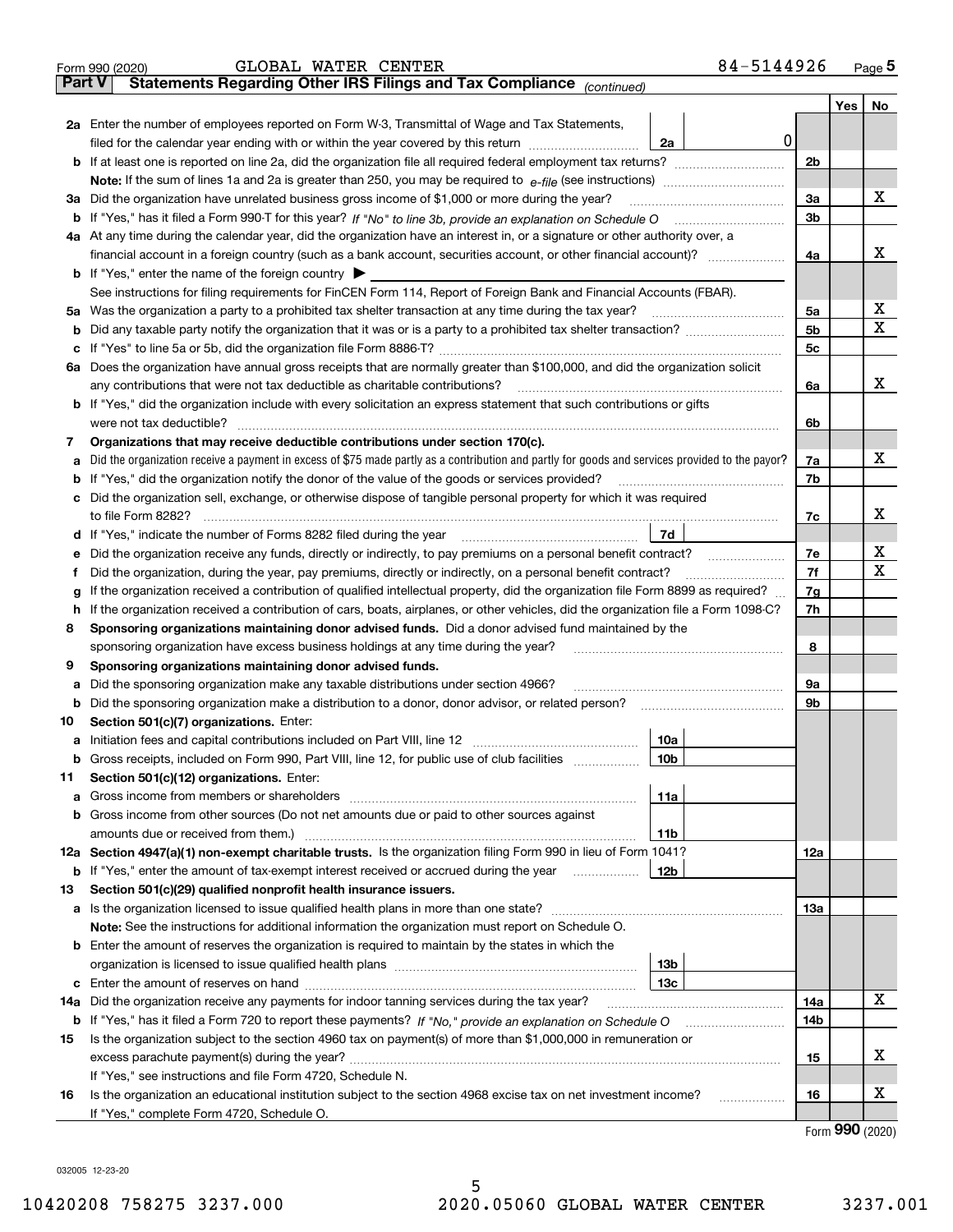Form 990 (2020) GLOBAL WATER CENTER 84-5144926 Page **5**

## Part V Statements Regarding Other IRS Filings and Tax Compliance *(continued)*

| | | | | Yes | No |
|---|---|---|---|---|---|
| **2a** | Enter the number of employees reported on Form W-3, Transmittal of Wage and Tax Statements, filed for the calendar year ending with or within the year covered by this return | 2a 0 | | | |
| **b** | If at least one is reported on line 2a, did the organization file all required federal employment tax returns? | | 2b | | |
| | **Note:** If the sum of lines 1a and 2a is greater than 250, you may be required to *e-file* (see instructions) | | | | |
| **3a** | Did the organization have unrelated business gross income of $1,000 or more during the year? | | 3a | | X |
| **b** | If "Yes," has it filed a Form 990-T for this year? *If "No" to line 3b, provide an explanation on Schedule O* | | 3b | | |
| **4a** | At any time during the calendar year, did the organization have an interest in, or a signature or other authority over, a financial account in a foreign country (such as a bank account, securities account, or other financial account)? | | 4a | | X |
| **b** | If "Yes," enter the name of the foreign country ▶ | | | | |
| | See instructions for filing requirements for FinCEN Form 114, Report of Foreign Bank and Financial Accounts (FBAR). | | | | |
| **5a** | Was the organization a party to a prohibited tax shelter transaction at any time during the tax year? | | 5a | | X |
| **b** | Did any taxable party notify the organization that it was or is a party to a prohibited tax shelter transaction? | | 5b | | X |
| **c** | If "Yes" to line 5a or 5b, did the organization file Form 8886-T? | | 5c | | |
| **6a** | Does the organization have annual gross receipts that are normally greater than $100,000, and did the organization solicit any contributions that were not tax deductible as charitable contributions? | | 6a | | X |
| **b** | If "Yes," did the organization include with every solicitation an express statement that such contributions or gifts were not tax deductible? | | 6b | | |
| **7** | **Organizations that may receive deductible contributions under section 170(c).** | | | | |
| **a** | Did the organization receive a payment in excess of $75 made partly as a contribution and partly for goods and services provided to the payor? | | 7a | | X |
| **b** | If "Yes," did the organization notify the donor of the value of the goods or services provided? | | 7b | | |
| **c** | Did the organization sell, exchange, or otherwise dispose of tangible personal property for which it was required to file Form 8282? | | 7c | | X |
| **d** | If "Yes," indicate the number of Forms 8282 filed during the year | 7d | | | |
| **e** | Did the organization receive any funds, directly or indirectly, to pay premiums on a personal benefit contract? | | 7e | | X |
| **f** | Did the organization, during the year, pay premiums, directly or indirectly, on a personal benefit contract? | | 7f | | X |
| **g** | If the organization received a contribution of qualified intellectual property, did the organization file Form 8899 as required? | | 7g | | |
| **h** | If the organization received a contribution of cars, boats, airplanes, or other vehicles, did the organization file a Form 1098-C? | | 7h | | |
| **8** | **Sponsoring organizations maintaining donor advised funds.** Did a donor advised fund maintained by the sponsoring organization have excess business holdings at any time during the year? | | 8 | | |
| **9** | **Sponsoring organizations maintaining donor advised funds.** | | | | |
| **a** | Did the sponsoring organization make any taxable distributions under section 4966? | | 9a | | |
| **b** | Did the sponsoring organization make a distribution to a donor, donor advisor, or related person? | | 9b | | |
| **10** | **Section 501(c)(7) organizations.** Enter: | | | | |
| **a** | Initiation fees and capital contributions included on Part VIII, line 12 | 10a | | | |
| **b** | Gross receipts, included on Form 990, Part VIII, line 12, for public use of club facilities | 10b | | | |
| **11** | **Section 501(c)(12) organizations.** Enter: | | | | |
| **a** | Gross income from members or shareholders | 11a | | | |
| **b** | Gross income from other sources (Do not net amounts due or paid to other sources against amounts due or received from them.) | 11b | | | |
| **12a** | **Section 4947(a)(1) non-exempt charitable trusts.** Is the organization filing Form 990 in lieu of Form 1041? | | 12a | | |
| **b** | If "Yes," enter the amount of tax-exempt interest received or accrued during the year | 12b | | | |
| **13** | **Section 501(c)(29) qualified nonprofit health insurance issuers.** | | | | |
| **a** | Is the organization licensed to issue qualified health plans in more than one state? | | 13a | | |
| | **Note:** See the instructions for additional information the organization must report on Schedule O. | | | | |
| **b** | Enter the amount of reserves the organization is required to maintain by the states in which the organization is licensed to issue qualified health plans | 13b | | | |
| **c** | Enter the amount of reserves on hand | 13c | | | |
| **14a** | Did the organization receive any payments for indoor tanning services during the tax year? | | 14a | | X |
| **b** | If "Yes," has it filed a Form 720 to report these payments? *If "No," provide an explanation on Schedule O* | | 14b | | |
| **15** | Is the organization subject to the section 4960 tax on payment(s) of more than $1,000,000 in remuneration or excess parachute payment(s) during the year? | | 15 | | X |
| | If "Yes," see instructions and file Form 4720, Schedule N. | | | | |
| **16** | Is the organization an educational institution subject to the section 4968 excise tax on net investment income? | | 16 | | X |
| | If "Yes," complete Form 4720, Schedule O. | | | | |

Form **990** (2020)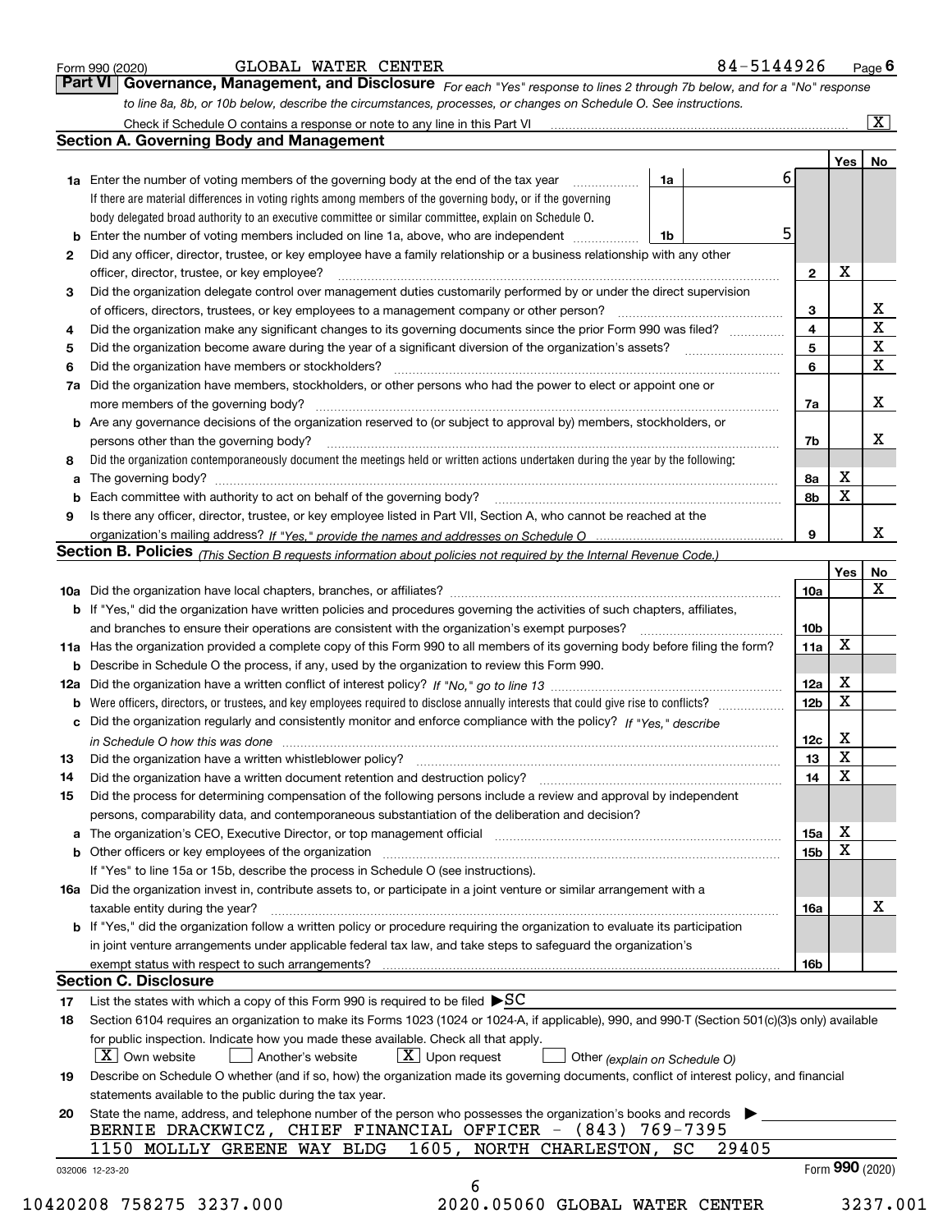Form 990 (2020) GLOBAL WATER CENTER 84-5144926

## Part VI Governance, Management, and Disclosure

*For each "Yes" response to lines 2 through 7b below, and for a "No" response to line 8a, 8b, or 10b below, describe the circumstances, processes, or changes on Schedule O. See instructions.*

Check if Schedule O contains a response or note to any line in this Part VI ☒

### Section A. Governing Body and Management

| | | | | Yes | No |
|---|---|---|---|---|---|
| 1a | Enter the number of voting members of the governing body at the end of the tax year | 1a | 6 | | |
| | If there are material differences in voting rights among members of the governing body, or if the governing body delegated broad authority to an executive committee or similar committee, explain on Schedule O. | | | | |
| b | Enter the number of voting members included on line 1a, above, who are independent | 1b | 5 | | |
| 2 | Did any officer, director, trustee, or key employee have a family relationship or a business relationship with any other officer, director, trustee, or key employee? | 2 | | X | |
| 3 | Did the organization delegate control over management duties customarily performed by or under the direct supervision of officers, directors, trustees, or key employees to a management company or other person? | 3 | | | X |
| 4 | Did the organization make any significant changes to its governing documents since the prior Form 990 was filed? | 4 | | | X |
| 5 | Did the organization become aware during the year of a significant diversion of the organization's assets? | 5 | | | X |
| 6 | Did the organization have members or stockholders? | 6 | | | X |
| 7a | Did the organization have members, stockholders, or other persons who had the power to elect or appoint one or more members of the governing body? | 7a | | | X |
| b | Are any governance decisions of the organization reserved to (or subject to approval by) members, stockholders, or persons other than the governing body? | 7b | | | X |
| 8 | Did the organization contemporaneously document the meetings held or written actions undertaken during the year by the following: | | | | |
| a | The governing body? | 8a | | X | |
| b | Each committee with authority to act on behalf of the governing body? | 8b | | X | |
| 9 | Is there any officer, director, trustee, or key employee listed in Part VII, Section A, who cannot be reached at the organization's mailing address? *If "Yes," provide the names and addresses on Schedule O* | 9 | | | X |

### Section B. Policies *(This Section B requests information about policies not required by the Internal Revenue Code.)*

| | | | Yes | No |
|---|---|---|---|---|
| 10a | Did the organization have local chapters, branches, or affiliates? | 10a | | X |
| b | If "Yes," did the organization have written policies and procedures governing the activities of such chapters, affiliates, and branches to ensure their operations are consistent with the organization's exempt purposes? | 10b | | |
| 11a | Has the organization provided a complete copy of this Form 990 to all members of its governing body before filing the form? | 11a | X | |
| b | Describe in Schedule O the process, if any, used by the organization to review this Form 990. | | | |
| 12a | Did the organization have a written conflict of interest policy? *If "No," go to line 13* | 12a | X | |
| b | Were officers, directors, or trustees, and key employees required to disclose annually interests that could give rise to conflicts? | 12b | X | |
| c | Did the organization regularly and consistently monitor and enforce compliance with the policy? *If "Yes," describe in Schedule O how this was done* | 12c | X | |
| 13 | Did the organization have a written whistleblower policy? | 13 | X | |
| 14 | Did the organization have a written document retention and destruction policy? | 14 | X | |
| 15 | Did the process for determining compensation of the following persons include a review and approval by independent persons, comparability data, and contemporaneous substantiation of the deliberation and decision? | | | |
| a | The organization's CEO, Executive Director, or top management official | 15a | X | |
| b | Other officers or key employees of the organization | 15b | X | |
| | If "Yes" to line 15a or 15b, describe the process in Schedule O (see instructions). | | | |
| 16a | Did the organization invest in, contribute assets to, or participate in a joint venture or similar arrangement with a taxable entity during the year? | 16a | | X |
| b | If "Yes," did the organization follow a written policy or procedure requiring the organization to evaluate its participation in joint venture arrangements under applicable federal tax law, and take steps to safeguard the organization's exempt status with respect to such arrangements? | 16b | | |

### Section C. Disclosure

17 List the states with which a copy of this Form 990 is required to be filed ▶SC

18 Section 6104 requires an organization to make its Forms 1023 (1024 or 1024-A, if applicable), 990, and 990-T (Section 501(c)(3)s only) available for public inspection. Indicate how you made these available. Check all that apply.

☒ Own website ☐ Another's website ☒ Upon request ☐ Other *(explain on Schedule O)*

19 Describe on Schedule O whether (and if so, how) the organization made its governing documents, conflict of interest policy, and financial statements available to the public during the tax year.

20 State the name, address, and telephone number of the person who possesses the organization's books and records ▶

BERNIE DRACKWICZ, CHIEF FINANCIAL OFFICER - (843) 769-7395
1150 MOLLLY GREENE WAY BLDG 1605, NORTH CHARLESTON, SC 29405

032006 12-23-20 Form 990 (2020)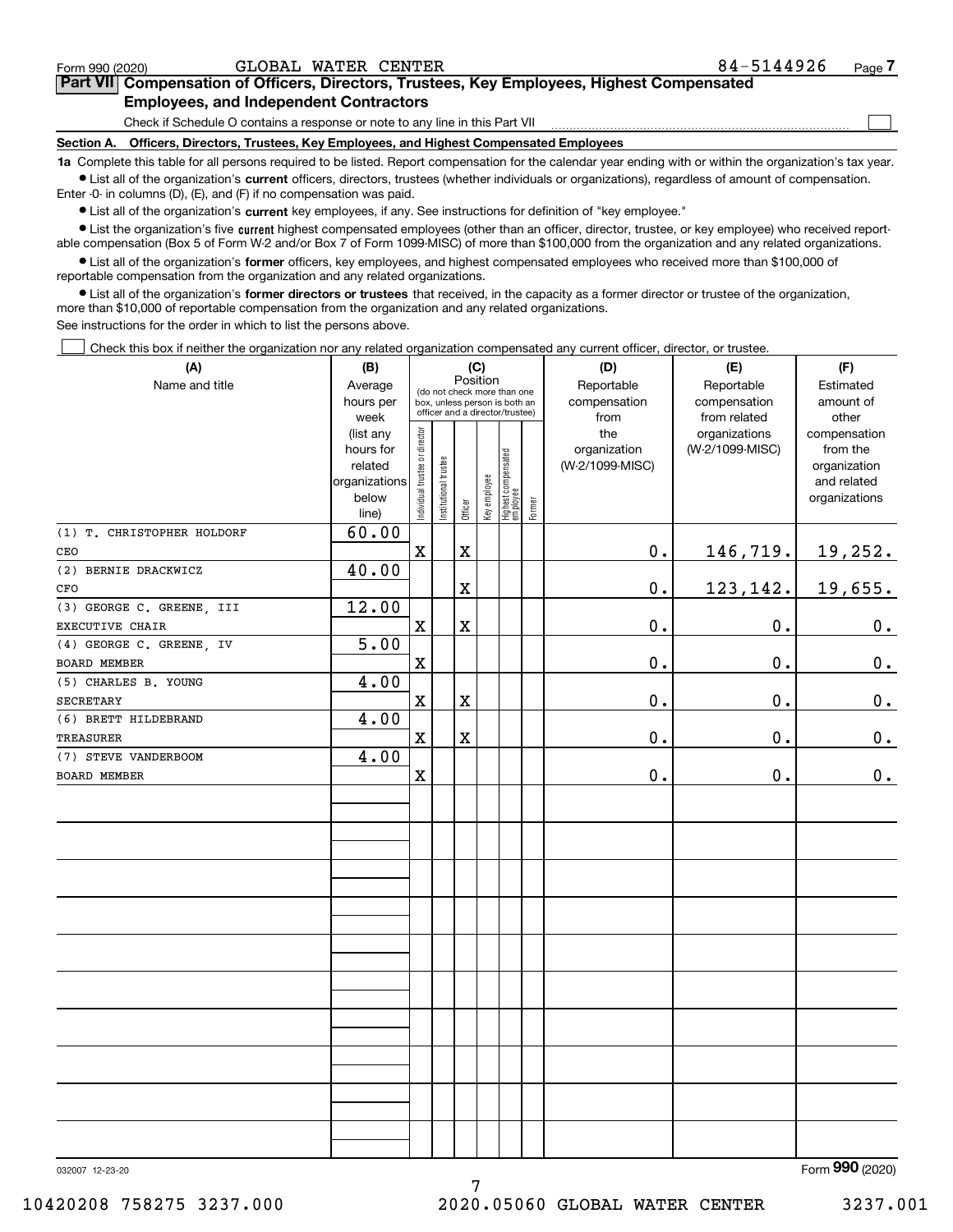Form 990 (2020) GLOBAL WATER CENTER 84-5144926

**Part VII Compensation of Officers, Directors, Trustees, Key Employees, Highest Compensated Employees, and Independent Contractors**

Check if Schedule O contains a response or note to any line in this Part VII ☐

**Section A. Officers, Directors, Trustees, Key Employees, and Highest Compensated Employees**

**1a** Complete this table for all persons required to be listed. Report compensation for the calendar year ending with or within the organization's tax year.

- List all of the organization's **current** officers, directors, trustees (whether individuals or organizations), regardless of amount of compensation. Enter -0- in columns (D), (E), and (F) if no compensation was paid.
- List all of the organization's **current** key employees, if any. See instructions for definition of "key employee."
- List the organization's five **current** highest compensated employees (other than an officer, director, trustee, or key employee) who received reportable compensation (Box 5 of Form W-2 and/or Box 7 of Form 1099-MISC) of more than $100,000 from the organization and any related organizations.
- List all of the organization's **former** officers, key employees, and highest compensated employees who received more than $100,000 of reportable compensation from the organization and any related organizations.
- List all of the organization's **former directors or trustees** that received, in the capacity as a former director or trustee of the organization, more than $10,000 of reportable compensation from the organization and any related organizations.

See instructions for the order in which to list the persons above.

☐ Check this box if neither the organization nor any related organization compensated any current officer, director, or trustee.

| (A) Name and title | (B) Average hours per week (list any hours for related organizations below line) | (C) Position: Individual trustee or director | Institutional trustee | Officer | Key employee | Highest compensated employee | Former | (D) Reportable compensation from the organization (W-2/1099-MISC) | (E) Reportable compensation from related organizations (W-2/1099-MISC) | (F) Estimated amount of other compensation from the organization and related organizations |
|---|---|---|---|---|---|---|---|---|---|---|
| (1) T. CHRISTOPHER HOLDORF<br>CEO | 60.00 | X | | X | | | | 0. | 146,719. | 19,252. |
| (2) BERNIE DRACKWICZ<br>CFO | 40.00 | | | X | | | | 0. | 123,142. | 19,655. |
| (3) GEORGE C. GREENE, III<br>EXECUTIVE CHAIR | 12.00 | X | | X | | | | 0. | 0. | 0. |
| (4) GEORGE C. GREENE, IV<br>BOARD MEMBER | 5.00 | X | | | | | | 0. | 0. | 0. |
| (5) CHARLES B. YOUNG<br>SECRETARY | 4.00 | X | | X | | | | 0. | 0. | 0. |
| (6) BRETT HILDEBRAND<br>TREASURER | 4.00 | X | | X | | | | 0. | 0. | 0. |
| (7) STEVE VANDERBOOM<br>BOARD MEMBER | 4.00 | X | | | | | | 0. | 0. | 0. |

Form **990** (2020)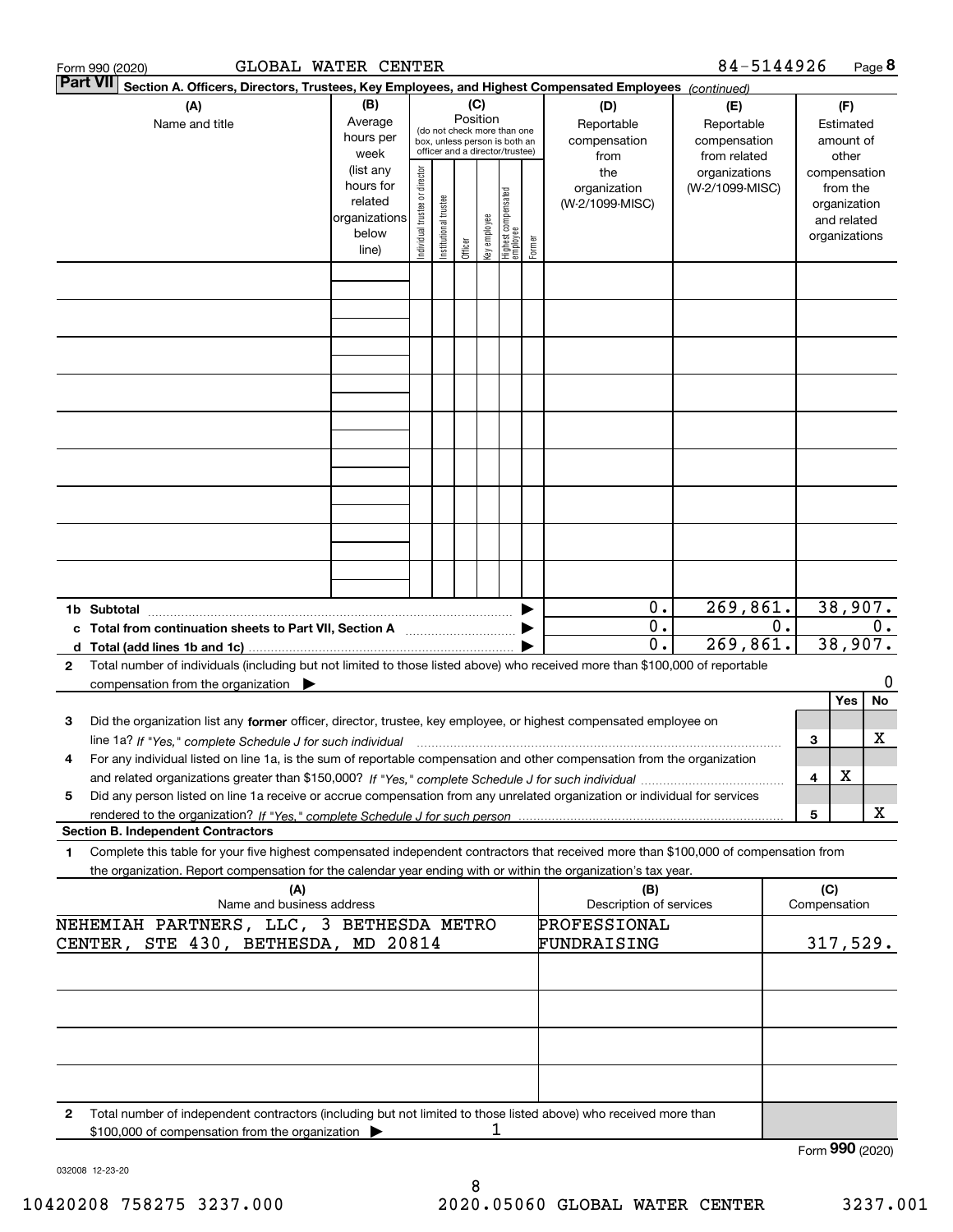Form 990 (2020) GLOBAL WATER CENTER 84-5144926 Page 8

**Part VII** **Section A. Officers, Directors, Trustees, Key Employees, and Highest Compensated Employees** *(continued)*

| (A) Name and title | (B) Average hours per week (list any hours for related organizations below line) | (C) Position (do not check more than one box, unless person is both an officer and a director/trustee): Individual trustee or director | Institutional trustee | Officer | Key employee | Highest compensated employee | Former | (D) Reportable compensation from the organization (W-2/1099-MISC) | (E) Reportable compensation from related organizations (W-2/1099-MISC) | (F) Estimated amount of other compensation from the organization and related organizations |
|---|---|---|---|---|---|---|---|---|---|---|
| | | | | | | | | | | |
| | | | | | | | | | | |
| | | | | | | | | | | |
| | | | | | | | | | | |
| | | | | | | | | | | |
| | | | | | | | | | | |
| | | | | | | | | | | |
| | | | | | | | | | | |
| | | | | | | | | | | |
| **1b Subtotal** | | | | | | | ▶ | 0. | 269,861. | 38,907. |
| **c Total from continuation sheets to Part VII, Section A** | | | | | | | ▶ | 0. | 0. | 0. |
| **d Total (add lines 1b and 1c)** | | | | | | | ▶ | 0. | 269,861. | 38,907. |

**2** Total number of individuals (including but not limited to those listed above) who received more than $100,000 of reportable compensation from the organization ▶ 0

| | | | Yes | No |
|---|---|---|---|---|
| **3** | Did the organization list any **former** officer, director, trustee, key employee, or highest compensated employee on line 1a? *If "Yes," complete Schedule J for such individual* | 3 | | X |
| **4** | For any individual listed on line 1a, is the sum of reportable compensation and other compensation from the organization and related organizations greater than $150,000? *If "Yes," complete Schedule J for such individual* | 4 | X | |
| **5** | Did any person listed on line 1a receive or accrue compensation from any unrelated organization or individual for services rendered to the organization? *If "Yes," complete Schedule J for such person* | 5 | | X |

**Section B. Independent Contractors**

**1** Complete this table for your five highest compensated independent contractors that received more than $100,000 of compensation from the organization. Report compensation for the calendar year ending with or within the organization's tax year.

| (A) Name and business address | (B) Description of services | (C) Compensation |
|---|---|---|
| NEHEMIAH PARTNERS, LLC, 3 BETHESDA METRO CENTER, STE 430, BETHESDA, MD 20814 | PROFESSIONAL FUNDRAISING | 317,529. |
| | | |
| | | |
| | | |
| | | |

**2** Total number of independent contractors (including but not limited to those listed above) who received more than $100,000 of compensation from the organization ▶ 1

Form **990** (2020)

032008 12-23-20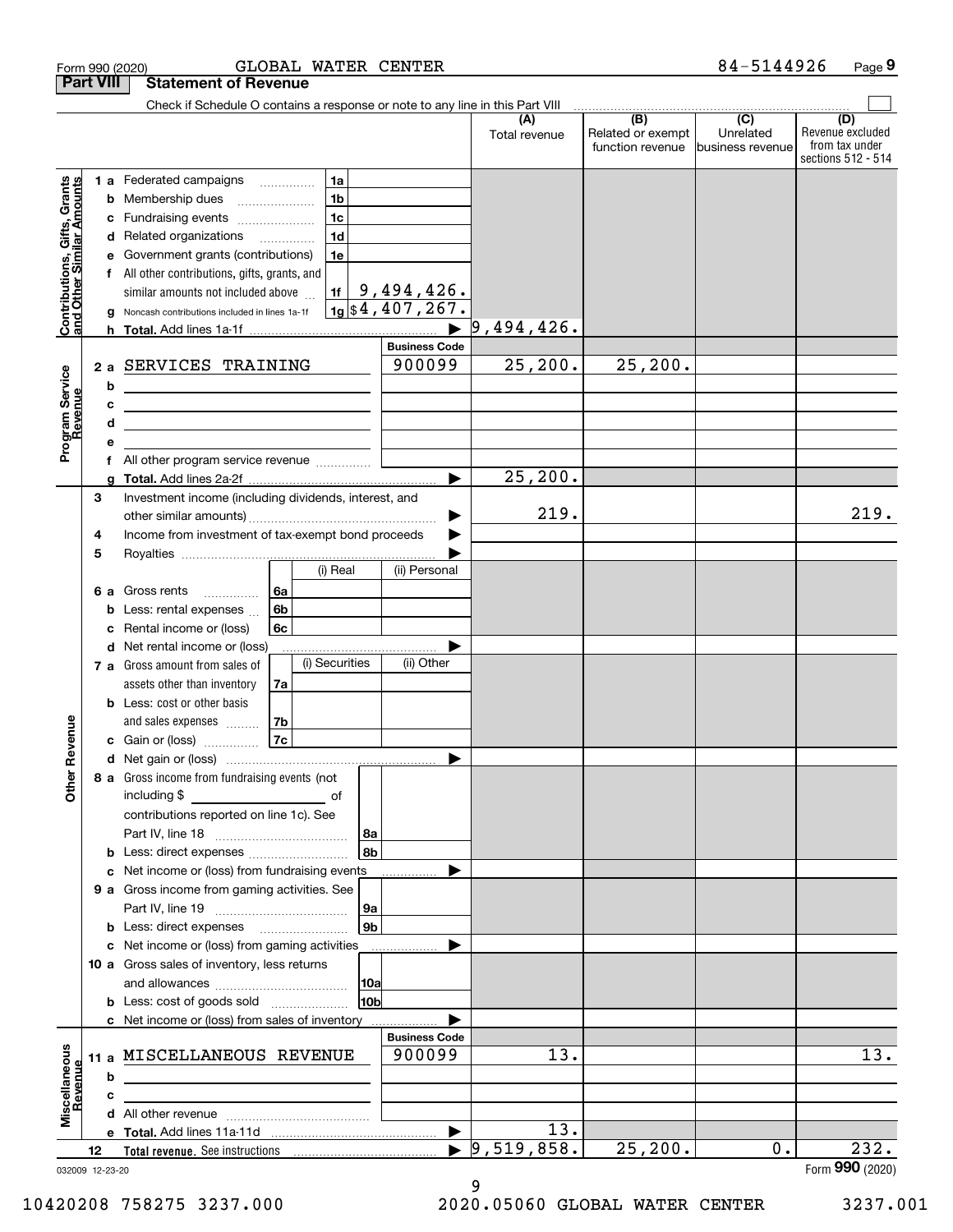Form 990 (2020) GLOBAL WATER CENTER 84-5144926 Page 9

**Part VIII Statement of Revenue**

Check if Schedule O contains a response or note to any line in this Part VIII

| | | | | (A) Total revenue | (B) Related or exempt function revenue | (C) Unrelated business revenue | (D) Revenue excluded from tax under sections 512 - 514 |
|---|---|---|---|---|---|---|---|
| **Contributions, Gifts, Grants and Other Similar Amounts** | 1 a Federated campaigns | 1a | | | | | |
| | b Membership dues | 1b | | | | | |
| | c Fundraising events | 1c | | | | | |
| | d Related organizations | 1d | | | | | |
| | e Government grants (contributions) | 1e | | | | | |
| | f All other contributions, gifts, grants, and similar amounts not included above | 1f | 9,494,426. | | | | |
| | g Noncash contributions included in lines 1a-1f | 1g | $4,407,267. | | | | |
| | h **Total.** Add lines 1a-1f | | ▶ | 9,494,426. | | | |
| | | | **Business Code** | | | | |
| **Program Service Revenue** | 2 a SERVICES TRAINING | | 900099 | 25,200. | 25,200. | | |
| | b | | | | | | |
| | c | | | | | | |
| | d | | | | | | |
| | e | | | | | | |
| | f All other program service revenue | | | | | | |
| | g **Total.** Add lines 2a-2f | | ▶ | 25,200. | | | |
| **Other Revenue** | 3 Investment income (including dividends, interest, and other similar amounts) | | ▶ | 219. | | | 219. |
| | 4 Income from investment of tax-exempt bond proceeds | | ▶ | | | | |
| | 5 Royalties | | ▶ | | | | |
| | | (i) Real | (ii) Personal | | | | |
| | 6 a Gross rents 6a | | | | | | |
| | b Less: rental expenses 6b | | | | | | |
| | c Rental income or (loss) 6c | | | | | | |
| | d Net rental income or (loss) | | ▶ | | | | |
| | | (i) Securities | (ii) Other | | | | |
| | 7 a Gross amount from sales of assets other than inventory 7a | | | | | | |
| | b Less: cost or other basis and sales expenses 7b | | | | | | |
| | c Gain or (loss) 7c | | | | | | |
| | d Net gain or (loss) | | ▶ | | | | |
| | 8 a Gross income from fundraising events (not including $ ____ of contributions reported on line 1c). See Part IV, line 18 | 8a | | | | | |
| | b Less: direct expenses | 8b | | | | | |
| | c Net income or (loss) from fundraising events | | ▶ | | | | |
| | 9 a Gross income from gaming activities. See Part IV, line 19 | 9a | | | | | |
| | b Less: direct expenses | 9b | | | | | |
| | c Net income or (loss) from gaming activities | | ▶ | | | | |
| | 10 a Gross sales of inventory, less returns and allowances | 10a | | | | | |
| | b Less: cost of goods sold | 10b | | | | | |
| | c Net income or (loss) from sales of inventory | | ▶ | | | | |
| | | | **Business Code** | | | | |
| **Miscellaneous Revenue** | 11 a MISCELLANEOUS REVENUE | | 900099 | 13. | | | 13. |
| | b | | | | | | |
| | c | | | | | | |
| | d All other revenue | | | | | | |
| | e **Total.** Add lines 11a-11d | | ▶ | 13. | | | |
| | 12 **Total revenue.** See instructions | | ▶ | 9,519,858. | 25,200. | 0. | 232. |

032009 12-23-20 Form **990** (2020)

10420208 758275 3237.000 2020.05060 GLOBAL WATER CENTER 3237.001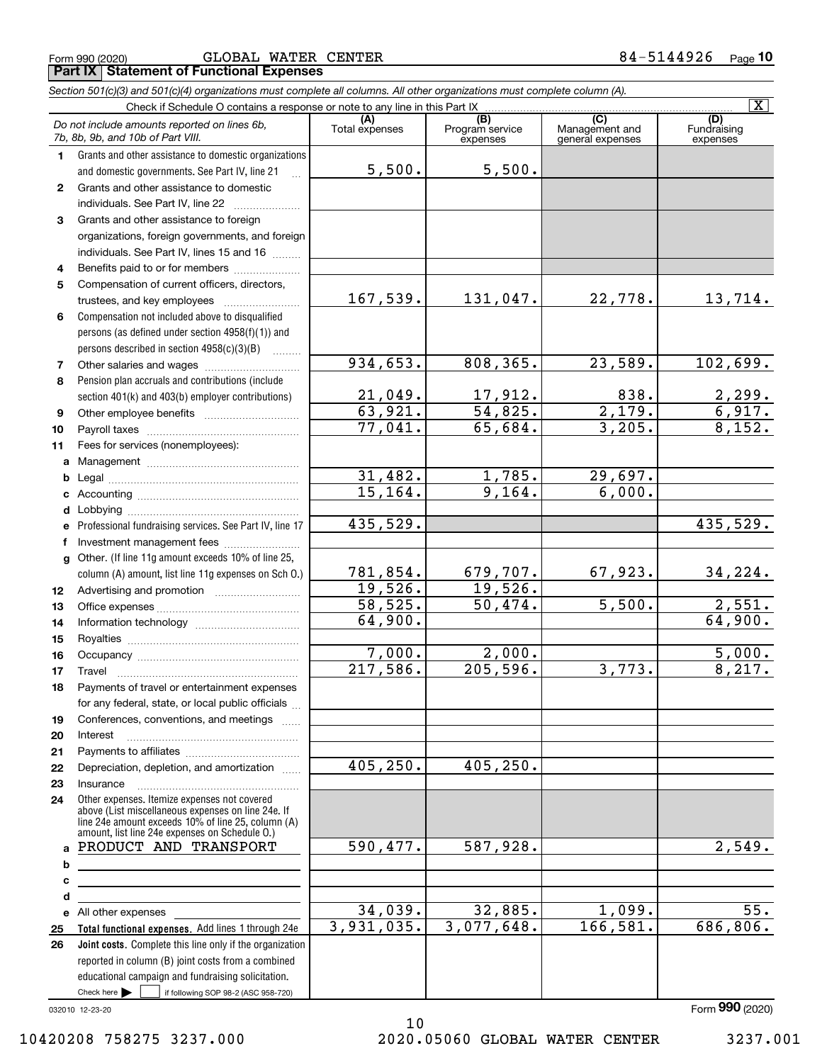Form 990 (2020) GLOBAL WATER CENTER 84-5144926 Page 10

**Part IX Statement of Functional Expenses**

*Section 501(c)(3) and 501(c)(4) organizations must complete all columns. All other organizations must complete column (A).*

Check if Schedule O contains a response or note to any line in this Part IX [X]

| *Do not include amounts reported on lines 6b, 7b, 8b, 9b, and 10b of Part VIII.* | (A) Total expenses | (B) Program service expenses | (C) Management and general expenses | (D) Fundraising expenses |
|---|---|---|---|---|
| 1 Grants and other assistance to domestic organizations and domestic governments. See Part IV, line 21 | 5,500. | 5,500. | | |
| 2 Grants and other assistance to domestic individuals. See Part IV, line 22 | | | | |
| 3 Grants and other assistance to foreign organizations, foreign governments, and foreign individuals. See Part IV, lines 15 and 16 | | | | |
| 4 Benefits paid to or for members | | | | |
| 5 Compensation of current officers, directors, trustees, and key employees | 167,539. | 131,047. | 22,778. | 13,714. |
| 6 Compensation not included above to disqualified persons (as defined under section 4958(f)(1)) and persons described in section 4958(c)(3)(B) | | | | |
| 7 Other salaries and wages | 934,653. | 808,365. | 23,589. | 102,699. |
| 8 Pension plan accruals and contributions (include section 401(k) and 403(b) employer contributions) | 21,049. | 17,912. | 838. | 2,299. |
| 9 Other employee benefits | 63,921. | 54,825. | 2,179. | 6,917. |
| 10 Payroll taxes | 77,041. | 65,684. | 3,205. | 8,152. |
| 11 Fees for services (nonemployees): | | | | |
| a Management | | | | |
| b Legal | 31,482. | 1,785. | 29,697. | |
| c Accounting | 15,164. | 9,164. | 6,000. | |
| d Lobbying | | | | |
| e Professional fundraising services. See Part IV, line 17 | 435,529. | | | 435,529. |
| f Investment management fees | | | | |
| g Other. (If line 11g amount exceeds 10% of line 25, column (A) amount, list line 11g expenses on Sch O.) | 781,854. | 679,707. | 67,923. | 34,224. |
| 12 Advertising and promotion | 19,526. | 19,526. | | |
| 13 Office expenses | 58,525. | 50,474. | 5,500. | 2,551. |
| 14 Information technology | 64,900. | | | 64,900. |
| 15 Royalties | | | | |
| 16 Occupancy | 7,000. | 2,000. | | 5,000. |
| 17 Travel | 217,586. | 205,596. | 3,773. | 8,217. |
| 18 Payments of travel or entertainment expenses for any federal, state, or local public officials | | | | |
| 19 Conferences, conventions, and meetings | | | | |
| 20 Interest | | | | |
| 21 Payments to affiliates | | | | |
| 22 Depreciation, depletion, and amortization | 405,250. | 405,250. | | |
| 23 Insurance | | | | |
| 24 Other expenses. Itemize expenses not covered above (List miscellaneous expenses on line 24e. If line 24e amount exceeds 10% of line 25, column (A) amount, list line 24e expenses on Schedule O.) | | | | |
| a PRODUCT AND TRANSPORT | 590,477. | 587,928. | | 2,549. |
| b | | | | |
| c | | | | |
| d | | | | |
| e All other expenses | 34,039. | 32,885. | 1,099. | 55. |
| 25 **Total functional expenses.** Add lines 1 through 24e | 3,931,035. | 3,077,648. | 166,581. | 686,806. |
| 26 **Joint costs.** Complete this line only if the organization reported in column (B) joint costs from a combined educational campaign and fundraising solicitation. Check here [ ] if following SOP 98-2 (ASC 958-720) | | | | |

032010 12-23-20

Form **990** (2020)

10420208 758275 3237.000 2020.05060 GLOBAL WATER CENTER 3237.001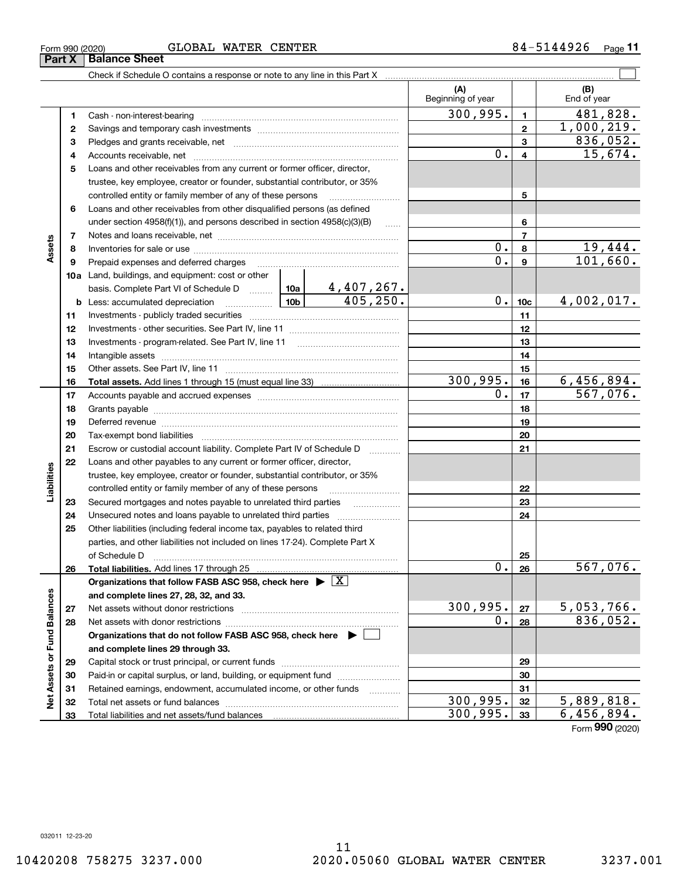Form 990 (2020) GLOBAL WATER CENTER 84-5144926

## Part X Balance Sheet

Check if Schedule O contains a response or note to any line in this Part X ☐

| | | | | (A) Beginning of year | | (B) End of year |
|---|---|---|---|---|---|---|
| **Assets** | 1 | Cash - non-interest-bearing | | 300,995. | 1 | 481,828. |
| | 2 | Savings and temporary cash investments | | | 2 | 1,000,219. |
| | 3 | Pledges and grants receivable, net | | | 3 | 836,052. |
| | 4 | Accounts receivable, net | | 0. | 4 | 15,674. |
| | 5 | Loans and other receivables from any current or former officer, director, trustee, key employee, creator or founder, substantial contributor, or 35% controlled entity or family member of any of these persons | | | 5 | |
| | 6 | Loans and other receivables from other disqualified persons (as defined under section 4958(f)(1)), and persons described in section 4958(c)(3)(B) | | | 6 | |
| | 7 | Notes and loans receivable, net | | | 7 | |
| | 8 | Inventories for sale or use | | 0. | 8 | 19,444. |
| | 9 | Prepaid expenses and deferred charges | | 0. | 9 | 101,660. |
| | 10a | Land, buildings, and equipment: cost or other basis. Complete Part VI of Schedule D | 10a 4,407,267. | | | |
| | b | Less: accumulated depreciation | 10b 405,250. | 0. | 10c | 4,002,017. |
| | 11 | Investments - publicly traded securities | | | 11 | |
| | 12 | Investments - other securities. See Part IV, line 11 | | | 12 | |
| | 13 | Investments - program-related. See Part IV, line 11 | | | 13 | |
| | 14 | Intangible assets | | | 14 | |
| | 15 | Other assets. See Part IV, line 11 | | | 15 | |
| | 16 | **Total assets.** Add lines 1 through 15 (must equal line 33) | | 300,995. | 16 | 6,456,894. |
| **Liabilities** | 17 | Accounts payable and accrued expenses | | 0. | 17 | 567,076. |
| | 18 | Grants payable | | | 18 | |
| | 19 | Deferred revenue | | | 19 | |
| | 20 | Tax-exempt bond liabilities | | | 20 | |
| | 21 | Escrow or custodial account liability. Complete Part IV of Schedule D | | | 21 | |
| | 22 | Loans and other payables to any current or former officer, director, trustee, key employee, creator or founder, substantial contributor, or 35% controlled entity or family member of any of these persons | | | 22 | |
| | 23 | Secured mortgages and notes payable to unrelated third parties | | | 23 | |
| | 24 | Unsecured notes and loans payable to unrelated third parties | | | 24 | |
| | 25 | Other liabilities (including federal income tax, payables to related third parties, and other liabilities not included on lines 17-24). Complete Part X of Schedule D | | | 25 | |
| | 26 | **Total liabilities.** Add lines 17 through 25 | | 0. | 26 | 567,076. |
| **Net Assets or Fund Balances** | | **Organizations that follow FASB ASC 958, check here ▶ ☒ and complete lines 27, 28, 32, and 33.** | | | | |
| | 27 | Net assets without donor restrictions | | 300,995. | 27 | 5,053,766. |
| | 28 | Net assets with donor restrictions | | 0. | 28 | 836,052. |
| | | **Organizations that do not follow FASB ASC 958, check here ▶ ☐ and complete lines 29 through 33.** | | | | |
| | 29 | Capital stock or trust principal, or current funds | | | 29 | |
| | 30 | Paid-in or capital surplus, or land, building, or equipment fund | | | 30 | |
| | 31 | Retained earnings, endowment, accumulated income, or other funds | | | 31 | |
| | 32 | Total net assets or fund balances | | 300,995. | 32 | 5,889,818. |
| | 33 | Total liabilities and net assets/fund balances | | 300,995. | 33 | 6,456,894. |

Form **990** (2020)

032011 12-23-20

10420208 758275 3237.000 2020.05060 GLOBAL WATER CENTER 3237.001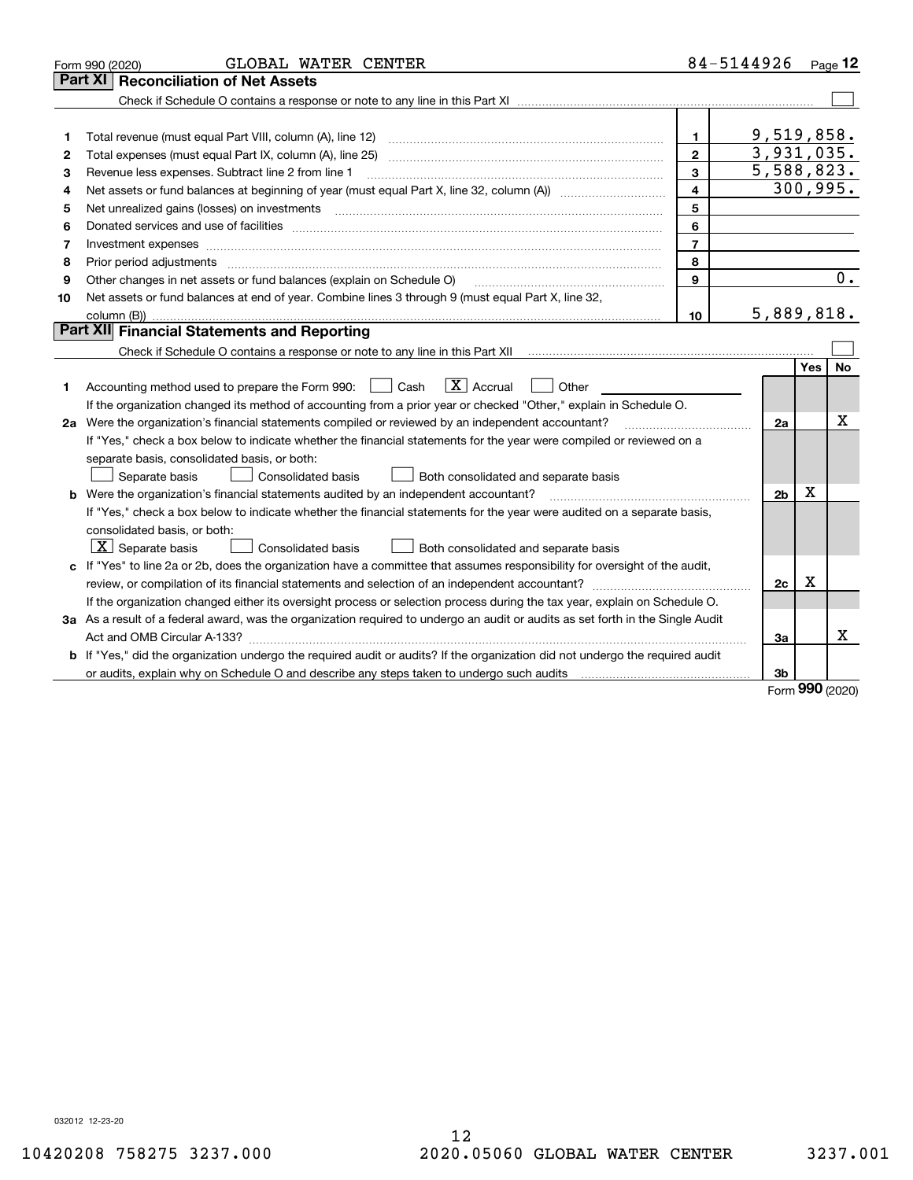Form 990 (2020) GLOBAL WATER CENTER 84-5144926

## Part XI Reconciliation of Net Assets

Check if Schedule O contains a response or note to any line in this Part XI ☐

| | | | |
|---|---|---|---|
| 1 | Total revenue (must equal Part VIII, column (A), line 12) | 1 | 9,519,858. |
| 2 | Total expenses (must equal Part IX, column (A), line 25) | 2 | 3,931,035. |
| 3 | Revenue less expenses. Subtract line 2 from line 1 | 3 | 5,588,823. |
| 4 | Net assets or fund balances at beginning of year (must equal Part X, line 32, column (A)) | 4 | 300,995. |
| 5 | Net unrealized gains (losses) on investments | 5 | |
| 6 | Donated services and use of facilities | 6 | |
| 7 | Investment expenses | 7 | |
| 8 | Prior period adjustments | 8 | |
| 9 | Other changes in net assets or fund balances (explain on Schedule O) | 9 | 0. |
| 10 | Net assets or fund balances at end of year. Combine lines 3 through 9 (must equal Part X, line 32, column (B)) | 10 | 5,889,818. |

## Part XII Financial Statements and Reporting

Check if Schedule O contains a response or note to any line in this Part XII ☐

| | | | Yes | No |
|---|---|---|---|---|
| 1 | Accounting method used to prepare the Form 990: ☐ Cash ☒ Accrual ☐ Other<br>If the organization changed its method of accounting from a prior year or checked "Other," explain in Schedule O. | | | |
| 2a | Were the organization's financial statements compiled or reviewed by an independent accountant?<br>If "Yes," check a box below to indicate whether the financial statements for the year were compiled or reviewed on a separate basis, consolidated basis, or both:<br>☐ Separate basis ☐ Consolidated basis ☐ Both consolidated and separate basis | 2a | | X |
| b | Were the organization's financial statements audited by an independent accountant?<br>If "Yes," check a box below to indicate whether the financial statements for the year were audited on a separate basis, consolidated basis, or both:<br>☒ Separate basis ☐ Consolidated basis ☐ Both consolidated and separate basis | 2b | X | |
| c | If "Yes" to line 2a or 2b, does the organization have a committee that assumes responsibility for oversight of the audit, review, or compilation of its financial statements and selection of an independent accountant?<br>If the organization changed either its oversight process or selection process during the tax year, explain on Schedule O. | 2c | X | |
| 3a | As a result of a federal award, was the organization required to undergo an audit or audits as set forth in the Single Audit Act and OMB Circular A-133? | 3a | | X |
| b | If "Yes," did the organization undergo the required audit or audits? If the organization did not undergo the required audit or audits, explain why on Schedule O and describe any steps taken to undergo such audits | 3b | | |

Form **990** (2020)

032012 12-23-20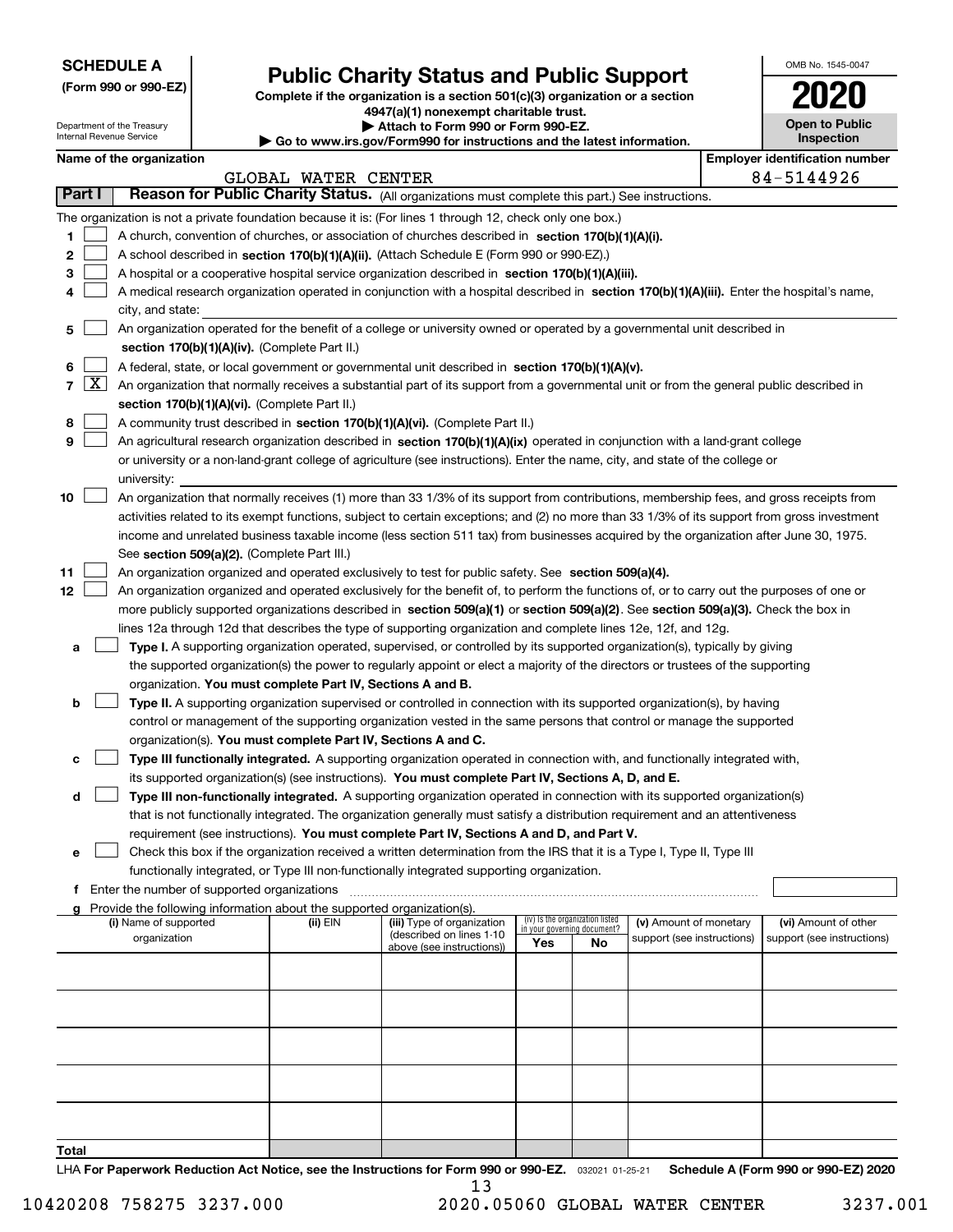**SCHEDULE A**
**(Form 990 or 990-EZ)**

Department of the Treasury
Internal Revenue Service

# Public Charity Status and Public Support

**Complete if the organization is a section 501(c)(3) organization or a section 4947(a)(1) nonexempt charitable trust.**
**▶ Attach to Form 990 or Form 990-EZ.**
**▶ Go to www.irs.gov/Form990 for instructions and the latest information.**

OMB No. 1545-0047

**2020**

**Open to Public Inspection**

**Name of the organization**: GLOBAL WATER CENTER

**Employer identification number**: 84-5144926

## Part I — Reason for Public Charity Status. (All organizations must complete this part.) See instructions.

The organization is not a private foundation because it is: (For lines 1 through 12, check only one box.)

1. [ ] A church, convention of churches, or association of churches described in **section 170(b)(1)(A)(i).**
2. [ ] A school described in **section 170(b)(1)(A)(ii).** (Attach Schedule E (Form 990 or 990-EZ).)
3. [ ] A hospital or a cooperative hospital service organization described in **section 170(b)(1)(A)(iii).**
4. [ ] A medical research organization operated in conjunction with a hospital described in **section 170(b)(1)(A)(iii).** Enter the hospital's name, city, and state:
5. [ ] An organization operated for the benefit of a college or university owned or operated by a governmental unit described in **section 170(b)(1)(A)(iv).** (Complete Part II.)
6. [ ] A federal, state, or local government or governmental unit described in **section 170(b)(1)(A)(v).**
7. [X] An organization that normally receives a substantial part of its support from a governmental unit or from the general public described in **section 170(b)(1)(A)(vi).** (Complete Part II.)
8. [ ] A community trust described in **section 170(b)(1)(A)(vi).** (Complete Part II.)
9. [ ] An agricultural research organization described in **section 170(b)(1)(A)(ix)** operated in conjunction with a land-grant college or university or a non-land-grant college of agriculture (see instructions). Enter the name, city, and state of the college or university:
10. [ ] An organization that normally receives (1) more than 33 1/3% of its support from contributions, membership fees, and gross receipts from activities related to its exempt functions, subject to certain exceptions; and (2) no more than 33 1/3% of its support from gross investment income and unrelated business taxable income (less section 511 tax) from businesses acquired by the organization after June 30, 1975. See **section 509(a)(2).** (Complete Part III.)
11. [ ] An organization organized and operated exclusively to test for public safety. See **section 509(a)(4).**
12. [ ] An organization organized and operated exclusively for the benefit of, to perform the functions of, or to carry out the purposes of one or more publicly supported organizations described in **section 509(a)(1)** or **section 509(a)(2)**. See **section 509(a)(3).** Check the box in lines 12a through 12d that describes the type of supporting organization and complete lines 12e, 12f, and 12g.
   - **a** [ ] **Type I.** A supporting organization operated, supervised, or controlled by its supported organization(s), typically by giving the supported organization(s) the power to regularly appoint or elect a majority of the directors or trustees of the supporting organization. **You must complete Part IV, Sections A and B.**
   - **b** [ ] **Type II.** A supporting organization supervised or controlled in connection with its supported organization(s), by having control or management of the supporting organization vested in the same persons that control or manage the supported organization(s). **You must complete Part IV, Sections A and C.**
   - **c** [ ] **Type III functionally integrated.** A supporting organization operated in connection with, and functionally integrated with, its supported organization(s) (see instructions). **You must complete Part IV, Sections A, D, and E.**
   - **d** [ ] **Type III non-functionally integrated.** A supporting organization operated in connection with its supported organization(s) that is not functionally integrated. The organization generally must satisfy a distribution requirement and an attentiveness requirement (see instructions). **You must complete Part IV, Sections A and D, and Part V.**
   - **e** [ ] Check this box if the organization received a written determination from the IRS that it is a Type I, Type II, Type III functionally integrated, or Type III non-functionally integrated supporting organization.
   - **f** Enter the number of supported organizations
   - **g** Provide the following information about the supported organization(s).

| (i) Name of supported organization | (ii) EIN | (iii) Type of organization (described on lines 1-10 above (see instructions)) | (iv) Is the organization listed in your governing document? Yes | No | (v) Amount of monetary support (see instructions) | (vi) Amount of other support (see instructions) |
|---|---|---|---|---|---|---|
| | | | | | | |
| | | | | | | |
| | | | | | | |
| | | | | | | |
| | | | | | | |
| **Total** | | | | | | |

LHA **For Paperwork Reduction Act Notice, see the Instructions for Form 990 or 990-EZ.** 032021 01-25-21 **Schedule A (Form 990 or 990-EZ) 2020**

10420208 758275 3237.000 2020.05060 GLOBAL WATER CENTER 3237.001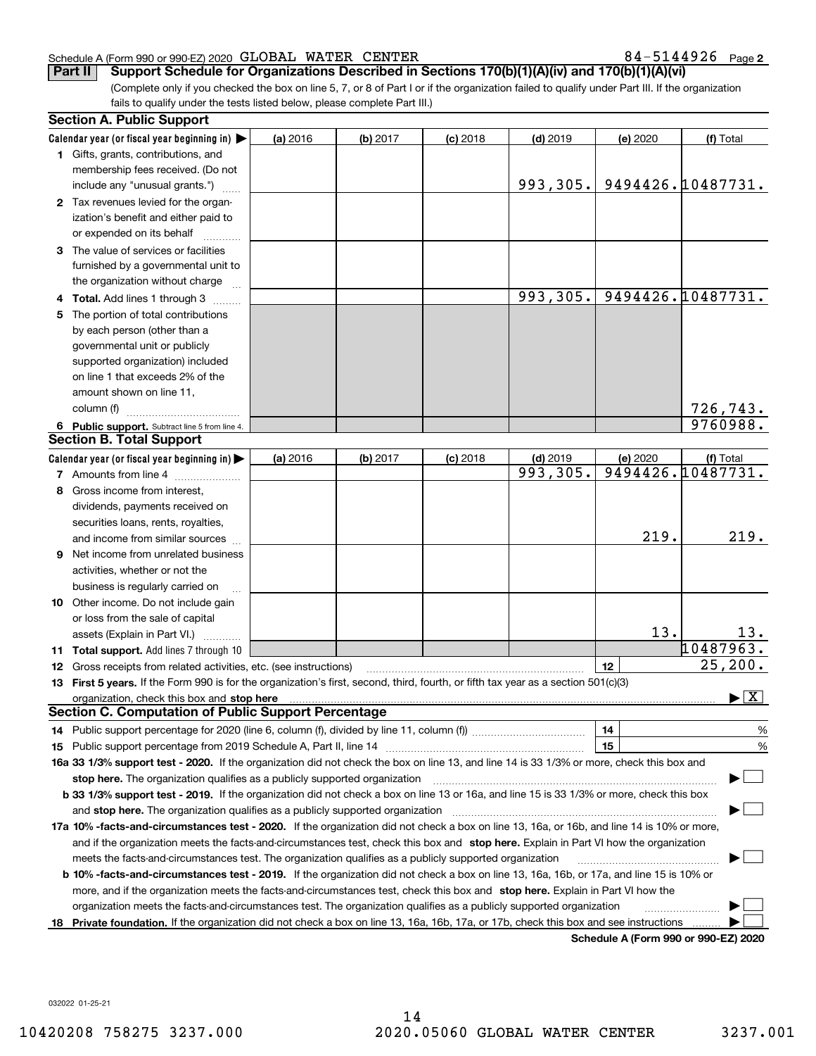Schedule A (Form 990 or 990-EZ) 2020 GLOBAL WATER CENTER 84-5144926 Page 2

**Part II Support Schedule for Organizations Described in Sections 170(b)(1)(A)(iv) and 170(b)(1)(A)(vi)**

(Complete only if you checked the box on line 5, 7, or 8 of Part I or if the organization failed to qualify under Part III. If the organization fails to qualify under the tests listed below, please complete Part III.)

### Section A. Public Support

| Calendar year (or fiscal year beginning in) ▶ | (a) 2016 | (b) 2017 | (c) 2018 | (d) 2019 | (e) 2020 | (f) Total |
|---|---|---|---|---|---|---|
| 1 Gifts, grants, contributions, and membership fees received. (Do not include any "unusual grants.") | | | | 993,305. | 9494426. | 10487731. |
| 2 Tax revenues levied for the organization's benefit and either paid to or expended on its behalf | | | | | | |
| 3 The value of services or facilities furnished by a governmental unit to the organization without charge | | | | | | |
| 4 **Total.** Add lines 1 through 3 | | | | 993,305. | 9494426. | 10487731. |
| 5 The portion of total contributions by each person (other than a governmental unit or publicly supported organization) included on line 1 that exceeds 2% of the amount shown on line 11, column (f) | | | | | | 726,743. |
| 6 **Public support.** Subtract line 5 from line 4. | | | | | | 9760988. |

### Section B. Total Support

| Calendar year (or fiscal year beginning in) ▶ | (a) 2016 | (b) 2017 | (c) 2018 | (d) 2019 | (e) 2020 | (f) Total |
|---|---|---|---|---|---|---|
| 7 Amounts from line 4 | | | | 993,305. | 9494426. | 10487731. |
| 8 Gross income from interest, dividends, payments received on securities loans, rents, royalties, and income from similar sources | | | | | 219. | 219. |
| 9 Net income from unrelated business activities, whether or not the business is regularly carried on | | | | | | |
| 10 Other income. Do not include gain or loss from the sale of capital assets (Explain in Part VI.) | | | | | 13. | 13. |
| 11 **Total support.** Add lines 7 through 10 | | | | | | 10487963. |

12 Gross receipts from related activities, etc. (see instructions) | 12 | 25,200.

13 **First 5 years.** If the Form 990 is for the organization's first, second, third, fourth, or fifth tax year as a section 501(c)(3) organization, check this box and **stop here** ▶ [X]

### Section C. Computation of Public Support Percentage

14 Public support percentage for 2020 (line 6, column (f), divided by line 11, column (f)) | 14 | %

15 Public support percentage from 2019 Schedule A, Part II, line 14 | 15 | %

**16a 33 1/3% support test - 2020.** If the organization did not check the box on line 13, and line 14 is 33 1/3% or more, check this box and **stop here.** The organization qualifies as a publicly supported organization ▶ [ ]

**b 33 1/3% support test - 2019.** If the organization did not check a box on line 13 or 16a, and line 15 is 33 1/3% or more, check this box and **stop here.** The organization qualifies as a publicly supported organization ▶ [ ]

**17a 10% -facts-and-circumstances test - 2020.** If the organization did not check a box on line 13, 16a, or 16b, and line 14 is 10% or more, and if the organization meets the facts-and-circumstances test, check this box and **stop here.** Explain in Part VI how the organization meets the facts-and-circumstances test. The organization qualifies as a publicly supported organization ▶ [ ]

**b 10% -facts-and-circumstances test - 2019.** If the organization did not check a box on line 13, 16a, 16b, or 17a, and line 15 is 10% or more, and if the organization meets the facts-and-circumstances test, check this box and **stop here.** Explain in Part VI how the organization meets the facts-and-circumstances test. The organization qualifies as a publicly supported organization ▶ [ ]

**18 Private foundation.** If the organization did not check a box on line 13, 16a, 16b, 17a, or 17b, check this box and see instructions ▶ [ ]

**Schedule A (Form 990 or 990-EZ) 2020**

032022 01-25-21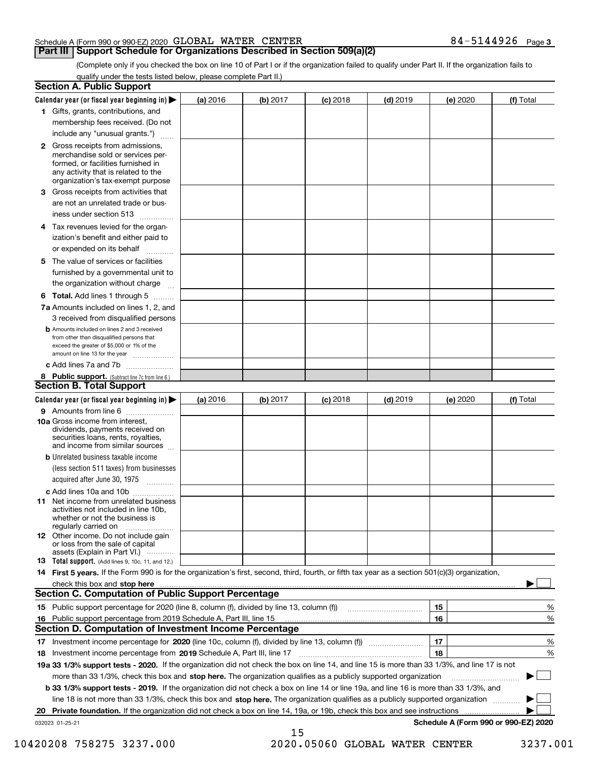Schedule A (Form 990 or 990-EZ) 2020 GLOBAL WATER CENTER 84-5144926 Page 3

## Part III Support Schedule for Organizations Described in Section 509(a)(2)

(Complete only if you checked the box on line 10 of Part I or if the organization failed to qualify under Part II. If the organization fails to qualify under the tests listed below, please complete Part II.)

### Section A. Public Support

| Calendar year (or fiscal year beginning in) ▶ | (a) 2016 | (b) 2017 | (c) 2018 | (d) 2019 | (e) 2020 | (f) Total |
|---|---|---|---|---|---|---|
| 1 Gifts, grants, contributions, and membership fees received. (Do not include any "unusual grants.") | | | | | | |
| 2 Gross receipts from admissions, merchandise sold or services performed, or facilities furnished in any activity that is related to the organization's tax-exempt purpose | | | | | | |
| 3 Gross receipts from activities that are not an unrelated trade or business under section 513 | | | | | | |
| 4 Tax revenues levied for the organization's benefit and either paid to or expended on its behalf | | | | | | |
| 5 The value of services or facilities furnished by a governmental unit to the organization without charge | | | | | | |
| 6 Total. Add lines 1 through 5 | | | | | | |
| 7a Amounts included on lines 1, 2, and 3 received from disqualified persons | | | | | | |
| b Amounts included on lines 2 and 3 received from other than disqualified persons that exceed the greater of $5,000 or 1% of the amount on line 13 for the year | | | | | | |
| c Add lines 7a and 7b | | | | | | |
| 8 Public support. (Subtract line 7c from line 6.) | | | | | | |

### Section B. Total Support

| Calendar year (or fiscal year beginning in) ▶ | (a) 2016 | (b) 2017 | (c) 2018 | (d) 2019 | (e) 2020 | (f) Total |
|---|---|---|---|---|---|---|
| 9 Amounts from line 6 | | | | | | |
| 10a Gross income from interest, dividends, payments received on securities loans, rents, royalties, and income from similar sources | | | | | | |
| b Unrelated business taxable income (less section 511 taxes) from businesses acquired after June 30, 1975 | | | | | | |
| c Add lines 10a and 10b | | | | | | |
| 11 Net income from unrelated business activities not included in line 10b, whether or not the business is regularly carried on | | | | | | |
| 12 Other income. Do not include gain or loss from the sale of capital assets (Explain in Part VI.) | | | | | | |
| 13 Total support. (Add lines 9, 10c, 11, and 12.) | | | | | | |

14 **First 5 years.** If the Form 990 is for the organization's first, second, third, fourth, or fifth tax year as a section 501(c)(3) organization, check this box and **stop here** ▶ ☐

### Section C. Computation of Public Support Percentage

| | | | |
|---|---|---|---|
| 15 | Public support percentage for 2020 (line 8, column (f), divided by line 13, column (f)) | 15 | % |
| 16 | Public support percentage from 2019 Schedule A, Part III, line 15 | 16 | % |

### Section D. Computation of Investment Income Percentage

| | | | |
|---|---|---|---|
| 17 | Investment income percentage for **2020** (line 10c, column (f), divided by line 13, column (f)) | 17 | % |
| 18 | Investment income percentage from **2019** Schedule A, Part III, line 17 | 18 | % |

**19a 33 1/3% support tests - 2020.** If the organization did not check the box on line 14, and line 15 is more than 33 1/3%, and line 17 is not more than 33 1/3%, check this box and **stop here.** The organization qualifies as a publicly supported organization ▶ ☐

**b 33 1/3% support tests - 2019.** If the organization did not check a box on line 14 or line 19a, and line 16 is more than 33 1/3%, and line 18 is not more than 33 1/3%, check this box and **stop here.** The organization qualifies as a publicly supported organization ▶ ☐

**20 Private foundation.** If the organization did not check a box on line 14, 19a, or 19b, check this box and see instructions ▶ ☐

032023 01-25-21 **Schedule A (Form 990 or 990-EZ) 2020**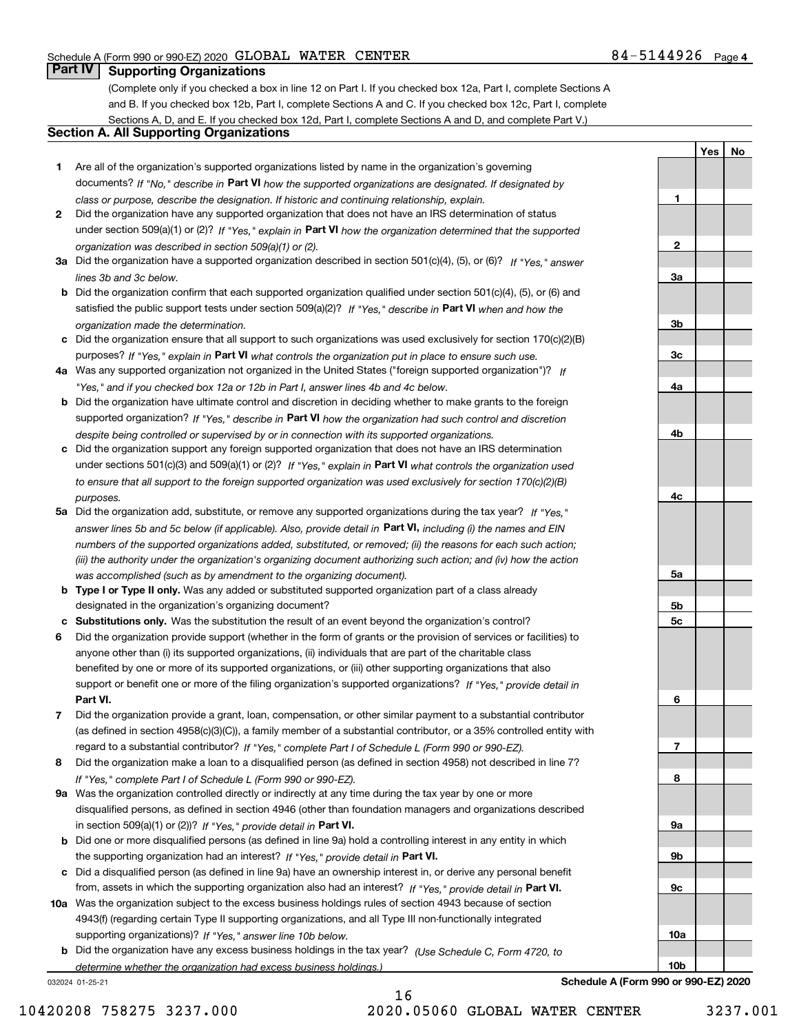Schedule A (Form 990 or 990-EZ) 2020 GLOBAL WATER CENTER 84-5144926 Page 4

## Part IV Supporting Organizations

(Complete only if you checked a box in line 12 on Part I. If you checked box 12a, Part I, complete Sections A and B. If you checked box 12b, Part I, complete Sections A and C. If you checked box 12c, Part I, complete Sections A, D, and E. If you checked box 12d, Part I, complete Sections A and D, and complete Part V.)

### Section A. All Supporting Organizations

| | | Line | Yes | No |
|---|---|---|---|---|
| 1 | Are all of the organization's supported organizations listed by name in the organization's governing documents? *If "No," describe in* **Part VI** *how the supported organizations are designated. If designated by class or purpose, describe the designation. If historic and continuing relationship, explain.* | 1 | | |
| 2 | Did the organization have any supported organization that does not have an IRS determination of status under section 509(a)(1) or (2)? *If "Yes," explain in* **Part VI** *how the organization determined that the supported organization was described in section 509(a)(1) or (2).* | 2 | | |
| 3a | Did the organization have a supported organization described in section 501(c)(4), (5), or (6)? *If "Yes," answer lines 3b and 3c below.* | 3a | | |
| b | Did the organization confirm that each supported organization qualified under section 501(c)(4), (5), or (6) and satisfied the public support tests under section 509(a)(2)? *If "Yes," describe in* **Part VI** *when and how the organization made the determination.* | 3b | | |
| c | Did the organization ensure that all support to such organizations was used exclusively for section 170(c)(2)(B) purposes? *If "Yes," explain in* **Part VI** *what controls the organization put in place to ensure such use.* | 3c | | |
| 4a | Was any supported organization not organized in the United States ("foreign supported organization")? *If "Yes," and if you checked box 12a or 12b in Part I, answer lines 4b and 4c below.* | 4a | | |
| b | Did the organization have ultimate control and discretion in deciding whether to make grants to the foreign supported organization? *If "Yes," describe in* **Part VI** *how the organization had such control and discretion despite being controlled or supervised by or in connection with its supported organizations.* | 4b | | |
| c | Did the organization support any foreign supported organization that does not have an IRS determination under sections 501(c)(3) and 509(a)(1) or (2)? *If "Yes," explain in* **Part VI** *what controls the organization used to ensure that all support to the foreign supported organization was used exclusively for section 170(c)(2)(B) purposes.* | 4c | | |
| 5a | Did the organization add, substitute, or remove any supported organizations during the tax year? *If "Yes," answer lines 5b and 5c below (if applicable). Also, provide detail in* **Part VI,** *including (i) the names and EIN numbers of the supported organizations added, substituted, or removed; (ii) the reasons for each such action; (iii) the authority under the organization's organizing document authorizing such action; and (iv) how the action was accomplished (such as by amendment to the organizing document).* | 5a | | |
| b | **Type I or Type II only.** Was any added or substituted supported organization part of a class already designated in the organization's organizing document? | 5b | | |
| c | **Substitutions only.** Was the substitution the result of an event beyond the organization's control? | 5c | | |
| 6 | Did the organization provide support (whether in the form of grants or the provision of services or facilities) to anyone other than (i) its supported organizations, (ii) individuals that are part of the charitable class benefited by one or more of its supported organizations, or (iii) other supporting organizations that also support or benefit one or more of the filing organization's supported organizations? *If "Yes," provide detail in* **Part VI.** | 6 | | |
| 7 | Did the organization provide a grant, loan, compensation, or other similar payment to a substantial contributor (as defined in section 4958(c)(3)(C)), a family member of a substantial contributor, or a 35% controlled entity with regard to a substantial contributor? *If "Yes," complete Part I of Schedule L (Form 990 or 990-EZ).* | 7 | | |
| 8 | Did the organization make a loan to a disqualified person (as defined in section 4958) not described in line 7? *If "Yes," complete Part I of Schedule L (Form 990 or 990-EZ).* | 8 | | |
| 9a | Was the organization controlled directly or indirectly at any time during the tax year by one or more disqualified persons, as defined in section 4946 (other than foundation managers and organizations described in section 509(a)(1) or (2))? *If "Yes," provide detail in* **Part VI.** | 9a | | |
| b | Did one or more disqualified persons (as defined in line 9a) hold a controlling interest in any entity in which the supporting organization had an interest? *If "Yes," provide detail in* **Part VI.** | 9b | | |
| c | Did a disqualified person (as defined in line 9a) have an ownership interest in, or derive any personal benefit from, assets in which the supporting organization also had an interest? *If "Yes," provide detail in* **Part VI.** | 9c | | |
| 10a | Was the organization subject to the excess business holdings rules of section 4943 because of section 4943(f) (regarding certain Type II supporting organizations, and all Type III non-functionally integrated supporting organizations)? *If "Yes," answer line 10b below.* | 10a | | |
| b | Did the organization have any excess business holdings in the tax year? *(Use Schedule C, Form 4720, to determine whether the organization had excess business holdings.)* | 10b | | |

032024 01-25-21 **Schedule A (Form 990 or 990-EZ) 2020**

10420208 758275 3237.000 2020.05060 GLOBAL WATER CENTER 3237.001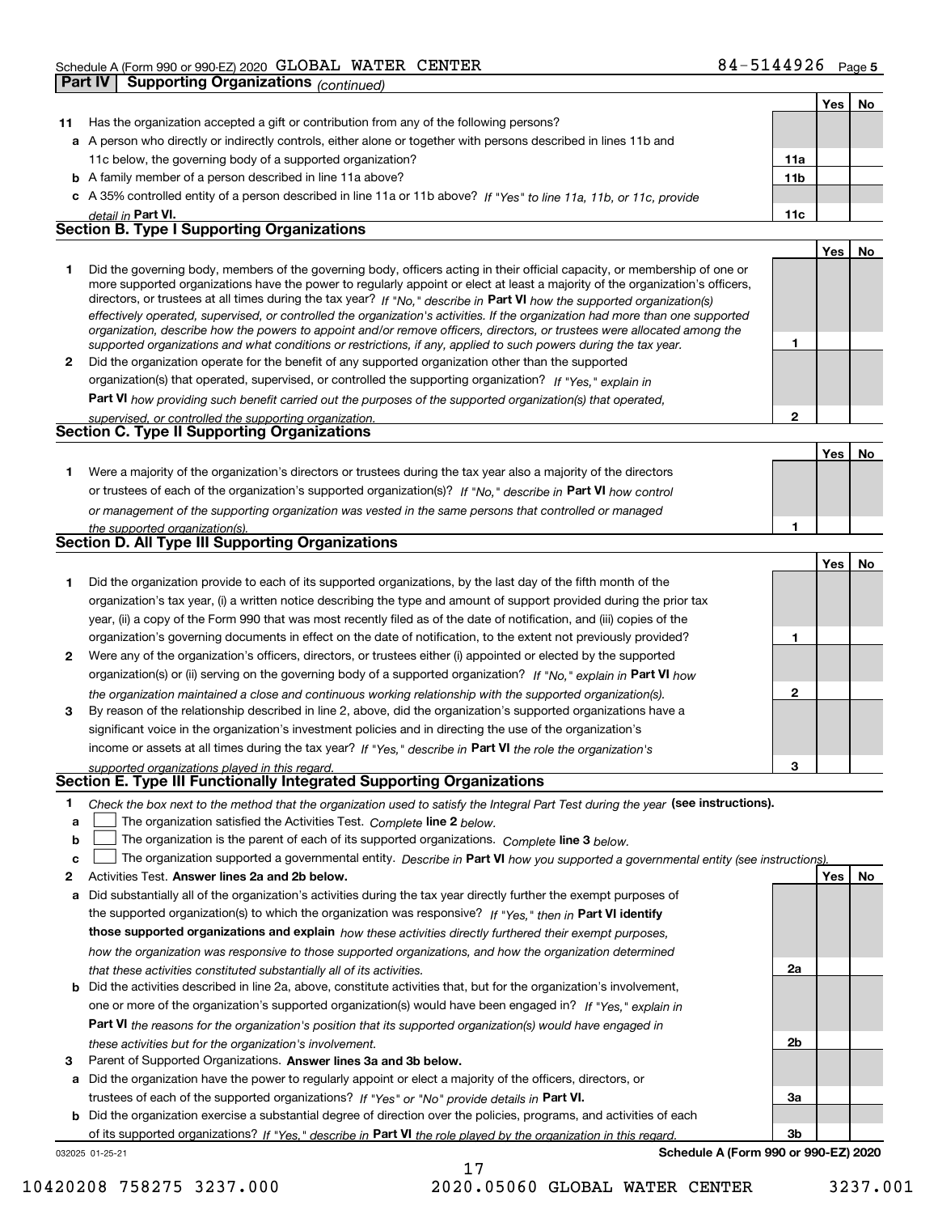Schedule A (Form 990 or 990-EZ) 2020 GLOBAL WATER CENTER 84-5144926 Page 5

## Part IV Supporting Organizations *(continued)*

| | | | Yes | No |
|---|---|---|---|---|
| **11** | Has the organization accepted a gift or contribution from any of the following persons? | | | |
| **a** | A person who directly or indirectly controls, either alone or together with persons described in lines 11b and 11c below, the governing body of a supported organization? | **11a** | | |
| **b** | A family member of a person described in line 11a above? | **11b** | | |
| **c** | A 35% controlled entity of a person described in line 11a or 11b above? *If "Yes" to line 11a, 11b, or 11c, provide detail in* **Part VI.** | **11c** | | |

### Section B. Type I Supporting Organizations

| | | | Yes | No |
|---|---|---|---|---|
| **1** | Did the governing body, members of the governing body, officers acting in their official capacity, or membership of one or more supported organizations have the power to regularly appoint or elect at least a majority of the organization's officers, directors, or trustees at all times during the tax year? *If "No," describe in* **Part VI** *how the supported organization(s) effectively operated, supervised, or controlled the organization's activities. If the organization had more than one supported organization, describe how the powers to appoint and/or remove officers, directors, or trustees were allocated among the supported organizations and what conditions or restrictions, if any, applied to such powers during the tax year.* | **1** | | |
| **2** | Did the organization operate for the benefit of any supported organization other than the supported organization(s) that operated, supervised, or controlled the supporting organization? *If "Yes," explain in* **Part VI** *how providing such benefit carried out the purposes of the supported organization(s) that operated, supervised, or controlled the supporting organization.* | **2** | | |

### Section C. Type II Supporting Organizations

| | | | Yes | No |
|---|---|---|---|---|
| **1** | Were a majority of the organization's directors or trustees during the tax year also a majority of the directors or trustees of each of the organization's supported organization(s)? *If "No," describe in* **Part VI** *how control or management of the supporting organization was vested in the same persons that controlled or managed the supported organization(s).* | **1** | | |

### Section D. All Type III Supporting Organizations

| | | | Yes | No |
|---|---|---|---|---|
| **1** | Did the organization provide to each of its supported organizations, by the last day of the fifth month of the organization's tax year, (i) a written notice describing the type and amount of support provided during the prior tax year, (ii) a copy of the Form 990 that was most recently filed as of the date of notification, and (iii) copies of the organization's governing documents in effect on the date of notification, to the extent not previously provided? | **1** | | |
| **2** | Were any of the organization's officers, directors, or trustees either (i) appointed or elected by the supported organization(s) or (ii) serving on the governing body of a supported organization? *If "No," explain in* **Part VI** *how the organization maintained a close and continuous working relationship with the supported organization(s).* | **2** | | |
| **3** | By reason of the relationship described in line 2, above, did the organization's supported organizations have a significant voice in the organization's investment policies and in directing the use of the organization's income or assets at all times during the tax year? *If "Yes," describe in* **Part VI** *the role the organization's supported organizations played in this regard.* | **3** | | |

### Section E. Type III Functionally Integrated Supporting Organizations

**1** *Check the box next to the method that the organization used to satisfy the Integral Part Test during the year* **(see instructions).**

- **a** ☐ The organization satisfied the Activities Test. *Complete* **line 2** *below.*
- **b** ☐ The organization is the parent of each of its supported organizations. *Complete* **line 3** *below.*
- **c** ☐ The organization supported a governmental entity. *Describe in* **Part VI** *how you supported a governmental entity (see instructions).*

| | | | Yes | No |
|---|---|---|---|---|
| **2** | Activities Test. **Answer lines 2a and 2b below.** | | | |
| **a** | Did substantially all of the organization's activities during the tax year directly further the exempt purposes of the supported organization(s) to which the organization was responsive? *If "Yes," then in* **Part VI identify those supported organizations and explain** *how these activities directly furthered their exempt purposes, how the organization was responsive to those supported organizations, and how the organization determined that these activities constituted substantially all of its activities.* | **2a** | | |
| **b** | Did the activities described in line 2a, above, constitute activities that, but for the organization's involvement, one or more of the organization's supported organization(s) would have been engaged in? *If "Yes," explain in* **Part VI** *the reasons for the organization's position that its supported organization(s) would have engaged in these activities but for the organization's involvement.* | **2b** | | |
| **3** | Parent of Supported Organizations. **Answer lines 3a and 3b below.** | | | |
| **a** | Did the organization have the power to regularly appoint or elect a majority of the officers, directors, or trustees of each of the supported organizations? *If "Yes" or "No" provide details in* **Part VI.** | **3a** | | |
| **b** | Did the organization exercise a substantial degree of direction over the policies, programs, and activities of each of its supported organizations? *If "Yes," describe in* **Part VI** *the role played by the organization in this regard.* | **3b** | | |

032025 01-25-21 **Schedule A (Form 990 or 990-EZ) 2020**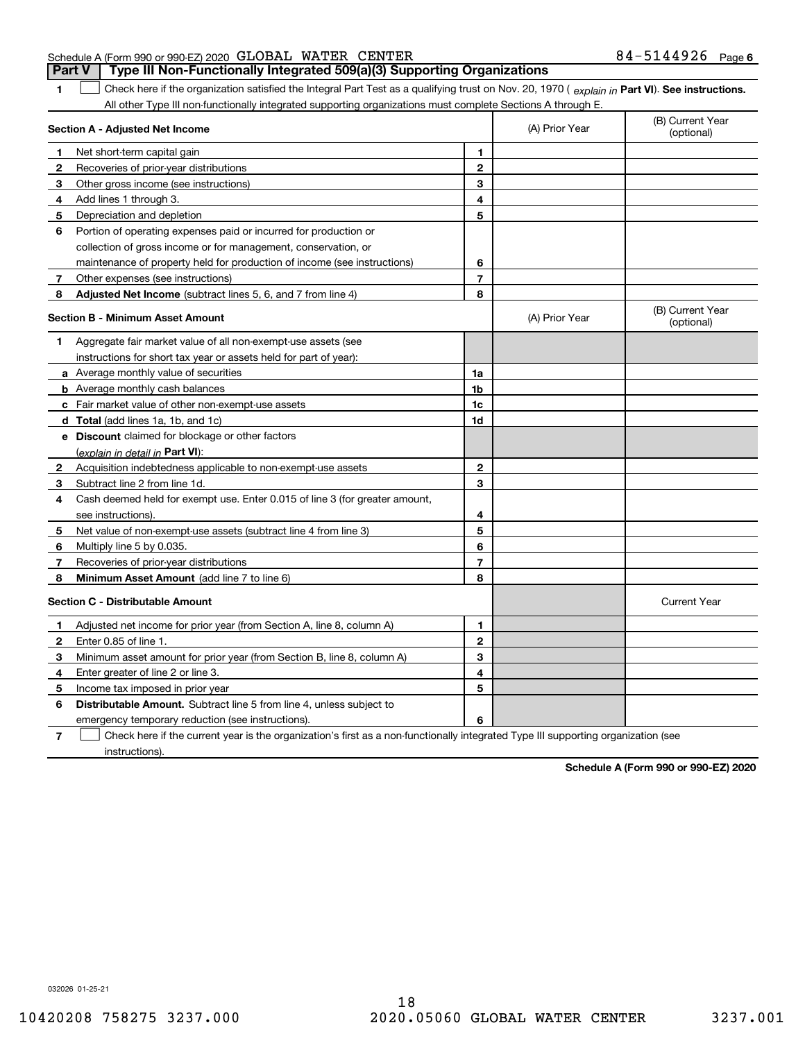Schedule A (Form 990 or 990-EZ) 2020 GLOBAL WATER CENTER 84-5144926 Page 6

## Part V Type III Non-Functionally Integrated 509(a)(3) Supporting Organizations

**1** ☐ Check here if the organization satisfied the Integral Part Test as a qualifying trust on Nov. 20, 1970 (*explain in* **Part VI**). **See instructions.** All other Type III non-functionally integrated supporting organizations must complete Sections A through E.

| **Section A - Adjusted Net Income** | | (A) Prior Year | (B) Current Year (optional) |
|---|---|---|---|
| **1** Net short-term capital gain | 1 | | |
| **2** Recoveries of prior-year distributions | 2 | | |
| **3** Other gross income (see instructions) | 3 | | |
| **4** Add lines 1 through 3. | 4 | | |
| **5** Depreciation and depletion | 5 | | |
| **6** Portion of operating expenses paid or incurred for production or collection of gross income or for management, conservation, or maintenance of property held for production of income (see instructions) | 6 | | |
| **7** Other expenses (see instructions) | 7 | | |
| **8** **Adjusted Net Income** (subtract lines 5, 6, and 7 from line 4) | 8 | | |

| **Section B - Minimum Asset Amount** | | (A) Prior Year | (B) Current Year (optional) |
|---|---|---|---|
| **1** Aggregate fair market value of all non-exempt-use assets (see instructions for short tax year or assets held for part of year): | | | |
| **a** Average monthly value of securities | 1a | | |
| **b** Average monthly cash balances | 1b | | |
| **c** Fair market value of other non-exempt-use assets | 1c | | |
| **d** **Total** (add lines 1a, 1b, and 1c) | 1d | | |
| **e** **Discount** claimed for blockage or other factors (*explain in detail in* **Part VI**): | | | |
| **2** Acquisition indebtedness applicable to non-exempt-use assets | 2 | | |
| **3** Subtract line 2 from line 1d. | 3 | | |
| **4** Cash deemed held for exempt use. Enter 0.015 of line 3 (for greater amount, see instructions). | 4 | | |
| **5** Net value of non-exempt-use assets (subtract line 4 from line 3) | 5 | | |
| **6** Multiply line 5 by 0.035. | 6 | | |
| **7** Recoveries of prior-year distributions | 7 | | |
| **8** **Minimum Asset Amount** (add line 7 to line 6) | 8 | | |

| **Section C - Distributable Amount** | | | Current Year |
|---|---|---|---|
| **1** Adjusted net income for prior year (from Section A, line 8, column A) | 1 | | |
| **2** Enter 0.85 of line 1. | 2 | | |
| **3** Minimum asset amount for prior year (from Section B, line 8, column A) | 3 | | |
| **4** Enter greater of line 2 or line 3. | 4 | | |
| **5** Income tax imposed in prior year | 5 | | |
| **6** **Distributable Amount.** Subtract line 5 from line 4, unless subject to emergency temporary reduction (see instructions). | 6 | | |

**7** ☐ Check here if the current year is the organization's first as a non-functionally integrated Type III supporting organization (see instructions).

**Schedule A (Form 990 or 990-EZ) 2020**

032026 01-25-21

10420208 758275 3237.000 2020.05060 GLOBAL WATER CENTER 3237.001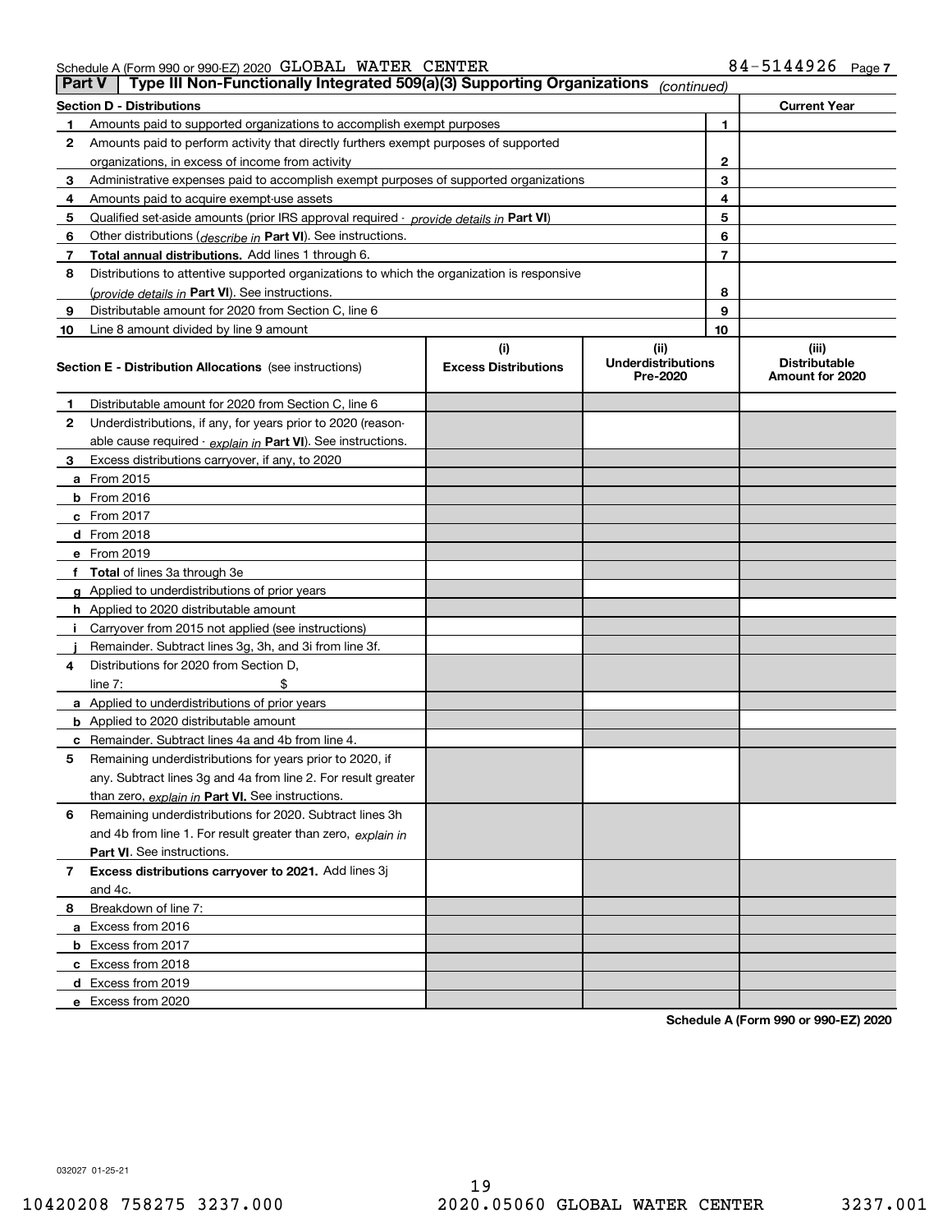Schedule A (Form 990 or 990-EZ) 2020 GLOBAL WATER CENTER 84-5144926 Page 7

## Part V | Type III Non-Functionally Integrated 509(a)(3) Supporting Organizations *(continued)*

| **Section D - Distributions** | | | **Current Year** |
|---|---|---|---|
| 1 | Amounts paid to supported organizations to accomplish exempt purposes | 1 | |
| 2 | Amounts paid to perform activity that directly furthers exempt purposes of supported organizations, in excess of income from activity | 2 | |
| 3 | Administrative expenses paid to accomplish exempt purposes of supported organizations | 3 | |
| 4 | Amounts paid to acquire exempt-use assets | 4 | |
| 5 | Qualified set-aside amounts (prior IRS approval required - *provide details in* **Part VI**) | 5 | |
| 6 | Other distributions (*describe in* **Part VI**). See instructions. | 6 | |
| 7 | **Total annual distributions.** Add lines 1 through 6. | 7 | |
| 8 | Distributions to attentive supported organizations to which the organization is responsive (*provide details in* **Part VI**). See instructions. | 8 | |
| 9 | Distributable amount for 2020 from Section C, line 6 | 9 | |
| 10 | Line 8 amount divided by line 9 amount | 10 | |

| **Section E - Distribution Allocations** (see instructions) | (i) Excess Distributions | (ii) Underdistributions Pre-2020 | (iii) Distributable Amount for 2020 |
|---|---|---|---|
| **1** Distributable amount for 2020 from Section C, line 6 | | | |
| **2** Underdistributions, if any, for years prior to 2020 (reasonable cause required - *explain in* **Part VI**). See instructions. | | | |
| **3** Excess distributions carryover, if any, to 2020 | | | |
| **a** From 2015 | | | |
| **b** From 2016 | | | |
| **c** From 2017 | | | |
| **d** From 2018 | | | |
| **e** From 2019 | | | |
| **f** **Total** of lines 3a through 3e | | | |
| **g** Applied to underdistributions of prior years | | | |
| **h** Applied to 2020 distributable amount | | | |
| **i** Carryover from 2015 not applied (see instructions) | | | |
| **j** Remainder. Subtract lines 3g, 3h, and 3i from line 3f. | | | |
| **4** Distributions for 2020 from Section D, line 7: $ | | | |
| **a** Applied to underdistributions of prior years | | | |
| **b** Applied to 2020 distributable amount | | | |
| **c** Remainder. Subtract lines 4a and 4b from line 4. | | | |
| **5** Remaining underdistributions for years prior to 2020, if any. Subtract lines 3g and 4a from line 2. For result greater than zero, *explain in* **Part VI.** See instructions. | | | |
| **6** Remaining underdistributions for 2020. Subtract lines 3h and 4b from line 1. For result greater than zero, *explain in* **Part VI**. See instructions. | | | |
| **7** **Excess distributions carryover to 2021.** Add lines 3j and 4c. | | | |
| **8** Breakdown of line 7: | | | |
| **a** Excess from 2016 | | | |
| **b** Excess from 2017 | | | |
| **c** Excess from 2018 | | | |
| **d** Excess from 2019 | | | |
| **e** Excess from 2020 | | | |

**Schedule A (Form 990 or 990-EZ) 2020**

032027 01-25-21

10420208 758275 3237.000 2020.05060 GLOBAL WATER CENTER 3237.001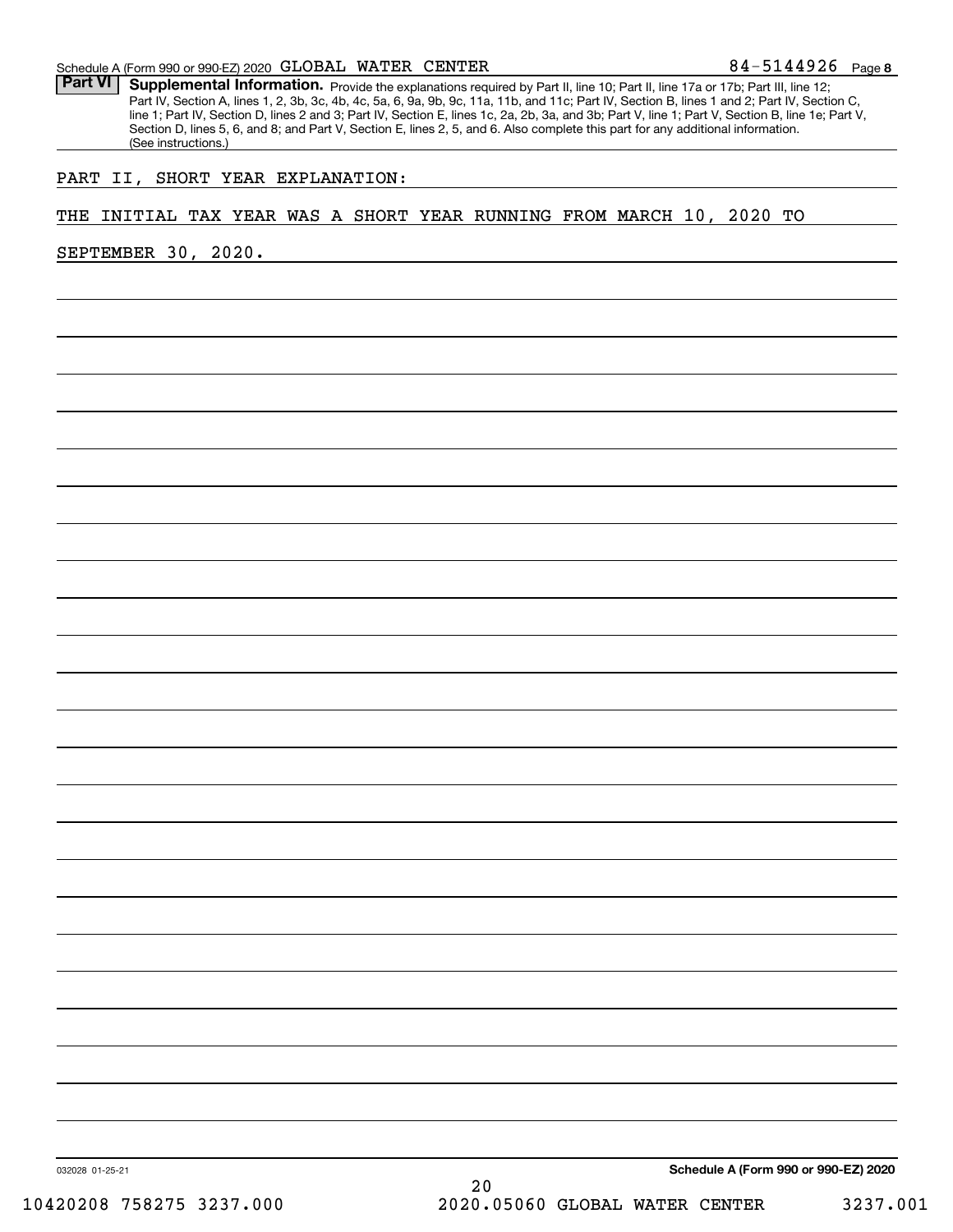Schedule A (Form 990 or 990-EZ) 2020 GLOBAL WATER CENTER 84-5144926 Page 8

**Part VI** **Supplemental Information.** Provide the explanations required by Part II, line 10; Part II, line 17a or 17b; Part III, line 12; Part IV, Section A, lines 1, 2, 3b, 3c, 4b, 4c, 5a, 6, 9a, 9b, 9c, 11a, 11b, and 11c; Part IV, Section B, lines 1 and 2; Part IV, Section C, line 1; Part IV, Section D, lines 2 and 3; Part IV, Section E, lines 1c, 2a, 2b, 3a, and 3b; Part V, line 1; Part V, Section B, line 1e; Part V, Section D, lines 5, 6, and 8; and Part V, Section E, lines 2, 5, and 6. Also complete this part for any additional information. (See instructions.)

PART II, SHORT YEAR EXPLANATION:

THE INITIAL TAX YEAR WAS A SHORT YEAR RUNNING FROM MARCH 10, 2020 TO SEPTEMBER 30, 2020.

032028 01-25-21

**Schedule A (Form 990 or 990-EZ) 2020**

10420208 758275 3237.000 2020.05060 GLOBAL WATER CENTER 3237.001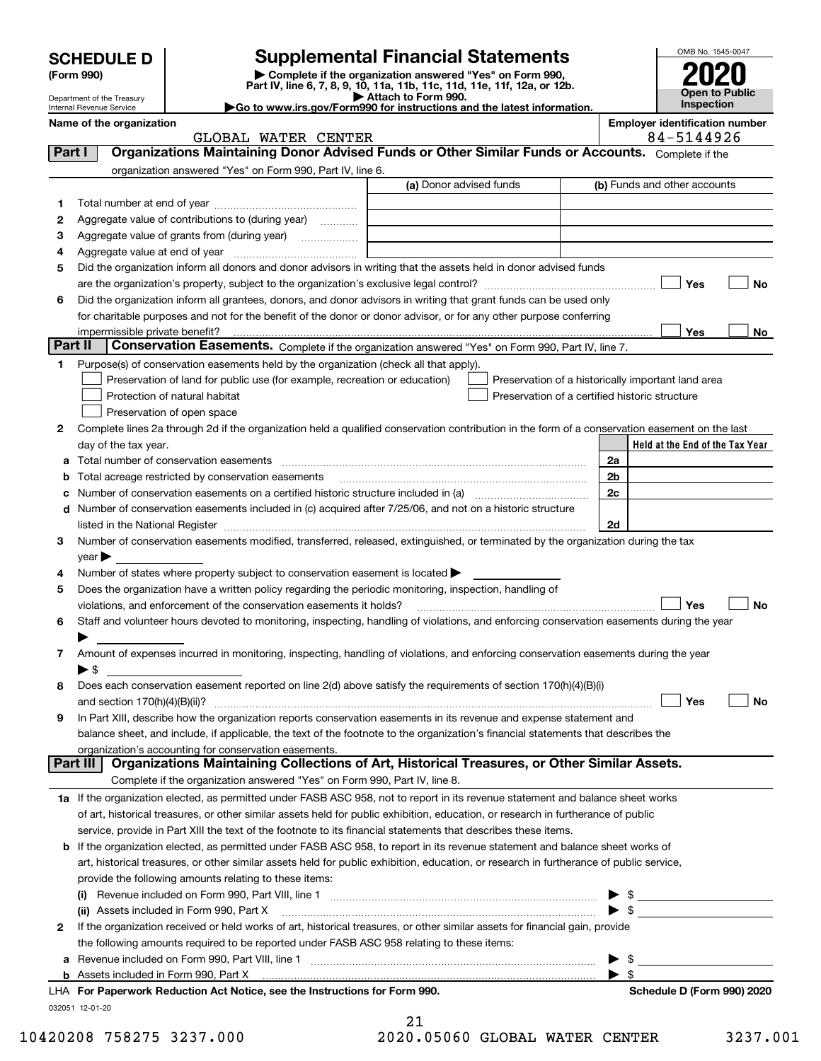# SCHEDULE D (Form 990)

Department of the Treasury
Internal Revenue Service

## Supplemental Financial Statements

▶ Complete if the organization answered "Yes" on Form 990, Part IV, line 6, 7, 8, 9, 10, 11a, 11b, 11c, 11d, 11e, 11f, 12a, or 12b.
▶ Attach to Form 990.
▶Go to www.irs.gov/Form990 for instructions and the latest information.

OMB No. 1545-0047

**2020**

**Open to Public Inspection**

**Name of the organization:** GLOBAL WATER CENTER

**Employer identification number:** 84-5144926

## Part I — Organizations Maintaining Donor Advised Funds or Other Similar Funds or Accounts.

Complete if the organization answered "Yes" on Form 990, Part IV, line 6.

| | | (a) Donor advised funds | (b) Funds and other accounts |
|---|---|---|---|
| 1 | Total number at end of year | | |
| 2 | Aggregate value of contributions to (during year) | | |
| 3 | Aggregate value of grants from (during year) | | |
| 4 | Aggregate value at end of year | | |

5 Did the organization inform all donors and donor advisors in writing that the assets held in donor advised funds are the organization's property, subject to the organization's exclusive legal control? ☐ Yes ☐ No

6 Did the organization inform all grantees, donors, and donor advisors in writing that grant funds can be used only for charitable purposes and not for the benefit of the donor or donor advisor, or for any other purpose conferring impermissible private benefit? ☐ Yes ☐ No

## Part II — Conservation Easements.

Complete if the organization answered "Yes" on Form 990, Part IV, line 7.

1 Purpose(s) of conservation easements held by the organization (check all that apply).

- ☐ Preservation of land for public use (for example, recreation or education)
- ☐ Protection of natural habitat
- ☐ Preservation of open space
- ☐ Preservation of a historically important land area
- ☐ Preservation of a certified historic structure

2 Complete lines 2a through 2d if the organization held a qualified conservation contribution in the form of a conservation easement on the last day of the tax year.

| | | | Held at the End of the Tax Year |
|---|---|---|---|
| a | Total number of conservation easements | 2a | |
| b | Total acreage restricted by conservation easements | 2b | |
| c | Number of conservation easements on a certified historic structure included in (a) | 2c | |
| d | Number of conservation easements included in (c) acquired after 7/25/06, and not on a historic structure listed in the National Register | 2d | |

3 Number of conservation easements modified, transferred, released, extinguished, or terminated by the organization during the tax year ▶

4 Number of states where property subject to conservation easement is located ▶

5 Does the organization have a written policy regarding the periodic monitoring, inspection, handling of violations, and enforcement of the conservation easements it holds? ☐ Yes ☐ No

6 Staff and volunteer hours devoted to monitoring, inspecting, handling of violations, and enforcing conservation easements during the year ▶

7 Amount of expenses incurred in monitoring, inspecting, handling of violations, and enforcing conservation easements during the year ▶ $

8 Does each conservation easement reported on line 2(d) above satisfy the requirements of section 170(h)(4)(B)(i) and section 170(h)(4)(B)(ii)? ☐ Yes ☐ No

9 In Part XIII, describe how the organization reports conservation easements in its revenue and expense statement and balance sheet, and include, if applicable, the text of the footnote to the organization's financial statements that describes the organization's accounting for conservation easements.

## Part III — Organizations Maintaining Collections of Art, Historical Treasures, or Other Similar Assets.

Complete if the organization answered "Yes" on Form 990, Part IV, line 8.

1a If the organization elected, as permitted under FASB ASC 958, not to report in its revenue statement and balance sheet works of art, historical treasures, or other similar assets held for public exhibition, education, or research in furtherance of public service, provide in Part XIII the text of the footnote to its financial statements that describes these items.

b If the organization elected, as permitted under FASB ASC 958, to report in its revenue statement and balance sheet works of art, historical treasures, or other similar assets held for public exhibition, education, or research in furtherance of public service, provide the following amounts relating to these items:

(i) Revenue included on Form 990, Part VIII, line 1 ▶ $

(ii) Assets included in Form 990, Part X ▶ $

2 If the organization received or held works of art, historical treasures, or other similar assets for financial gain, provide the following amounts required to be reported under FASB ASC 958 relating to these items:

a Revenue included on Form 990, Part VIII, line 1 ▶ $

b Assets included in Form 990, Part X ▶ $

LHA For Paperwork Reduction Act Notice, see the Instructions for Form 990. **Schedule D (Form 990) 2020**

032051 12-01-20

10420208 758275 3237.000 2020.05060 GLOBAL WATER CENTER 3237.001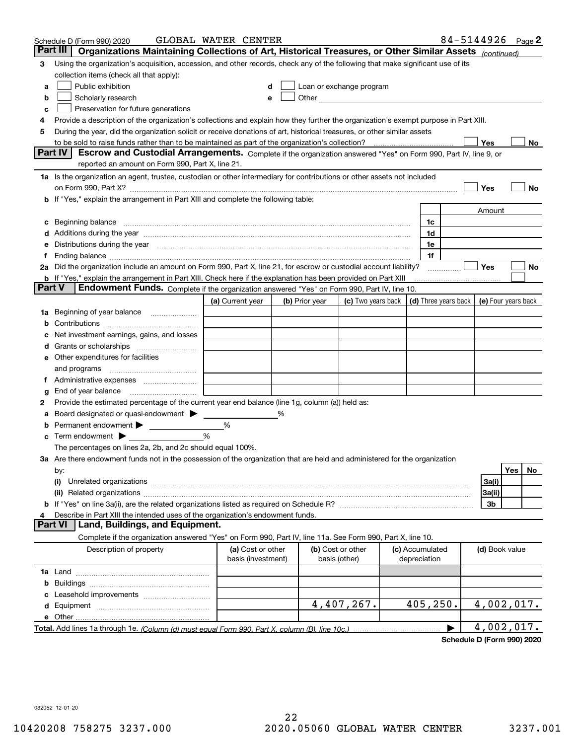Schedule D (Form 990) 2020 GLOBAL WATER CENTER 84-5144926 Page 2

## Part III Organizations Maintaining Collections of Art, Historical Treasures, or Other Similar Assets *(continued)*

**3** Using the organization's acquisition, accession, and other records, check any of the following that make significant use of its collection items (check all that apply):

- **a** ☐ Public exhibition
- **b** ☐ Scholarly research
- **c** ☐ Preservation for future generations
- **d** ☐ Loan or exchange program
- **e** ☐ Other

**4** Provide a description of the organization's collections and explain how they further the organization's exempt purpose in Part XIII.

**5** During the year, did the organization solicit or receive donations of art, historical treasures, or other similar assets to be sold to raise funds rather than to be maintained as part of the organization's collection? ☐ Yes ☐ No

## Part IV Escrow and Custodial Arrangements.

Complete if the organization answered "Yes" on Form 990, Part IV, line 9, or reported an amount on Form 990, Part X, line 21.

**1a** Is the organization an agent, trustee, custodian or other intermediary for contributions or other assets not included on Form 990, Part X? ☐ Yes ☐ No

**b** If "Yes," explain the arrangement in Part XIII and complete the following table:

| | | Amount |
|---|---|---|
| **c** Beginning balance | 1c | |
| **d** Additions during the year | 1d | |
| **e** Distributions during the year | 1e | |
| **f** Ending balance | 1f | |

**2a** Did the organization include an amount on Form 990, Part X, line 21, for escrow or custodial account liability? ☐ Yes ☐ No

**b** If "Yes," explain the arrangement in Part XIII. Check here if the explanation has been provided on Part XIII ☐

## Part V Endowment Funds.

Complete if the organization answered "Yes" on Form 990, Part IV, line 10.

| | (a) Current year | (b) Prior year | (c) Two years back | (d) Three years back | (e) Four years back |
|---|---|---|---|---|---|
| **1a** Beginning of year balance | | | | | |
| **b** Contributions | | | | | |
| **c** Net investment earnings, gains, and losses | | | | | |
| **d** Grants or scholarships | | | | | |
| **e** Other expenditures for facilities and programs | | | | | |
| **f** Administrative expenses | | | | | |
| **g** End of year balance | | | | | |

**2** Provide the estimated percentage of the current year end balance (line 1g, column (a)) held as:

- **a** Board designated or quasi-endowment ▶ _____ %
- **b** Permanent endowment ▶ _____ %
- **c** Term endowment ▶ _____ %

The percentages on lines 2a, 2b, and 2c should equal 100%.

**3a** Are there endowment funds not in the possession of the organization that are held and administered for the organization by:

| | | Yes | No |
|---|---|---|---|
| **(i)** Unrelated organizations | 3a(i) | | |
| **(ii)** Related organizations | 3a(ii) | | |
| **b** If "Yes" on line 3a(ii), are the related organizations listed as required on Schedule R? | 3b | | |

**4** Describe in Part XIII the intended uses of the organization's endowment funds.

## Part VI Land, Buildings, and Equipment.

Complete if the organization answered "Yes" on Form 990, Part IV, line 11a. See Form 990, Part X, line 10.

| Description of property | (a) Cost or other basis (investment) | (b) Cost or other basis (other) | (c) Accumulated depreciation | (d) Book value |
|---|---|---|---|---|
| **1a** Land | | | | |
| **b** Buildings | | | | |
| **c** Leasehold improvements | | | | |
| **d** Equipment | | 4,407,267. | 405,250. | 4,002,017. |
| **e** Other | | | | |
| **Total.** Add lines 1a through 1e. *(Column (d) must equal Form 990, Part X, column (B), line 10c.)* | | | ▶ | 4,002,017. |

**Schedule D (Form 990) 2020**

032052 12-01-20

10420208 758275 3237.000 2020.05060 GLOBAL WATER CENTER 3237.001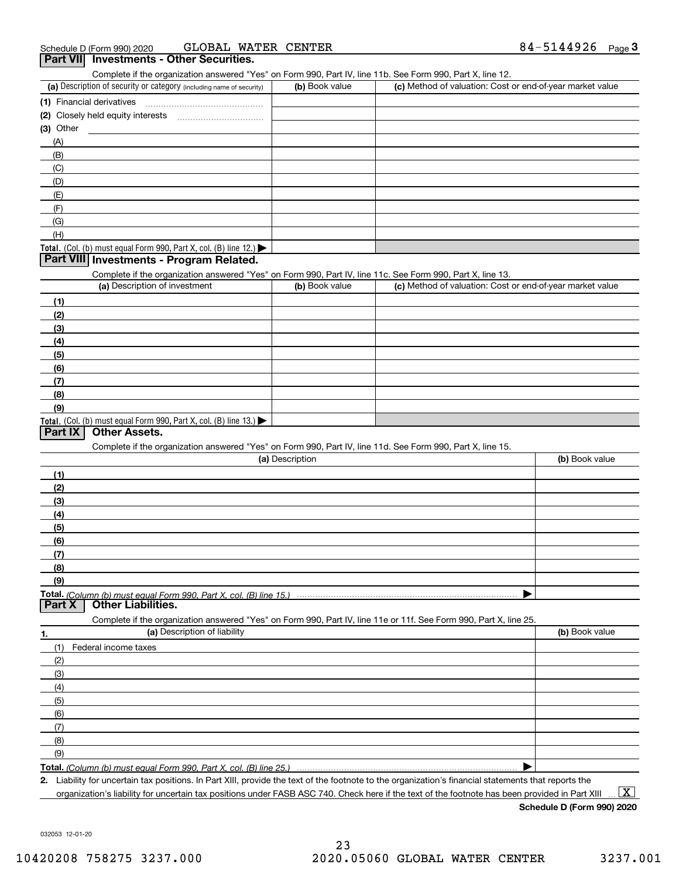Schedule D (Form 990) 2020 GLOBAL WATER CENTER 84-5144926 Page **3**

## Part VII Investments - Other Securities.

Complete if the organization answered "Yes" on Form 990, Part IV, line 11b. See Form 990, Part X, line 12.

| (a) Description of security or category (including name of security) | (b) Book value | (c) Method of valuation: Cost or end-of-year market value |
|---|---|---|
| (1) Financial derivatives | | |
| (2) Closely held equity interests | | |
| (3) Other | | |
| (A) | | |
| (B) | | |
| (C) | | |
| (D) | | |
| (E) | | |
| (F) | | |
| (G) | | |
| (H) | | |
| **Total.** (Col. (b) must equal Form 990, Part X, col. (B) line 12.) ▶ | | |

## Part VIII Investments - Program Related.

Complete if the organization answered "Yes" on Form 990, Part IV, line 11c. See Form 990, Part X, line 13.

| (a) Description of investment | (b) Book value | (c) Method of valuation: Cost or end-of-year market value |
|---|---|---|
| (1) | | |
| (2) | | |
| (3) | | |
| (4) | | |
| (5) | | |
| (6) | | |
| (7) | | |
| (8) | | |
| (9) | | |
| **Total.** (Col. (b) must equal Form 990, Part X, col. (B) line 13.) ▶ | | |

## Part IX Other Assets.

Complete if the organization answered "Yes" on Form 990, Part IV, line 11d. See Form 990, Part X, line 15.

| (a) Description | (b) Book value |
|---|---|
| (1) | |
| (2) | |
| (3) | |
| (4) | |
| (5) | |
| (6) | |
| (7) | |
| (8) | |
| (9) | |
| **Total.** *(Column (b) must equal Form 990, Part X, col. (B) line 15.)* ▶ | |

## Part X Other Liabilities.

Complete if the organization answered "Yes" on Form 990, Part IV, line 11e or 11f. See Form 990, Part X, line 25.

| 1. (a) Description of liability | (b) Book value |
|---|---|
| (1) Federal income taxes | |
| (2) | |
| (3) | |
| (4) | |
| (5) | |
| (6) | |
| (7) | |
| (8) | |
| (9) | |
| **Total.** *(Column (b) must equal Form 990, Part X, col. (B) line 25.)* ▶ | |

**2.** Liability for uncertain tax positions. In Part XIII, provide the text of the footnote to the organization's financial statements that reports the organization's liability for uncertain tax positions under FASB ASC 740. Check here if the text of the footnote has been provided in Part XIII ... [X]

**Schedule D (Form 990) 2020**

032053 12-01-20

10420208 758275 3237.000 2020.05060 GLOBAL WATER CENTER 3237.001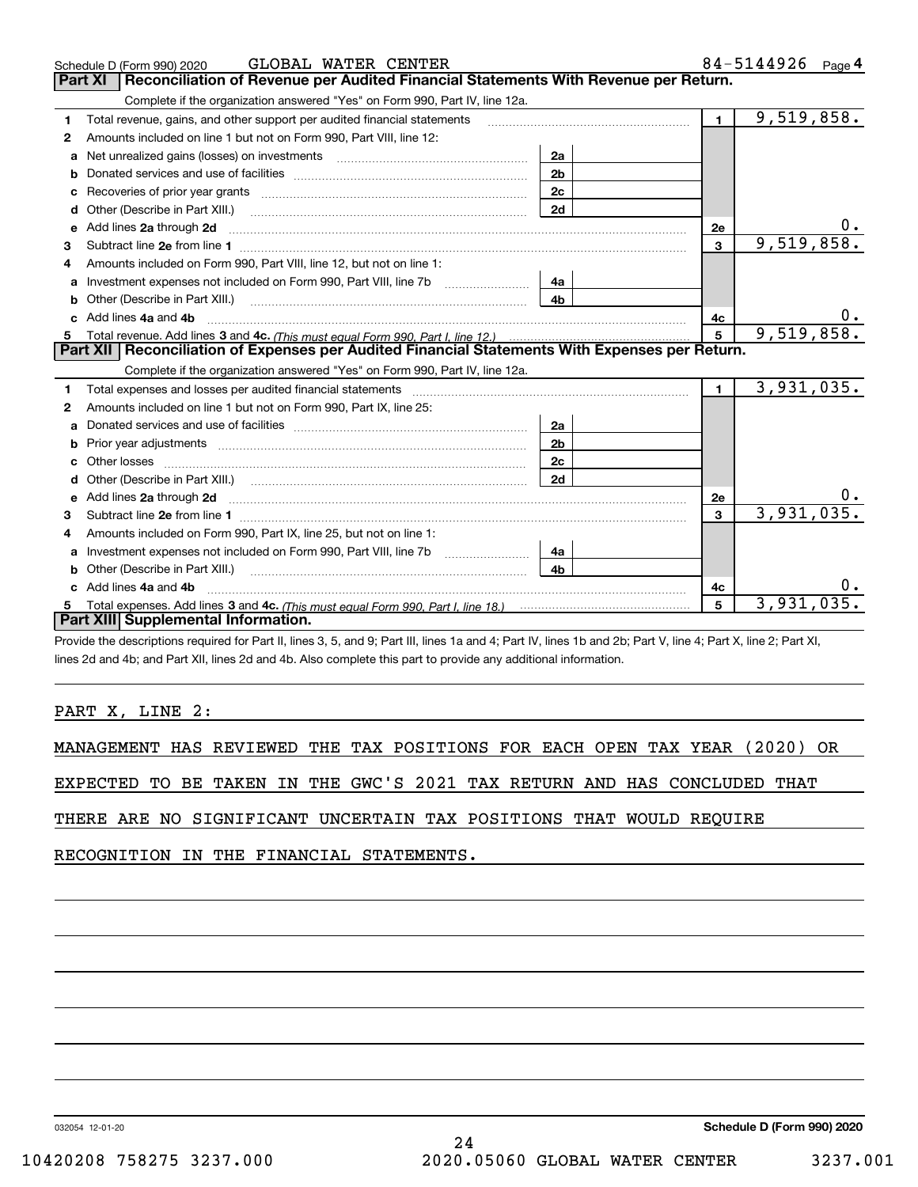Schedule D (Form 990) 2020 GLOBAL WATER CENTER 84-5144926 Page 4

## Part XI Reconciliation of Revenue per Audited Financial Statements With Revenue per Return.

Complete if the organization answered "Yes" on Form 990, Part IV, line 12a.

| | | | | | |
|---|---|---|---|---|---|
| 1 | Total revenue, gains, and other support per audited financial statements | | | 1 | 9,519,858. |
| 2 | Amounts included on line 1 but not on Form 990, Part VIII, line 12: | | | | |
| a | Net unrealized gains (losses) on investments | 2a | | | |
| b | Donated services and use of facilities | 2b | | | |
| c | Recoveries of prior year grants | 2c | | | |
| d | Other (Describe in Part XIII.) | 2d | | | |
| e | Add lines 2a through 2d | | | 2e | 0. |
| 3 | Subtract line 2e from line 1 | | | 3 | 9,519,858. |
| 4 | Amounts included on Form 990, Part VIII, line 12, but not on line 1: | | | | |
| a | Investment expenses not included on Form 990, Part VIII, line 7b | 4a | | | |
| b | Other (Describe in Part XIII.) | 4b | | | |
| c | Add lines 4a and 4b | | | 4c | 0. |
| 5 | Total revenue. Add lines 3 and 4c. *(This must equal Form 990, Part I, line 12.)* | | | 5 | 9,519,858. |

## Part XII Reconciliation of Expenses per Audited Financial Statements With Expenses per Return.

Complete if the organization answered "Yes" on Form 990, Part IV, line 12a.

| | | | | | |
|---|---|---|---|---|---|
| 1 | Total expenses and losses per audited financial statements | | | 1 | 3,931,035. |
| 2 | Amounts included on line 1 but not on Form 990, Part IX, line 25: | | | | |
| a | Donated services and use of facilities | 2a | | | |
| b | Prior year adjustments | 2b | | | |
| c | Other losses | 2c | | | |
| d | Other (Describe in Part XIII.) | 2d | | | |
| e | Add lines 2a through 2d | | | 2e | 0. |
| 3 | Subtract line 2e from line 1 | | | 3 | 3,931,035. |
| 4 | Amounts included on Form 990, Part IX, line 25, but not on line 1: | | | | |
| a | Investment expenses not included on Form 990, Part VIII, line 7b | 4a | | | |
| b | Other (Describe in Part XIII.) | 4b | | | |
| c | Add lines 4a and 4b | | | 4c | 0. |
| 5 | Total expenses. Add lines 3 and 4c. *(This must equal Form 990, Part I, line 18.)* | | | 5 | 3,931,035. |

## Part XIII Supplemental Information.

Provide the descriptions required for Part II, lines 3, 5, and 9; Part III, lines 1a and 4; Part IV, lines 1b and 2b; Part V, line 4; Part X, line 2; Part XI, lines 2d and 4b; and Part XII, lines 2d and 4b. Also complete this part to provide any additional information.

PART X, LINE 2:

MANAGEMENT HAS REVIEWED THE TAX POSITIONS FOR EACH OPEN TAX YEAR (2020) OR EXPECTED TO BE TAKEN IN THE GWC'S 2021 TAX RETURN AND HAS CONCLUDED THAT THERE ARE NO SIGNIFICANT UNCERTAIN TAX POSITIONS THAT WOULD REQUIRE RECOGNITION IN THE FINANCIAL STATEMENTS.

032054 12-01-20 **Schedule D (Form 990) 2020**

10420208 758275 3237.000 2020.05060 GLOBAL WATER CENTER 3237.001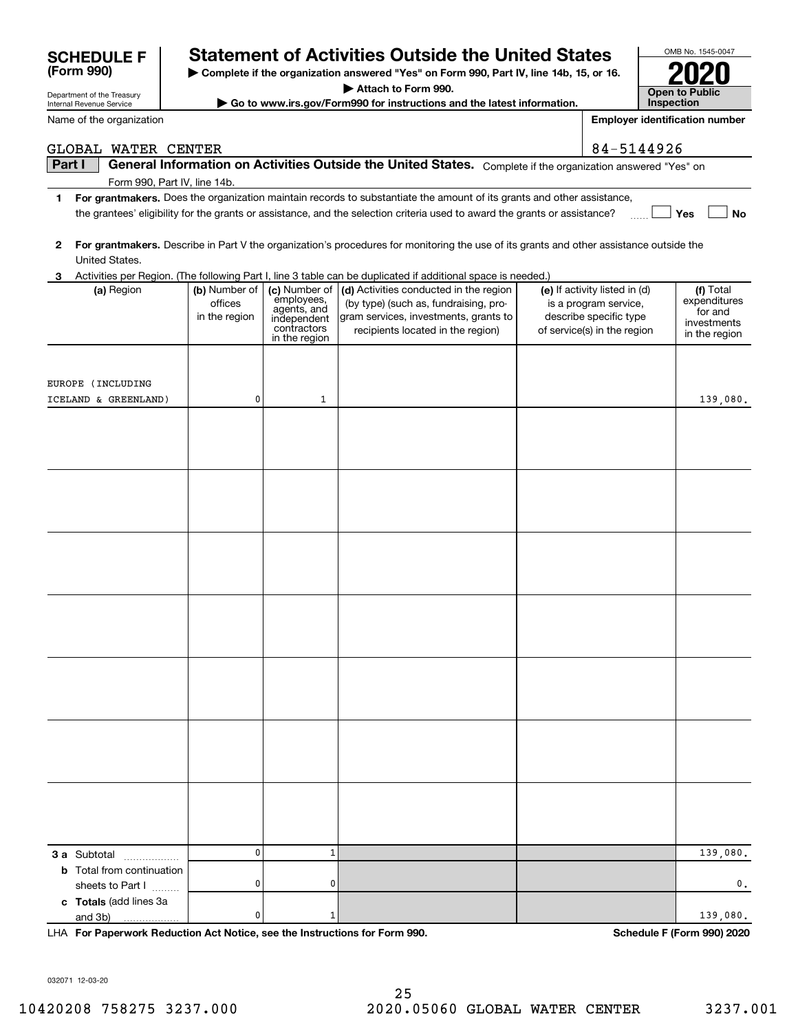# SCHEDULE F (Form 990)

Department of the Treasury
Internal Revenue Service

## Statement of Activities Outside the United States

▶ Complete if the organization answered "Yes" on Form 990, Part IV, line 14b, 15, or 16.
▶ Attach to Form 990.
▶ Go to www.irs.gov/Form990 for instructions and the latest information.

OMB No. 1545-0047

**2020**

**Open to Public Inspection**

Name of the organization: GLOBAL WATER CENTER

Employer identification number: 84-5144926

**Part I** **General Information on Activities Outside the United States.** Complete if the organization answered "Yes" on Form 990, Part IV, line 14b.

1 **For grantmakers.** Does the organization maintain records to substantiate the amount of its grants and other assistance, the grantees' eligibility for the grants or assistance, and the selection criteria used to award the grants or assistance? ☐ Yes ☐ No

2 **For grantmakers.** Describe in Part V the organization's procedures for monitoring the use of its grants and other assistance outside the United States.

3 Activities per Region. (The following Part I, line 3 table can be duplicated if additional space is needed.)

| (a) Region | (b) Number of offices in the region | (c) Number of employees, agents, and independent contractors in the region | (d) Activities conducted in the region (by type) (such as, fundraising, program services, investments, grants to recipients located in the region) | (e) If activity listed in (d) is a program service, describe specific type of service(s) in the region | (f) Total expenditures for and investments in the region |
|---|---|---|---|---|---|
| EUROPE (INCLUDING ICELAND & GREENLAND) | 0 | 1 | | | 139,080. |
| | | | | | |
| | | | | | |
| | | | | | |
| | | | | | |
| | | | | | |
| | | | | | |
| | | | | | |
| **3 a** Subtotal | 0 | 1 | | | 139,080. |
| **b** Total from continuation sheets to Part I | 0 | 0 | | | 0. |
| **c Totals** (add lines 3a and 3b) | 0 | 1 | | | 139,080. |

LHA **For Paperwork Reduction Act Notice, see the Instructions for Form 990.** **Schedule F (Form 990) 2020**

032071 12-03-20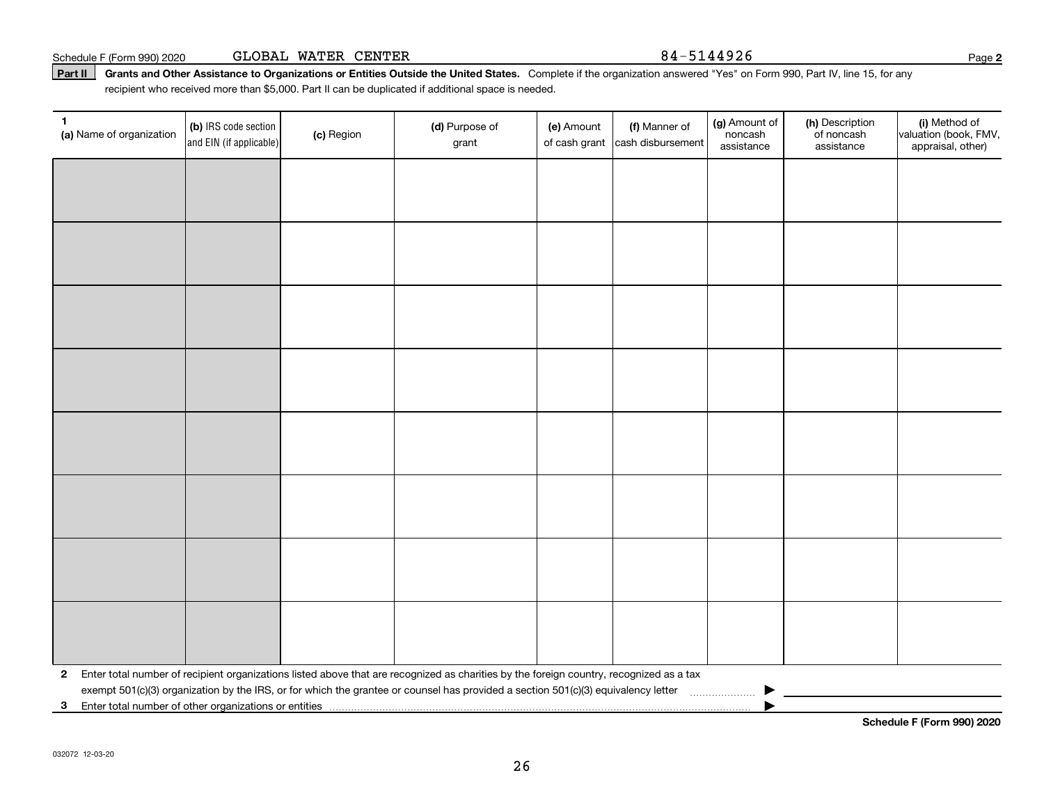Schedule F (Form 990) 2020 GLOBAL WATER CENTER 84-5144926 Page **2**

**Part II** **Grants and Other Assistance to Organizations or Entities Outside the United States.** Complete if the organization answered "Yes" on Form 990, Part IV, line 15, for any recipient who received more than $5,000. Part II can be duplicated if additional space is needed.

| **1** **(a)** Name of organization | **(b)** IRS code section and EIN (if applicable) | **(c)** Region | **(d)** Purpose of grant | **(e)** Amount of cash grant | **(f)** Manner of cash disbursement | **(g)** Amount of noncash assistance | **(h)** Description of noncash assistance | **(i)** Method of valuation (book, FMV, appraisal, other) |
|---|---|---|---|---|---|---|---|---|
| | | | | | | | | |
| | | | | | | | | |
| | | | | | | | | |
| | | | | | | | | |
| | | | | | | | | |
| | | | | | | | | |
| | | | | | | | | |
| | | | | | | | | |

**2** Enter total number of recipient organizations listed above that are recognized as charities by the foreign country, recognized as a tax exempt 501(c)(3) organization by the IRS, or for which the grantee or counsel has provided a section 501(c)(3) equivalency letter ▶

**3** Enter total number of other organizations or entities ▶

**Schedule F (Form 990) 2020**

032072 12-03-20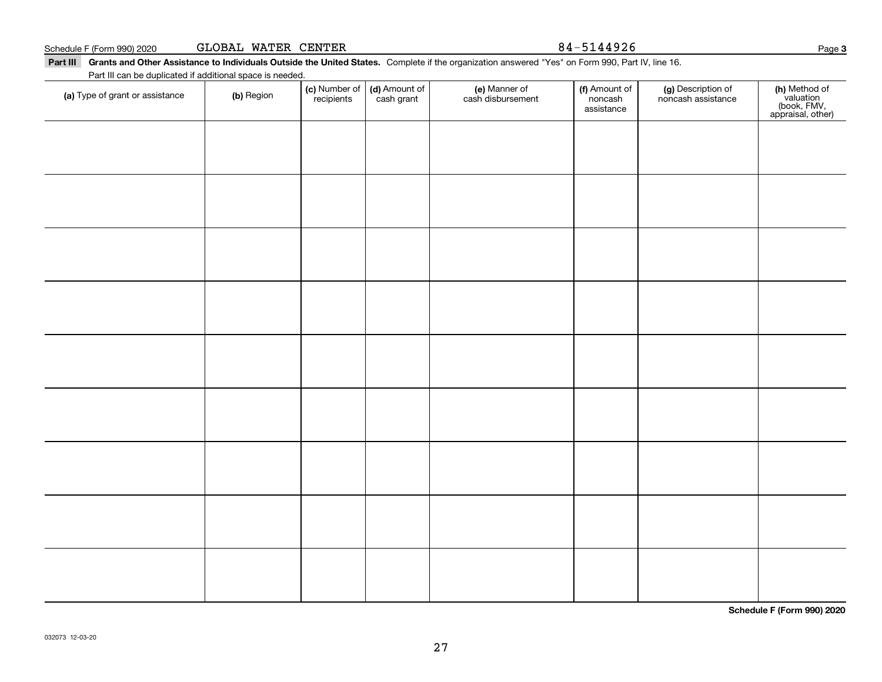Schedule F (Form 990) 2020 GLOBAL WATER CENTER 84-5144926 Page **3**

**Part III Grants and Other Assistance to Individuals Outside the United States.** Complete if the organization answered "Yes" on Form 990, Part IV, line 16.

Part III can be duplicated if additional space is needed.

| **(a)** Type of grant or assistance | **(b)** Region | **(c)** Number of recipients | **(d)** Amount of cash grant | **(e)** Manner of cash disbursement | **(f)** Amount of noncash assistance | **(g)** Description of noncash assistance | **(h)** Method of valuation (book, FMV, appraisal, other) |
|---|---|---|---|---|---|---|---|
| | | | | | | | |
| | | | | | | | |
| | | | | | | | |
| | | | | | | | |
| | | | | | | | |
| | | | | | | | |
| | | | | | | | |
| | | | | | | | |
| | | | | | | | |

**Schedule F (Form 990) 2020**

032073 12-03-20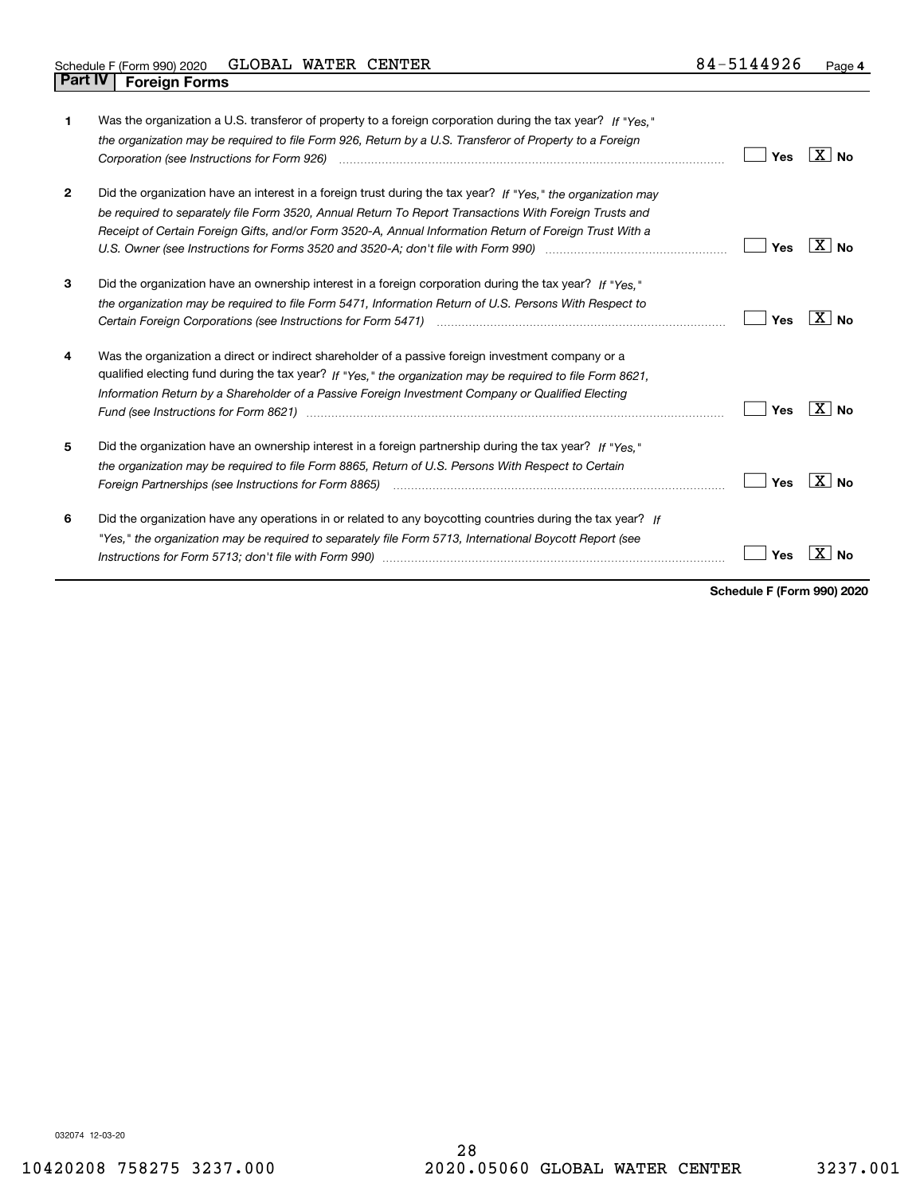Schedule F (Form 990) 2020 GLOBAL WATER CENTER 84-5144926

## Part IV Foreign Forms

| | | Yes | No |
|---|---|---|---|
| **1** | Was the organization a U.S. transferor of property to a foreign corporation during the tax year? *If "Yes," the organization may be required to file Form 926, Return by a U.S. Transferor of Property to a Foreign Corporation (see Instructions for Form 926)* | | X |
| **2** | Did the organization have an interest in a foreign trust during the tax year? *If "Yes," the organization may be required to separately file Form 3520, Annual Return To Report Transactions With Foreign Trusts and Receipt of Certain Foreign Gifts, and/or Form 3520-A, Annual Information Return of Foreign Trust With a U.S. Owner (see Instructions for Forms 3520 and 3520-A; don't file with Form 990)* | | X |
| **3** | Did the organization have an ownership interest in a foreign corporation during the tax year? *If "Yes," the organization may be required to file Form 5471, Information Return of U.S. Persons With Respect to Certain Foreign Corporations (see Instructions for Form 5471)* | | X |
| **4** | Was the organization a direct or indirect shareholder of a passive foreign investment company or a qualified electing fund during the tax year? *If "Yes," the organization may be required to file Form 8621, Information Return by a Shareholder of a Passive Foreign Investment Company or Qualified Electing Fund (see Instructions for Form 8621)* | | X |
| **5** | Did the organization have an ownership interest in a foreign partnership during the tax year? *If "Yes," the organization may be required to file Form 8865, Return of U.S. Persons With Respect to Certain Foreign Partnerships (see Instructions for Form 8865)* | | X |
| **6** | Did the organization have any operations in or related to any boycotting countries during the tax year? *If "Yes," the organization may be required to separately file Form 5713, International Boycott Report (see Instructions for Form 5713; don't file with Form 990)* | | X |

**Schedule F (Form 990) 2020**

032074 12-03-20

10420208 758275 3237.000 2020.05060 GLOBAL WATER CENTER 3237.001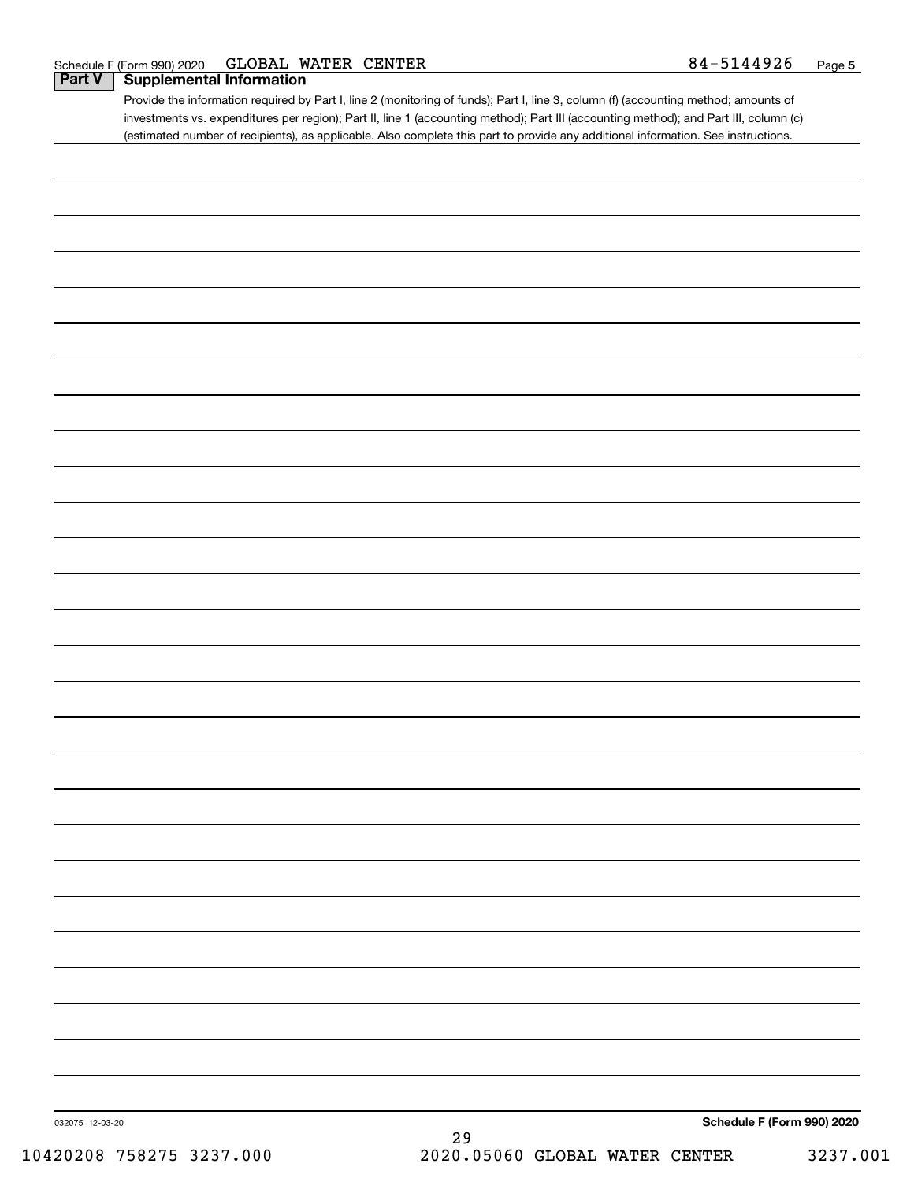Schedule F (Form 990) 2020 GLOBAL WATER CENTER 84-5144926 Page 5

## Part V Supplemental Information

Provide the information required by Part I, line 2 (monitoring of funds); Part I, line 3, column (f) (accounting method; amounts of investments vs. expenditures per region); Part II, line 1 (accounting method); Part III (accounting method); and Part III, column (c) (estimated number of recipients), as applicable. Also complete this part to provide any additional information. See instructions.

032075 12-03-20

**Schedule F (Form 990) 2020**

10420208 758275 3237.000 2020.05060 GLOBAL WATER CENTER 3237.001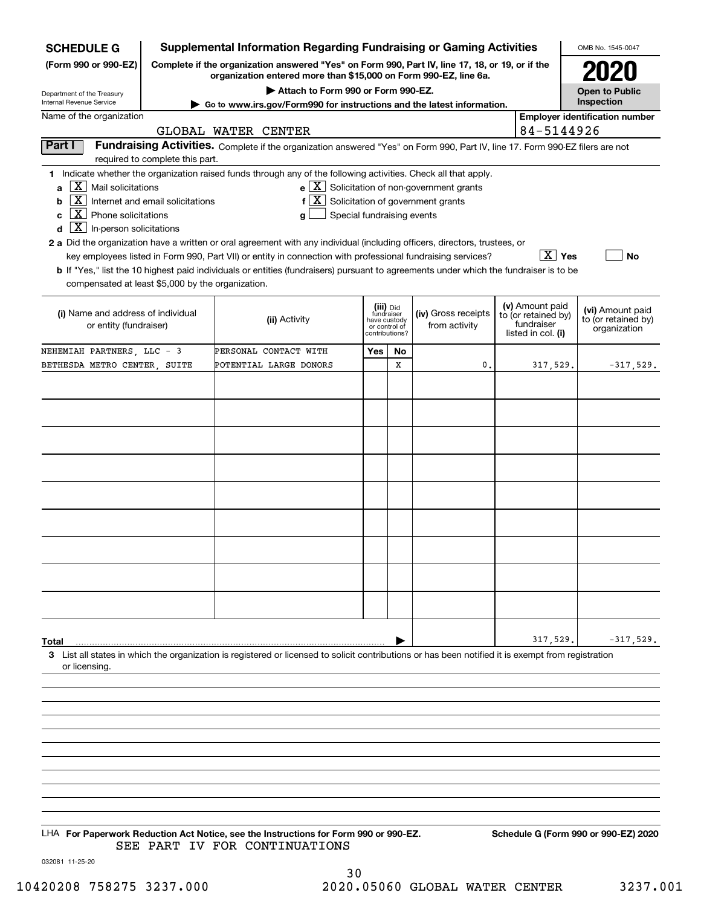**SCHEDULE G (Form 990 or 990-EZ)**

Department of the Treasury
Internal Revenue Service

# Supplemental Information Regarding Fundraising or Gaming Activities

**Complete if the organization answered "Yes" on Form 990, Part IV, line 17, 18, or 19, or if the organization entered more than $15,000 on Form 990-EZ, line 6a.**

**▶ Attach to Form 990 or Form 990-EZ.**

**▶ Go to www.irs.gov/Form990 for instructions and the latest information.**

OMB No. 1545-0047

**2020**

**Open to Public Inspection**

Name of the organization: GLOBAL WATER CENTER

**Employer identification number**: 84-5144926

**Part I — Fundraising Activities.** Complete if the organization answered "Yes" on Form 990, Part IV, line 17. Form 990-EZ filers are not required to complete this part.

**1** Indicate whether the organization raised funds through any of the following activities. Check all that apply.

- **a** [X] Mail solicitations
- **b** [X] Internet and email solicitations
- **c** [X] Phone solicitations
- **d** [X] In-person solicitations
- **e** [X] Solicitation of non-government grants
- **f** [X] Solicitation of government grants
- **g** [ ] Special fundraising events

**2 a** Did the organization have a written or oral agreement with any individual (including officers, directors, trustees, or key employees listed in Form 990, Part VII) or entity in connection with professional fundraising services? [X] **Yes** [ ] **No**

**b** If "Yes," list the 10 highest paid individuals or entities (fundraisers) pursuant to agreements under which the fundraiser is to be compensated at least $5,000 by the organization.

| (i) Name and address of individual or entity (fundraiser) | (ii) Activity | (iii) Did fundraiser have custody or control of contributions? Yes | No | (iv) Gross receipts from activity | (v) Amount paid to (or retained by) fundraiser listed in col. (i) | (vi) Amount paid to (or retained by) organization |
|---|---|---|---|---|---|---|
| NEHEMIAH PARTNERS, LLC - 3 BETHESDA METRO CENTER, SUITE | PERSONAL CONTACT WITH POTENTIAL LARGE DONORS | | X | 0. | 317,529. | -317,529. |
| | | | | | | |
| | | | | | | |
| | | | | | | |
| | | | | | | |
| | | | | | | |
| | | | | | | |
| | | | | | | |
| | | | | | | |
| | | | | | | |
| **Total** ▶ | | | | | 317,529. | -317,529. |

**3** List all states in which the organization is registered or licensed to solicit contributions or has been notified it is exempt from registration or licensing.

LHA **For Paperwork Reduction Act Notice, see the Instructions for Form 990 or 990-EZ.** **Schedule G (Form 990 or 990-EZ) 2020**

SEE PART IV FOR CONTINUATIONS

032081 11-25-20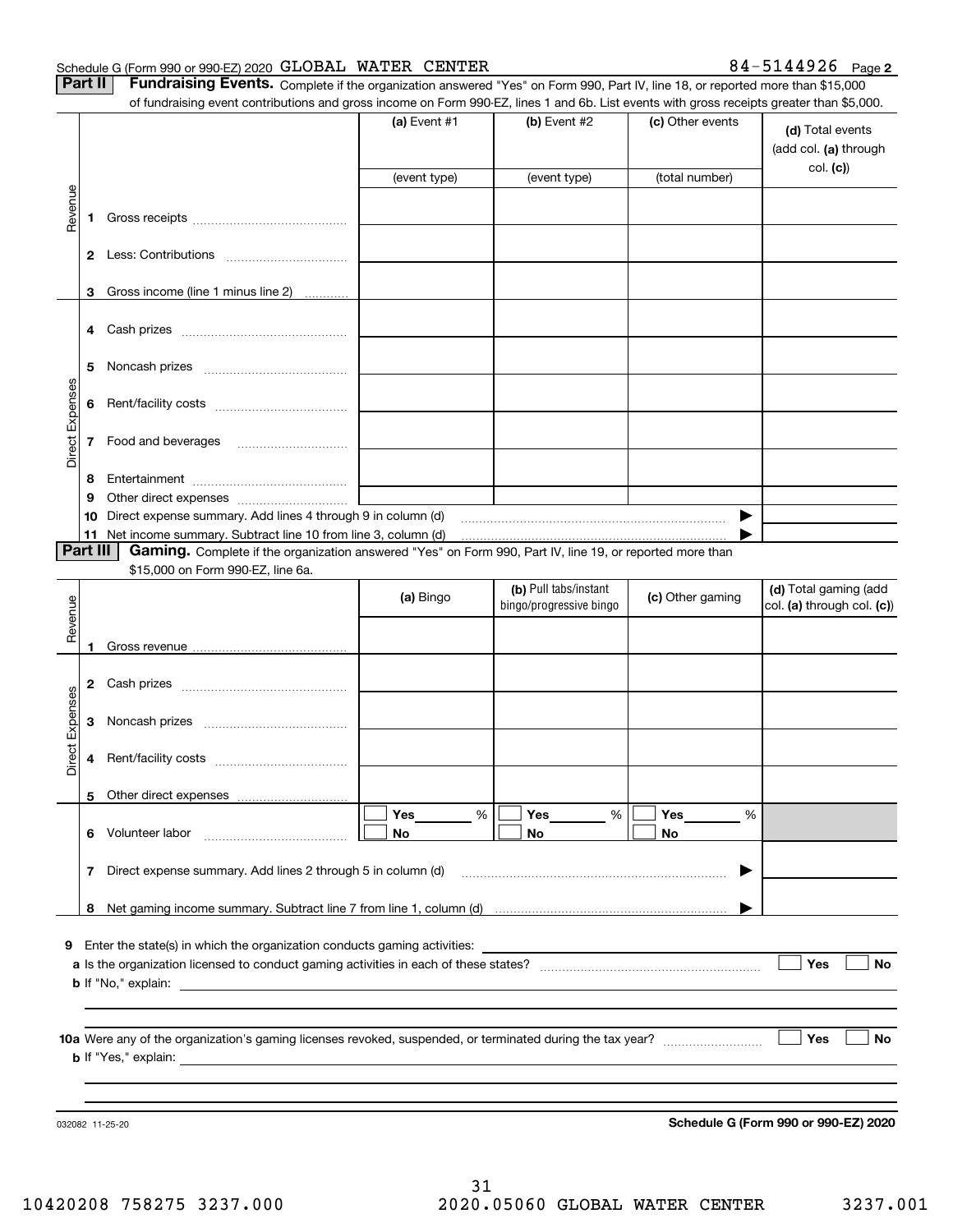Schedule G (Form 990 or 990-EZ) 2020 GLOBAL WATER CENTER 84-5144926 Page 2

**Part II** **Fundraising Events.** Complete if the organization answered "Yes" on Form 990, Part IV, line 18, or reported more than $15,000 of fundraising event contributions and gross income on Form 990-EZ, lines 1 and 6b. List events with gross receipts greater than $5,000.

| | | (a) Event #1 | (b) Event #2 | (c) Other events | (d) Total events (add col. (a) through col. (c)) |
|---|---|---|---|---|---|
| | | (event type) | (event type) | (total number) | |
| Revenue | 1 Gross receipts | | | | |
| | 2 Less: Contributions | | | | |
| | 3 Gross income (line 1 minus line 2) | | | | |
| Direct Expenses | 4 Cash prizes | | | | |
| | 5 Noncash prizes | | | | |
| | 6 Rent/facility costs | | | | |
| | 7 Food and beverages | | | | |
| | 8 Entertainment | | | | |
| | 9 Other direct expenses | | | | |
| | 10 Direct expense summary. Add lines 4 through 9 in column (d) | | | ▶ | |
| | 11 Net income summary. Subtract line 10 from line 3, column (d) | | | ▶ | |

**Part III** **Gaming.** Complete if the organization answered "Yes" on Form 990, Part IV, line 19, or reported more than $15,000 on Form 990-EZ, line 6a.

| | | (a) Bingo | (b) Pull tabs/instant bingo/progressive bingo | (c) Other gaming | (d) Total gaming (add col. (a) through col. (c)) |
|---|---|---|---|---|---|
| Revenue | 1 Gross revenue | | | | |
| Direct Expenses | 2 Cash prizes | | | | |
| | 3 Noncash prizes | | | | |
| | 4 Rent/facility costs | | | | |
| | 5 Other direct expenses | | | | |
| | 6 Volunteer labor | ☐ Yes ____ % ☐ No | ☐ Yes ____ % ☐ No | ☐ Yes ____ % ☐ No | |
| | 7 Direct expense summary. Add lines 2 through 5 in column (d) | | | ▶ | |
| | 8 Net gaming income summary. Subtract line 7 from line 1, column (d) | | | ▶ | |

**9** Enter the state(s) in which the organization conducts gaming activities: ____________________

**a** Is the organization licensed to conduct gaming activities in each of these states? ☐ Yes ☐ No

**b** If "No," explain: ____________________

**10a** Were any of the organization's gaming licenses revoked, suspended, or terminated during the tax year? ☐ Yes ☐ No

**b** If "Yes," explain: ____________________

032082 11-25-20 **Schedule G (Form 990 or 990-EZ) 2020**

10420208 758275 3237.000 2020.05060 GLOBAL WATER CENTER 3237.001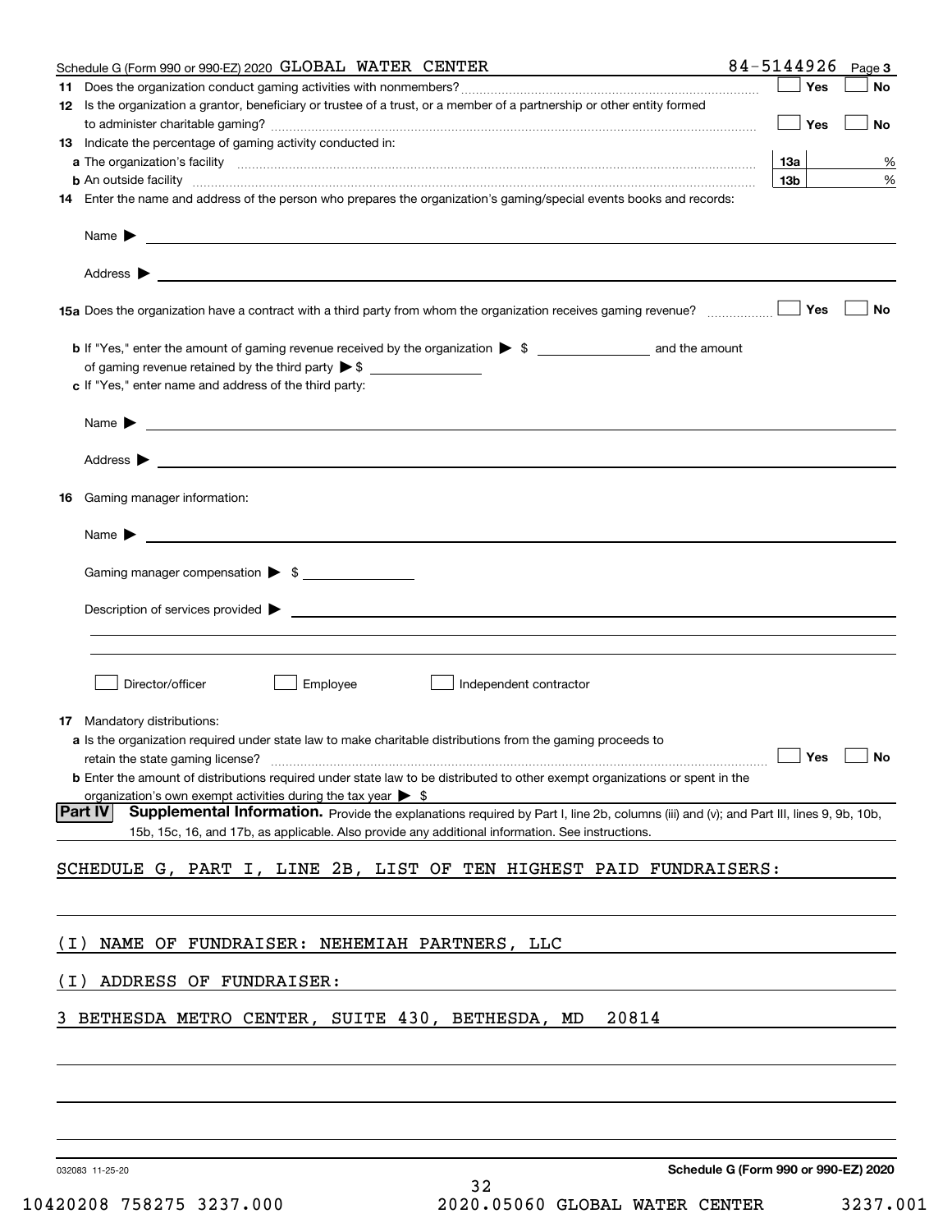Schedule G (Form 990 or 990-EZ) 2020 GLOBAL WATER CENTER 84-5144926 Page 3

**11** Does the organization conduct gaming activities with nonmembers? ☐ Yes ☐ No

**12** Is the organization a grantor, beneficiary or trustee of a trust, or a member of a partnership or other entity formed to administer charitable gaming? ☐ Yes ☐ No

**13** Indicate the percentage of gaming activity conducted in:

**a** The organization's facility **13a** %

**b** An outside facility **13b** %

**14** Enter the name and address of the person who prepares the organization's gaming/special events books and records:

Name ▶

Address ▶

**15a** Does the organization have a contract with a third party from whom the organization receives gaming revenue? ☐ Yes ☐ No

**b** If "Yes," enter the amount of gaming revenue received by the organization ▶ $ ________ and the amount of gaming revenue retained by the third party ▶ $ ________

**c** If "Yes," enter name and address of the third party:

Name ▶

Address ▶

**16** Gaming manager information:

Name ▶

Gaming manager compensation ▶ $

Description of services provided ▶

☐ Director/officer ☐ Employee ☐ Independent contractor

**17** Mandatory distributions:

**a** Is the organization required under state law to make charitable distributions from the gaming proceeds to retain the state gaming license? ☐ Yes ☐ No

**b** Enter the amount of distributions required under state law to be distributed to other exempt organizations or spent in the organization's own exempt activities during the tax year ▶ $

**Part IV** **Supplemental Information.** Provide the explanations required by Part I, line 2b, columns (iii) and (v); and Part III, lines 9, 9b, 10b, 15b, 15c, 16, and 17b, as applicable. Also provide any additional information. See instructions.

SCHEDULE G, PART I, LINE 2B, LIST OF TEN HIGHEST PAID FUNDRAISERS:

(I) NAME OF FUNDRAISER: NEHEMIAH PARTNERS, LLC

(I) ADDRESS OF FUNDRAISER:

3 BETHESDA METRO CENTER, SUITE 430, BETHESDA, MD 20814

032083 11-25-20 **Schedule G (Form 990 or 990-EZ) 2020**

10420208 758275 3237.000 2020.05060 GLOBAL WATER CENTER 3237.001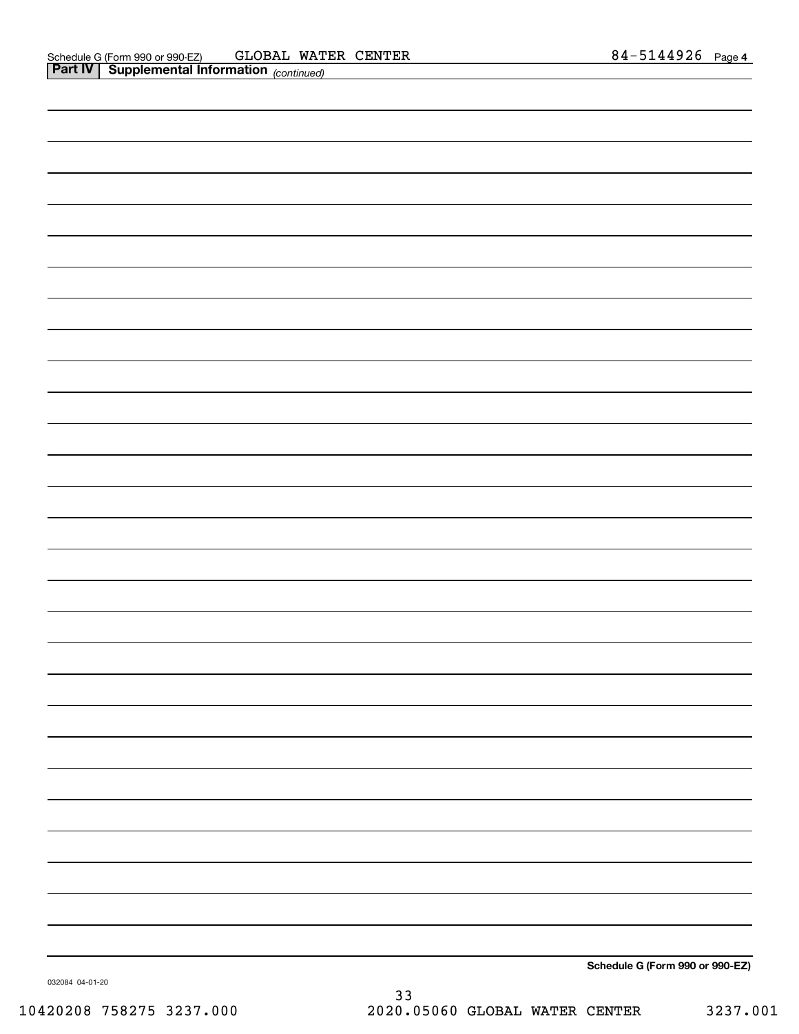Schedule G (Form 990 or 990-EZ) GLOBAL WATER CENTER 84-5144926 Page 4

**Part IV | Supplemental Information** *(continued)*

**Schedule G (Form 990 or 990-EZ)**

032084 04-01-20

10420208 758275 3237.000 2020.05060 GLOBAL WATER CENTER 3237.001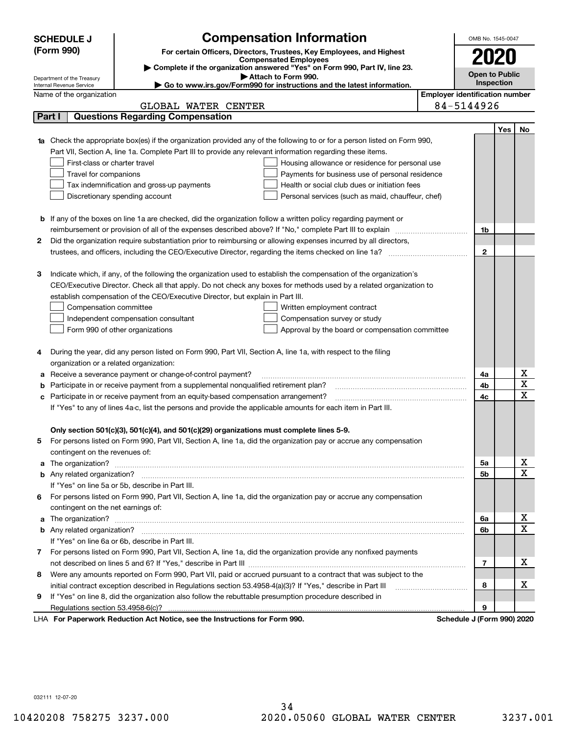**SCHEDULE J (Form 990)**

Department of the Treasury
Internal Revenue Service

# Compensation Information

**For certain Officers, Directors, Trustees, Key Employees, and Highest Compensated Employees**

▶ Complete if the organization answered "Yes" on Form 990, Part IV, line 23.
▶ Attach to Form 990.
▶ Go to www.irs.gov/Form990 for instructions and the latest information.

OMB No. 1545-0047

**2020**

**Open to Public Inspection**

Name of the organization: GLOBAL WATER CENTER

Employer identification number: 84-5144926

## Part I | Questions Regarding Compensation

| | | | Yes | No |
|---|---|---|---|---|
| **1a** | Check the appropriate box(es) if the organization provided any of the following to or for a person listed on Form 990, Part VII, Section A, line 1a. Complete Part III to provide any relevant information regarding these items.<br>☐ First-class or charter travel ☐ Housing allowance or residence for personal use<br>☐ Travel for companions ☐ Payments for business use of personal residence<br>☐ Tax indemnification and gross-up payments ☐ Health or social club dues or initiation fees<br>☐ Discretionary spending account ☐ Personal services (such as maid, chauffeur, chef) | | | |
| **b** | If any of the boxes on line 1a are checked, did the organization follow a written policy regarding payment or reimbursement or provision of all of the expenses described above? If "No," complete Part III to explain | 1b | | |
| **2** | Did the organization require substantiation prior to reimbursing or allowing expenses incurred by all directors, trustees, and officers, including the CEO/Executive Director, regarding the items checked on line 1a? | 2 | | |
| **3** | Indicate which, if any, of the following the organization used to establish the compensation of the organization's CEO/Executive Director. Check all that apply. Do not check any boxes for methods used by a related organization to establish compensation of the CEO/Executive Director, but explain in Part III.<br>☐ Compensation committee ☐ Written employment contract<br>☐ Independent compensation consultant ☐ Compensation survey or study<br>☐ Form 990 of other organizations ☐ Approval by the board or compensation committee | | | |
| **4** | During the year, did any person listed on Form 990, Part VII, Section A, line 1a, with respect to the filing organization or a related organization: | | | |
| **a** | Receive a severance payment or change-of-control payment? | 4a | | X |
| **b** | Participate in or receive payment from a supplemental nonqualified retirement plan? | 4b | | X |
| **c** | Participate in or receive payment from an equity-based compensation arrangement? | 4c | | X |
| | If "Yes" to any of lines 4a-c, list the persons and provide the applicable amounts for each item in Part III. | | | |
| | **Only section 501(c)(3), 501(c)(4), and 501(c)(29) organizations must complete lines 5-9.** | | | |
| **5** | For persons listed on Form 990, Part VII, Section A, line 1a, did the organization pay or accrue any compensation contingent on the revenues of: | | | |
| **a** | The organization? | 5a | | X |
| **b** | Any related organization? | 5b | | X |
| | If "Yes" on line 5a or 5b, describe in Part III. | | | |
| **6** | For persons listed on Form 990, Part VII, Section A, line 1a, did the organization pay or accrue any compensation contingent on the net earnings of: | | | |
| **a** | The organization? | 6a | | X |
| **b** | Any related organization? | 6b | | X |
| | If "Yes" on line 6a or 6b, describe in Part III. | | | |
| **7** | For persons listed on Form 990, Part VII, Section A, line 1a, did the organization provide any nonfixed payments not described on lines 5 and 6? If "Yes," describe in Part III | 7 | | X |
| **8** | Were any amounts reported on Form 990, Part VII, paid or accrued pursuant to a contract that was subject to the initial contract exception described in Regulations section 53.4958-4(a)(3)? If "Yes," describe in Part III | 8 | | X |
| **9** | If "Yes" on line 8, did the organization also follow the rebuttable presumption procedure described in Regulations section 53.4958-6(c)? | 9 | | |

LHA **For Paperwork Reduction Act Notice, see the Instructions for Form 990.** **Schedule J (Form 990) 2020**

032111 12-07-20

10420208 758275 3237.000 2020.05060 GLOBAL WATER CENTER 3237.001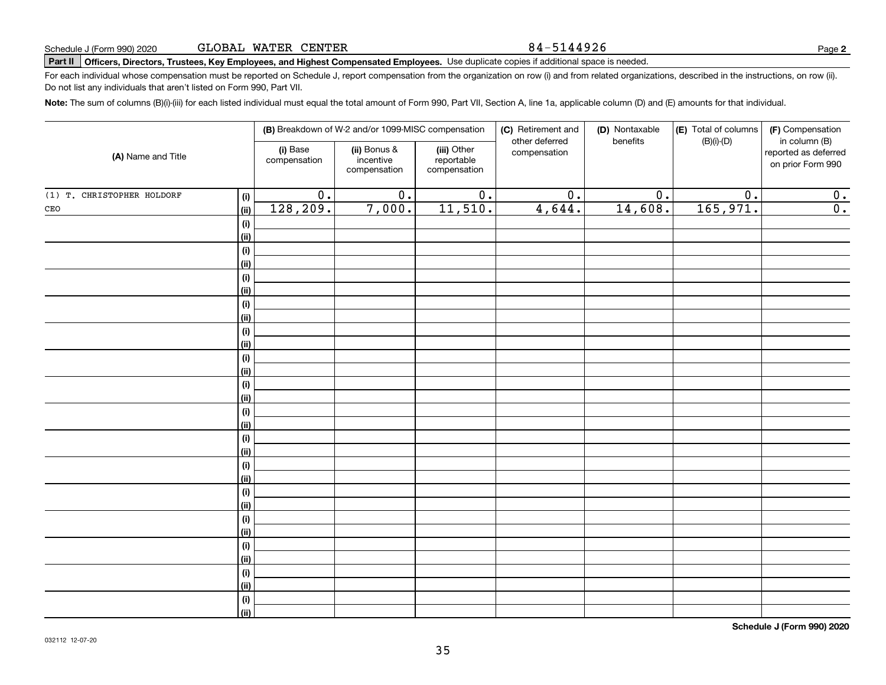Schedule J (Form 990) 2020 GLOBAL WATER CENTER 84-5144926

**Part II** **Officers, Directors, Trustees, Key Employees, and Highest Compensated Employees.** Use duplicate copies if additional space is needed.

For each individual whose compensation must be reported on Schedule J, report compensation from the organization on row (i) and from related organizations, described in the instructions, on row (ii). Do not list any individuals that aren't listed on Form 990, Part VII.

**Note:** The sum of columns (B)(i)-(iii) for each listed individual must equal the total amount of Form 990, Part VII, Section A, line 1a, applicable column (D) and (E) amounts for that individual.

| (A) Name and Title | | (B) Breakdown of W-2 and/or 1099-MISC compensation | | | (C) Retirement and other deferred compensation | (D) Nontaxable benefits | (E) Total of columns (B)(i)-(D) | (F) Compensation in column (B) reported as deferred on prior Form 990 |
|---|---|---|---|---|---|---|---|---|
| | | (i) Base compensation | (ii) Bonus & incentive compensation | (iii) Other reportable compensation | | | | |
| (1) T. CHRISTOPHER HOLDORF | (i) | 0. | 0. | 0. | 0. | 0. | 0. | 0. |
| CEO | (ii) | 128,209. | 7,000. | 11,510. | 4,644. | 14,608. | 165,971. | 0. |
| | (i) | | | | | | | |
| | (ii) | | | | | | | |
| | (i) | | | | | | | |
| | (ii) | | | | | | | |
| | (i) | | | | | | | |
| | (ii) | | | | | | | |
| | (i) | | | | | | | |
| | (ii) | | | | | | | |
| | (i) | | | | | | | |
| | (ii) | | | | | | | |
| | (i) | | | | | | | |
| | (ii) | | | | | | | |
| | (i) | | | | | | | |
| | (ii) | | | | | | | |
| | (i) | | | | | | | |
| | (ii) | | | | | | | |
| | (i) | | | | | | | |
| | (ii) | | | | | | | |
| | (i) | | | | | | | |
| | (ii) | | | | | | | |
| | (i) | | | | | | | |
| | (ii) | | | | | | | |
| | (i) | | | | | | | |
| | (ii) | | | | | | | |
| | (i) | | | | | | | |
| | (ii) | | | | | | | |
| | (i) | | | | | | | |
| | (ii) | | | | | | | |
| | (i) | | | | | | | |
| | (ii) | | | | | | | |

**Schedule J (Form 990) 2020**

032112 12-07-20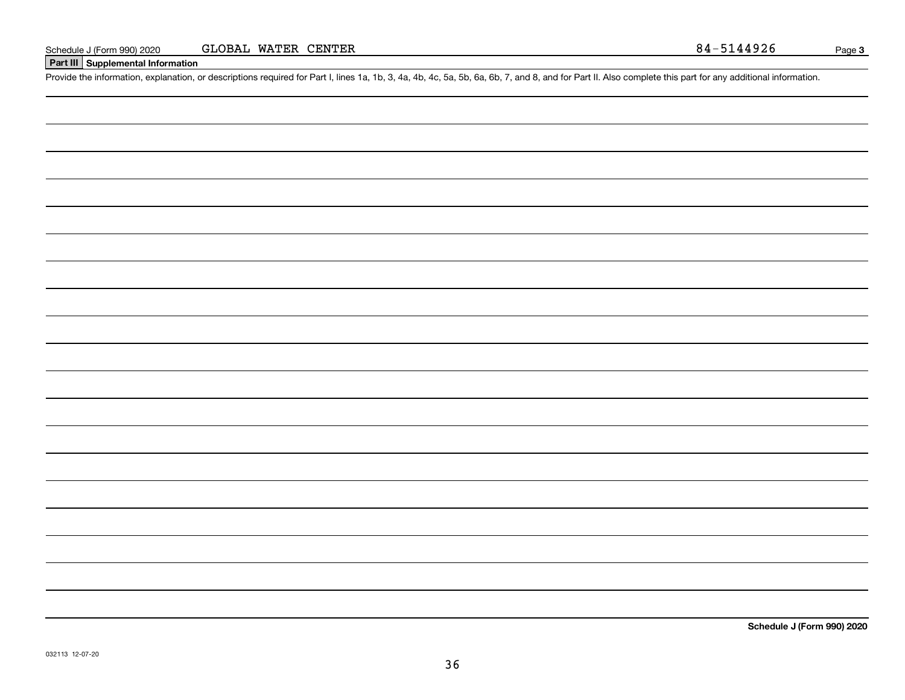Schedule J (Form 990) 2020 GLOBAL WATER CENTER 84-5144926 Page **3**

## Part III Supplemental Information

Provide the information, explanation, or descriptions required for Part I, lines 1a, 1b, 3, 4a, 4b, 4c, 5a, 5b, 6a, 6b, 7, and 8, and for Part II. Also complete this part for any additional information.

**Schedule J (Form 990) 2020**

032113 12-07-20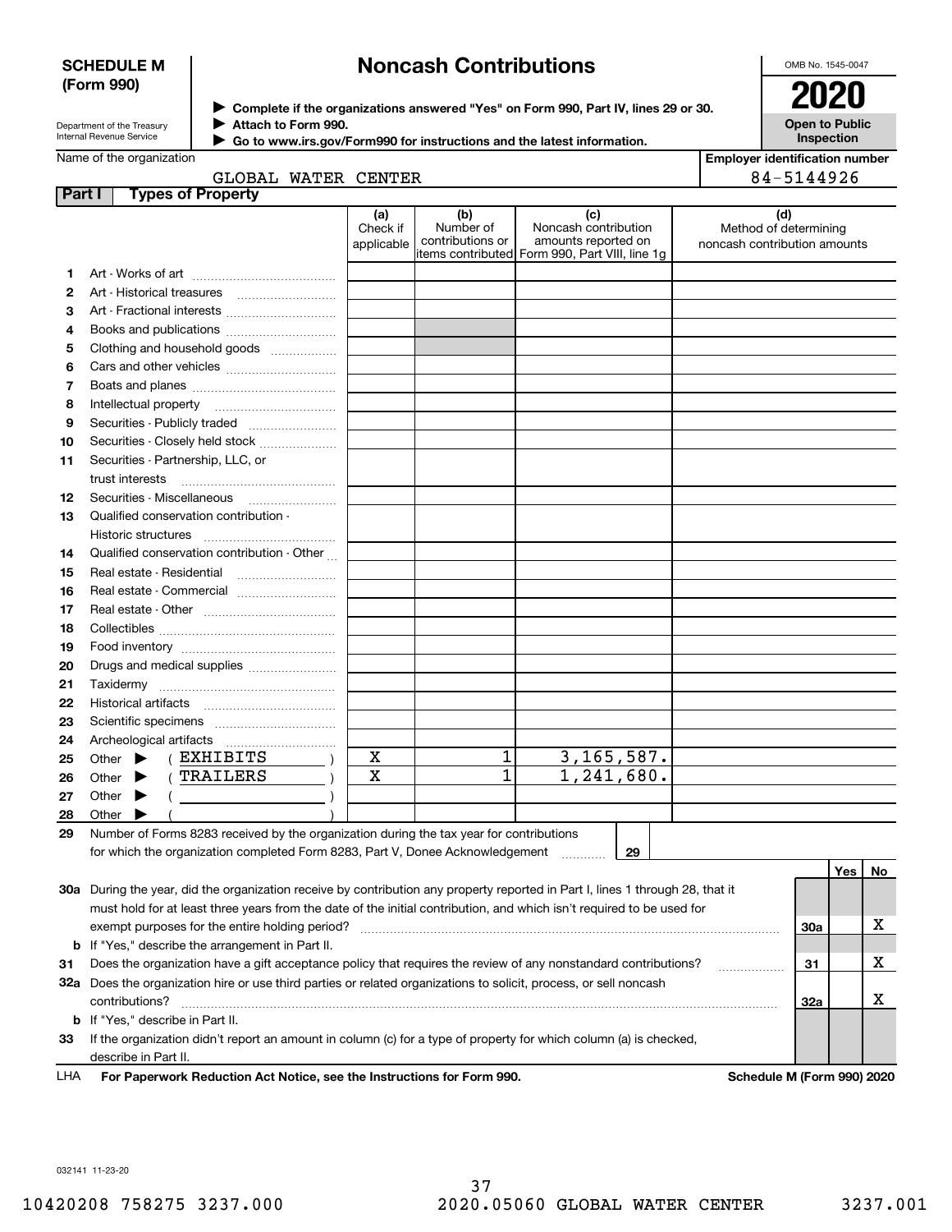**SCHEDULE M (Form 990)**

Department of the Treasury
Internal Revenue Service

# Noncash Contributions

▶ Complete if the organizations answered "Yes" on Form 990, Part IV, lines 29 or 30.
▶ Attach to Form 990.
▶ Go to www.irs.gov/Form990 for instructions and the latest information.

OMB No. 1545-0047

**2020**

**Open to Public Inspection**

Name of the organization: GLOBAL WATER CENTER

Employer identification number: 84-5144926

## Part I Types of Property

| | | (a) Check if applicable | (b) Number of contributions or items contributed | (c) Noncash contribution amounts reported on Form 990, Part VIII, line 1g | (d) Method of determining noncash contribution amounts |
|---|---|---|---|---|---|
| 1 | Art - Works of art | | | | |
| 2 | Art - Historical treasures | | | | |
| 3 | Art - Fractional interests | | | | |
| 4 | Books and publications | | | | |
| 5 | Clothing and household goods | | | | |
| 6 | Cars and other vehicles | | | | |
| 7 | Boats and planes | | | | |
| 8 | Intellectual property | | | | |
| 9 | Securities - Publicly traded | | | | |
| 10 | Securities - Closely held stock | | | | |
| 11 | Securities - Partnership, LLC, or trust interests | | | | |
| 12 | Securities - Miscellaneous | | | | |
| 13 | Qualified conservation contribution - Historic structures | | | | |
| 14 | Qualified conservation contribution - Other | | | | |
| 15 | Real estate - Residential | | | | |
| 16 | Real estate - Commercial | | | | |
| 17 | Real estate - Other | | | | |
| 18 | Collectibles | | | | |
| 19 | Food inventory | | | | |
| 20 | Drugs and medical supplies | | | | |
| 21 | Taxidermy | | | | |
| 22 | Historical artifacts | | | | |
| 23 | Scientific specimens | | | | |
| 24 | Archeological artifacts | | | | |
| 25 | Other ▶ ( EXHIBITS ) | X | 1 | 3,165,587. | |
| 26 | Other ▶ ( TRAILERS ) | X | 1 | 1,241,680. | |
| 27 | Other ▶ ( ) | | | | |
| 28 | Other ▶ ( ) | | | | |

29 Number of Forms 8283 received by the organization during the tax year for contributions for which the organization completed Form 8283, Part V, Donee Acknowledgement ..... **29**

| | | | Yes | No |
|---|---|---|---|---|
| 30a | During the year, did the organization receive by contribution any property reported in Part I, lines 1 through 28, that it must hold for at least three years from the date of the initial contribution, and which isn't required to be used for exempt purposes for the entire holding period? | 30a | | X |
| b | If "Yes," describe the arrangement in Part II. | | | |
| 31 | Does the organization have a gift acceptance policy that requires the review of any nonstandard contributions? | 31 | | X |
| 32a | Does the organization hire or use third parties or related organizations to solicit, process, or sell noncash contributions? | 32a | | X |
| b | If "Yes," describe in Part II. | | | |
| 33 | If the organization didn't report an amount in column (c) for a type of property for which column (a) is checked, describe in Part II. | | | |

LHA **For Paperwork Reduction Act Notice, see the Instructions for Form 990.** **Schedule M (Form 990) 2020**

032141 11-23-20

10420208 758275 3237.000 2020.05060 GLOBAL WATER CENTER 3237.001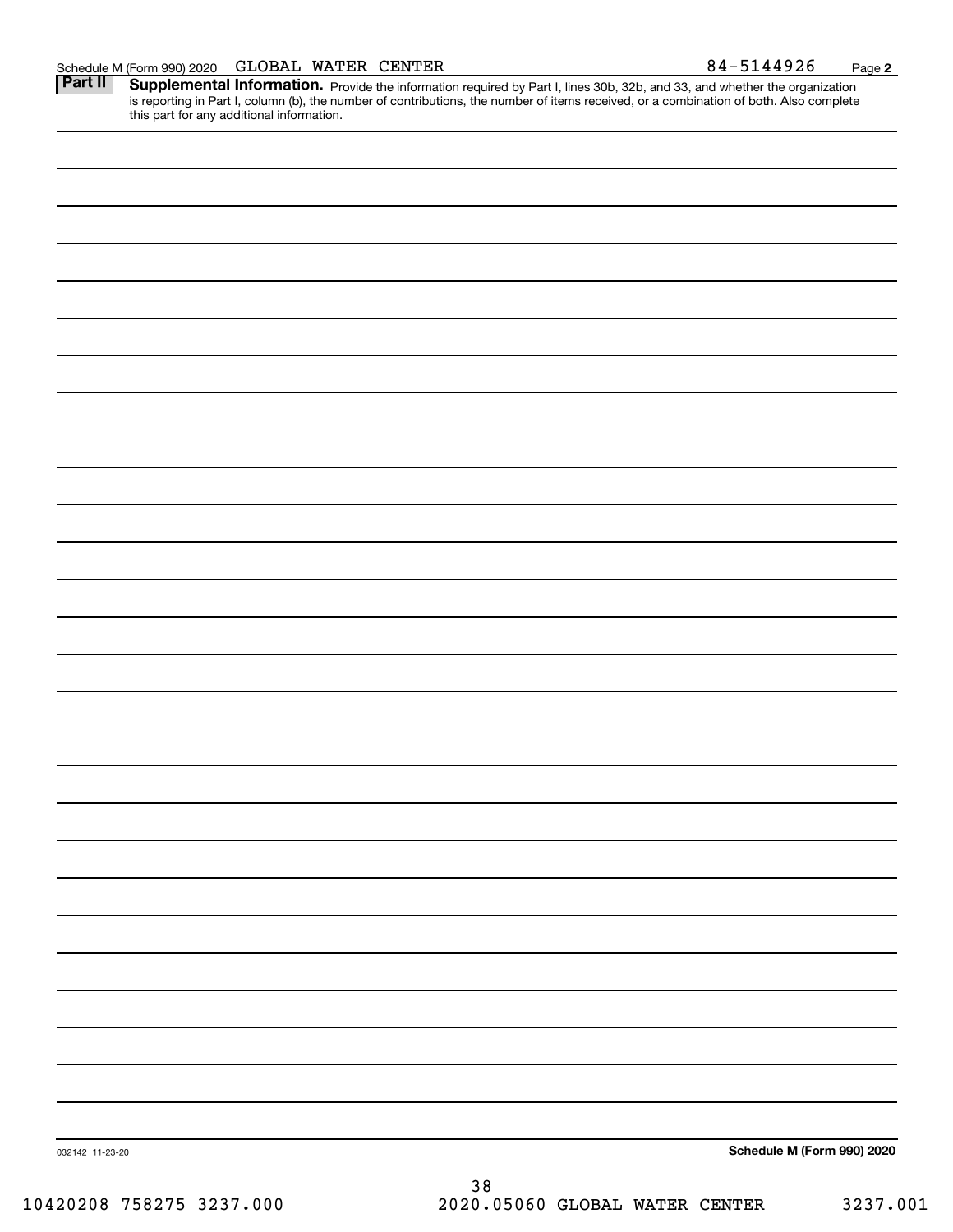Schedule M (Form 990) 2020 GLOBAL WATER CENTER 84-5144926 Page **2**

**Part II** **Supplemental Information.** Provide the information required by Part I, lines 30b, 32b, and 33, and whether the organization is reporting in Part I, column (b), the number of contributions, the number of items received, or a combination of both. Also complete this part for any additional information.

032142 11-23-20 **Schedule M (Form 990) 2020**

10420208 758275 3237.000 2020.05060 GLOBAL WATER CENTER 3237.001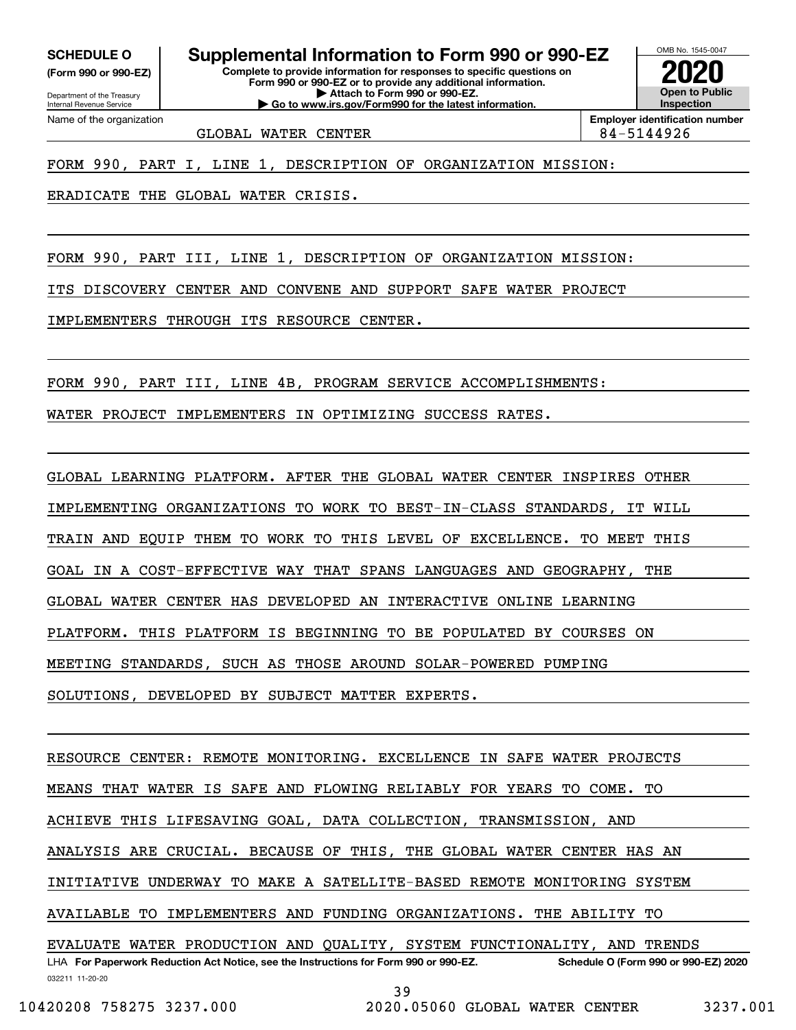**SCHEDULE O**
**(Form 990 or 990-EZ)**

Department of the Treasury
Internal Revenue Service

# Supplemental Information to Form 990 or 990-EZ

**Complete to provide information for responses to specific questions on Form 990 or 990-EZ or to provide any additional information.**
**▶ Attach to Form 990 or 990-EZ.**
**▶ Go to www.irs.gov/Form990 for the latest information.**

OMB No. 1545-0047

**2020**

**Open to Public Inspection**

Name of the organization: GLOBAL WATER CENTER

**Employer identification number**: 84-5144926

FORM 990, PART I, LINE 1, DESCRIPTION OF ORGANIZATION MISSION:

ERADICATE THE GLOBAL WATER CRISIS.

FORM 990, PART III, LINE 1, DESCRIPTION OF ORGANIZATION MISSION:

ITS DISCOVERY CENTER AND CONVENE AND SUPPORT SAFE WATER PROJECT IMPLEMENTERS THROUGH ITS RESOURCE CENTER.

FORM 990, PART III, LINE 4B, PROGRAM SERVICE ACCOMPLISHMENTS:

WATER PROJECT IMPLEMENTERS IN OPTIMIZING SUCCESS RATES.

GLOBAL LEARNING PLATFORM. AFTER THE GLOBAL WATER CENTER INSPIRES OTHER IMPLEMENTING ORGANIZATIONS TO WORK TO BEST-IN-CLASS STANDARDS, IT WILL TRAIN AND EQUIP THEM TO WORK TO THIS LEVEL OF EXCELLENCE. TO MEET THIS GOAL IN A COST-EFFECTIVE WAY THAT SPANS LANGUAGES AND GEOGRAPHY, THE GLOBAL WATER CENTER HAS DEVELOPED AN INTERACTIVE ONLINE LEARNING PLATFORM. THIS PLATFORM IS BEGINNING TO BE POPULATED BY COURSES ON MEETING STANDARDS, SUCH AS THOSE AROUND SOLAR-POWERED PUMPING SOLUTIONS, DEVELOPED BY SUBJECT MATTER EXPERTS.

RESOURCE CENTER: REMOTE MONITORING. EXCELLENCE IN SAFE WATER PROJECTS MEANS THAT WATER IS SAFE AND FLOWING RELIABLY FOR YEARS TO COME. TO ACHIEVE THIS LIFESAVING GOAL, DATA COLLECTION, TRANSMISSION, AND ANALYSIS ARE CRUCIAL. BECAUSE OF THIS, THE GLOBAL WATER CENTER HAS AN INITIATIVE UNDERWAY TO MAKE A SATELLITE-BASED REMOTE MONITORING SYSTEM AVAILABLE TO IMPLEMENTERS AND FUNDING ORGANIZATIONS. THE ABILITY TO EVALUATE WATER PRODUCTION AND QUALITY, SYSTEM FUNCTIONALITY, AND TRENDS

LHA **For Paperwork Reduction Act Notice, see the Instructions for Form 990 or 990-EZ.** **Schedule O (Form 990 or 990-EZ) 2020**

032211 11-20-20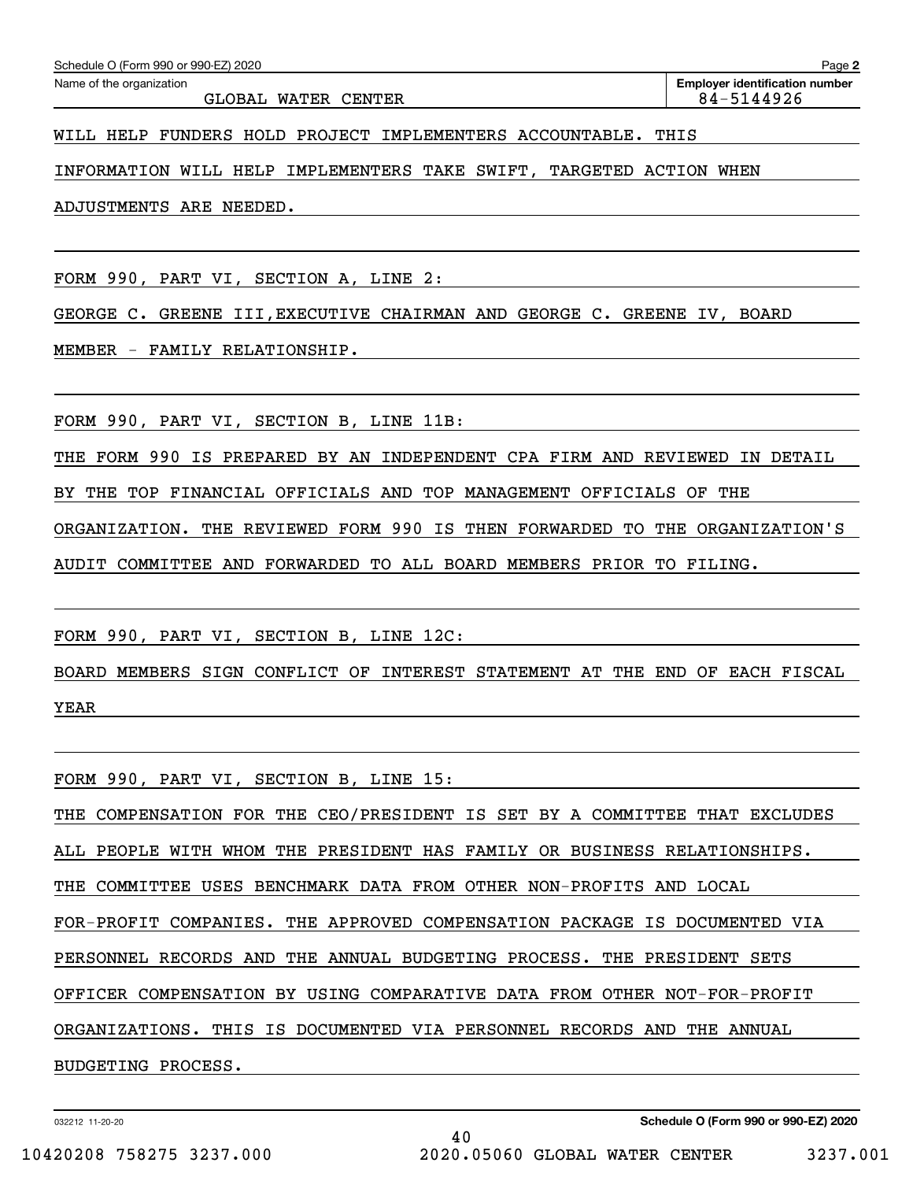Schedule O (Form 990 or 990-EZ) 2020

Name of the organization: GLOBAL WATER CENTER

Employer identification number: 84-5144926

WILL HELP FUNDERS HOLD PROJECT IMPLEMENTERS ACCOUNTABLE. THIS INFORMATION WILL HELP IMPLEMENTERS TAKE SWIFT, TARGETED ACTION WHEN ADJUSTMENTS ARE NEEDED.

FORM 990, PART VI, SECTION A, LINE 2:

GEORGE C. GREENE III,EXECUTIVE CHAIRMAN AND GEORGE C. GREENE IV, BOARD MEMBER - FAMILY RELATIONSHIP.

FORM 990, PART VI, SECTION B, LINE 11B:

THE FORM 990 IS PREPARED BY AN INDEPENDENT CPA FIRM AND REVIEWED IN DETAIL BY THE TOP FINANCIAL OFFICIALS AND TOP MANAGEMENT OFFICIALS OF THE ORGANIZATION. THE REVIEWED FORM 990 IS THEN FORWARDED TO THE ORGANIZATION'S AUDIT COMMITTEE AND FORWARDED TO ALL BOARD MEMBERS PRIOR TO FILING.

FORM 990, PART VI, SECTION B, LINE 12C:

BOARD MEMBERS SIGN CONFLICT OF INTEREST STATEMENT AT THE END OF EACH FISCAL YEAR

FORM 990, PART VI, SECTION B, LINE 15:

THE COMPENSATION FOR THE CEO/PRESIDENT IS SET BY A COMMITTEE THAT EXCLUDES ALL PEOPLE WITH WHOM THE PRESIDENT HAS FAMILY OR BUSINESS RELATIONSHIPS. THE COMMITTEE USES BENCHMARK DATA FROM OTHER NON-PROFITS AND LOCAL FOR-PROFIT COMPANIES. THE APPROVED COMPENSATION PACKAGE IS DOCUMENTED VIA PERSONNEL RECORDS AND THE ANNUAL BUDGETING PROCESS. THE PRESIDENT SETS OFFICER COMPENSATION BY USING COMPARATIVE DATA FROM OTHER NOT-FOR-PROFIT ORGANIZATIONS. THIS IS DOCUMENTED VIA PERSONNEL RECORDS AND THE ANNUAL BUDGETING PROCESS.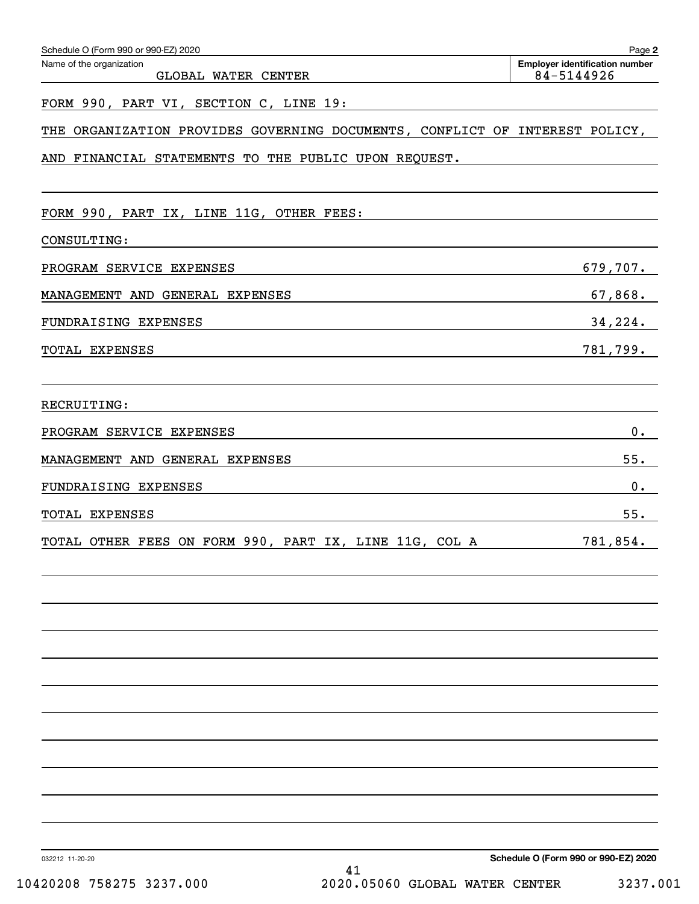Schedule O (Form 990 or 990-EZ) 2020 Page **2**

| Name of the organization | Employer identification number |
|---|---|
| GLOBAL WATER CENTER | 84-5144926 |

FORM 990, PART VI, SECTION C, LINE 19:

THE ORGANIZATION PROVIDES GOVERNING DOCUMENTS, CONFLICT OF INTEREST POLICY, AND FINANCIAL STATEMENTS TO THE PUBLIC UPON REQUEST.

FORM 990, PART IX, LINE 11G, OTHER FEES:

CONSULTING:

| | |
|---|---|
| PROGRAM SERVICE EXPENSES | 679,707. |
| MANAGEMENT AND GENERAL EXPENSES | 67,868. |
| FUNDRAISING EXPENSES | 34,224. |
| TOTAL EXPENSES | 781,799. |

RECRUITING:

| | |
|---|---|
| PROGRAM SERVICE EXPENSES | 0. |
| MANAGEMENT AND GENERAL EXPENSES | 55. |
| FUNDRAISING EXPENSES | 0. |
| TOTAL EXPENSES | 55. |
| TOTAL OTHER FEES ON FORM 990, PART IX, LINE 11G, COL A | 781,854. |

032212 11-20-20 **Schedule O (Form 990 or 990-EZ) 2020**

10420208 758275 3237.000 2020.05060 GLOBAL WATER CENTER 3237.001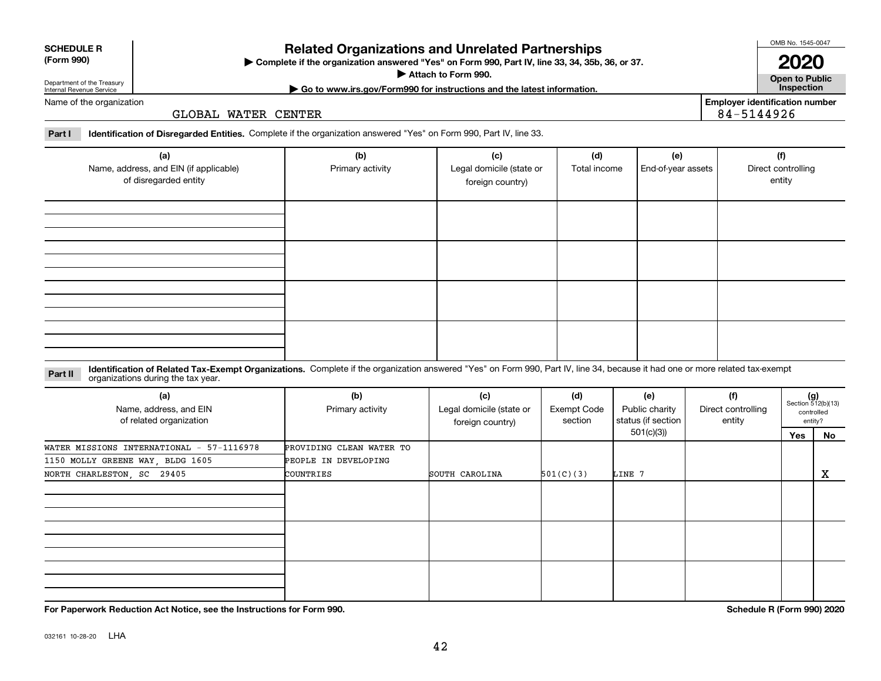**SCHEDULE R (Form 990)**

Department of the Treasury Internal Revenue Service

# Related Organizations and Unrelated Partnerships

▶ Complete if the organization answered "Yes" on Form 990, Part IV, line 33, 34, 35b, 36, or 37.

▶ Attach to Form 990.

▶ Go to www.irs.gov/Form990 for instructions and the latest information.

OMB No. 1545-0047

**2020**

**Open to Public Inspection**

Name of the organization: GLOBAL WATER CENTER

Employer identification number: 84-5144926

**Part I** **Identification of Disregarded Entities.** Complete if the organization answered "Yes" on Form 990, Part IV, line 33.

| (a) Name, address, and EIN (if applicable) of disregarded entity | (b) Primary activity | (c) Legal domicile (state or foreign country) | (d) Total income | (e) End-of-year assets | (f) Direct controlling entity |
|---|---|---|---|---|---|
| | | | | | |
| | | | | | |
| | | | | | |
| | | | | | |

**Part II** **Identification of Related Tax-Exempt Organizations.** Complete if the organization answered "Yes" on Form 990, Part IV, line 34, because it had one or more related tax-exempt organizations during the tax year.

| (a) Name, address, and EIN of related organization | (b) Primary activity | (c) Legal domicile (state or foreign country) | (d) Exempt Code section | (e) Public charity status (if section 501(c)(3)) | (f) Direct controlling entity | (g) Section 512(b)(13) controlled entity? Yes | No |
|---|---|---|---|---|---|---|---|
| WATER MISSIONS INTERNATIONAL - 57-1116978<br>1150 MOLLY GREENE WAY, BLDG 1605<br>NORTH CHARLESTON, SC 29405 | PROVIDING CLEAN WATER TO PEOPLE IN DEVELOPING COUNTRIES | SOUTH CAROLINA | 501(C)(3) | LINE 7 | | | X |
| | | | | | | | |
| | | | | | | | |
| | | | | | | | |

**For Paperwork Reduction Act Notice, see the Instructions for Form 990.**

**Schedule R (Form 990) 2020**

032161 10-28-20 LHA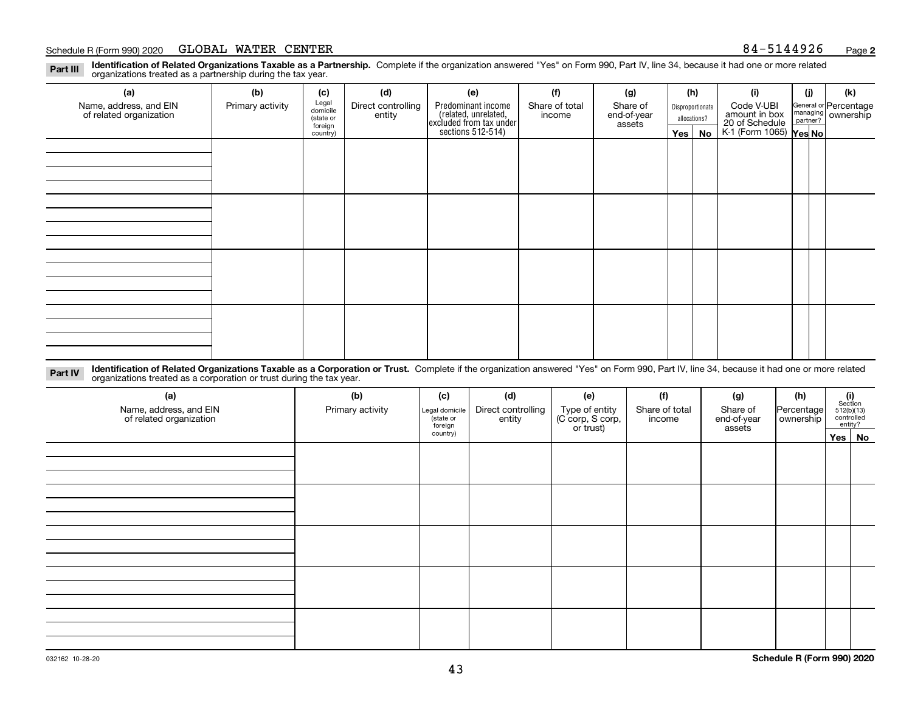Schedule R (Form 990) 2020 GLOBAL WATER CENTER 84-5144926 Page 2

**Part III** **Identification of Related Organizations Taxable as a Partnership.** Complete if the organization answered "Yes" on Form 990, Part IV, line 34, because it had one or more related organizations treated as a partnership during the tax year.

| (a) Name, address, and EIN of related organization | (b) Primary activity | (c) Legal domicile (state or foreign country) | (d) Direct controlling entity | (e) Predominant income (related, unrelated, excluded from tax under sections 512-514) | (f) Share of total income | (g) Share of end-of-year assets | (h) Disproportionate allocations? Yes | No | (i) Code V-UBI amount in box 20 of Schedule K-1 (Form 1065) | (j) General or managing partner? Yes | No | (k) Percentage ownership |
|---|---|---|---|---|---|---|---|---|---|---|---|---|
| | | | | | | | | | | | | |
| | | | | | | | | | | | | |
| | | | | | | | | | | | | |
| | | | | | | | | | | | | |

**Part IV** **Identification of Related Organizations Taxable as a Corporation or Trust.** Complete if the organization answered "Yes" on Form 990, Part IV, line 34, because it had one or more related organizations treated as a corporation or trust during the tax year.

| (a) Name, address, and EIN of related organization | (b) Primary activity | (c) Legal domicile (state or foreign country) | (d) Direct controlling entity | (e) Type of entity (C corp, S corp, or trust) | (f) Share of total income | (g) Share of end-of-year assets | (h) Percentage ownership | (i) Section 512(b)(13) controlled entity? Yes | No |
|---|---|---|---|---|---|---|---|---|---|
| | | | | | | | | | |
| | | | | | | | | | |
| | | | | | | | | | |
| | | | | | | | | | |
| | | | | | | | | | |

032162 10-28-20 **Schedule R (Form 990) 2020**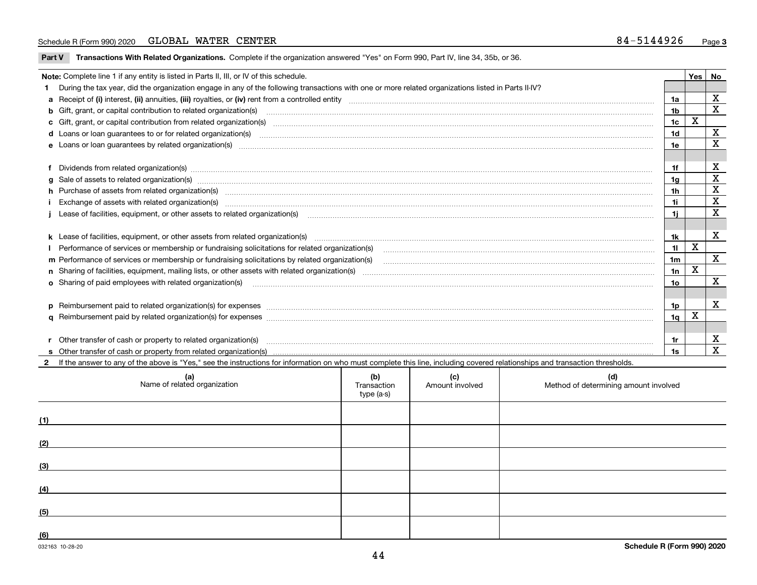Schedule R (Form 990) 2020 GLOBAL WATER CENTER 84-5144926

## Part V Transactions With Related Organizations. 
Complete if the organization answered "Yes" on Form 990, Part IV, line 34, 35b, or 36.

| **Note:** Complete line 1 if any entity is listed in Parts II, III, or IV of this schedule. | | Yes | No |
|---|---|---|---|
| **1** During the tax year, did the organization engage in any of the following transactions with one or more related organizations listed in Parts II-IV? | | | |
| **a** Receipt of **(i)** interest, **(ii)** annuities, **(iii)** royalties, or **(iv)** rent from a controlled entity | 1a | | X |
| **b** Gift, grant, or capital contribution to related organization(s) | 1b | | X |
| **c** Gift, grant, or capital contribution from related organization(s) | 1c | X | |
| **d** Loans or loan guarantees to or for related organization(s) | 1d | | X |
| **e** Loans or loan guarantees by related organization(s) | 1e | | X |
| **f** Dividends from related organization(s) | 1f | | X |
| **g** Sale of assets to related organization(s) | 1g | | X |
| **h** Purchase of assets from related organization(s) | 1h | | X |
| **i** Exchange of assets with related organization(s) | 1i | | X |
| **j** Lease of facilities, equipment, or other assets to related organization(s) | 1j | | X |
| **k** Lease of facilities, equipment, or other assets from related organization(s) | 1k | | X |
| **l** Performance of services or membership or fundraising solicitations for related organization(s) | 1l | X | |
| **m** Performance of services or membership or fundraising solicitations by related organization(s) | 1m | | X |
| **n** Sharing of facilities, equipment, mailing lists, or other assets with related organization(s) | 1n | X | |
| **o** Sharing of paid employees with related organization(s) | 1o | | X |
| **p** Reimbursement paid to related organization(s) for expenses | 1p | | X |
| **q** Reimbursement paid by related organization(s) for expenses | 1q | X | |
| **r** Other transfer of cash or property to related organization(s) | 1r | | X |
| **s** Other transfer of cash or property from related organization(s) | 1s | | X |

**2** If the answer to any of the above is "Yes," see the instructions for information on who must complete this line, including covered relationships and transaction thresholds.

| | (a) Name of related organization | (b) Transaction type (a-s) | (c) Amount involved | (d) Method of determining amount involved |
|---|---|---|---|---|
| (1) | | | | |
| (2) | | | | |
| (3) | | | | |
| (4) | | | | |
| (5) | | | | |
| (6) | | | | |

032163 10-28-20 Schedule R (Form 990) 2020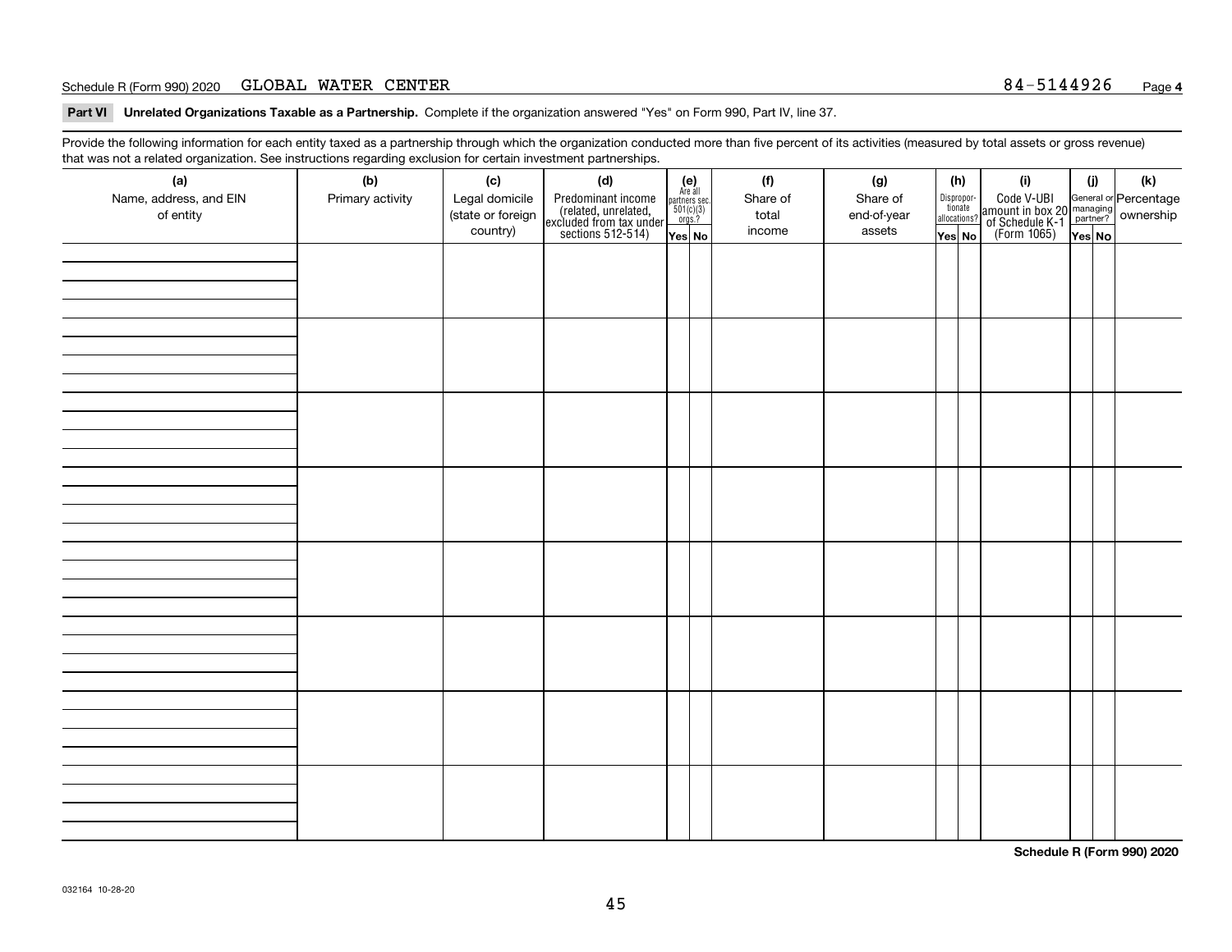Schedule R (Form 990) 2020 GLOBAL WATER CENTER 84-5144926

**Part VI Unrelated Organizations Taxable as a Partnership.** Complete if the organization answered "Yes" on Form 990, Part IV, line 37.

Provide the following information for each entity taxed as a partnership through which the organization conducted more than five percent of its activities (measured by total assets or gross revenue) that was not a related organization. See instructions regarding exclusion for certain investment partnerships.

| (a) Name, address, and EIN of entity | (b) Primary activity | (c) Legal domicile (state or foreign country) | (d) Predominant income (related, unrelated, excluded from tax under sections 512-514) | (e) Are all partners sec. 501(c)(3) orgs.? Yes | (e) No | (f) Share of total income | (g) Share of end-of-year assets | (h) Dispropor-tionate allocations? Yes | (h) No | (i) Code V-UBI amount in box 20 of Schedule K-1 (Form 1065) | (j) General or managing partner? Yes | (j) No | (k) Percentage ownership |
|---|---|---|---|---|---|---|---|---|---|---|---|---|---|
| | | | | | | | | | | | | | |
| | | | | | | | | | | | | | |
| | | | | | | | | | | | | | |
| | | | | | | | | | | | | | |
| | | | | | | | | | | | | | |
| | | | | | | | | | | | | | |
| | | | | | | | | | | | | | |
| | | | | | | | | | | | | | |

**Schedule R (Form 990) 2020**

032164 10-28-20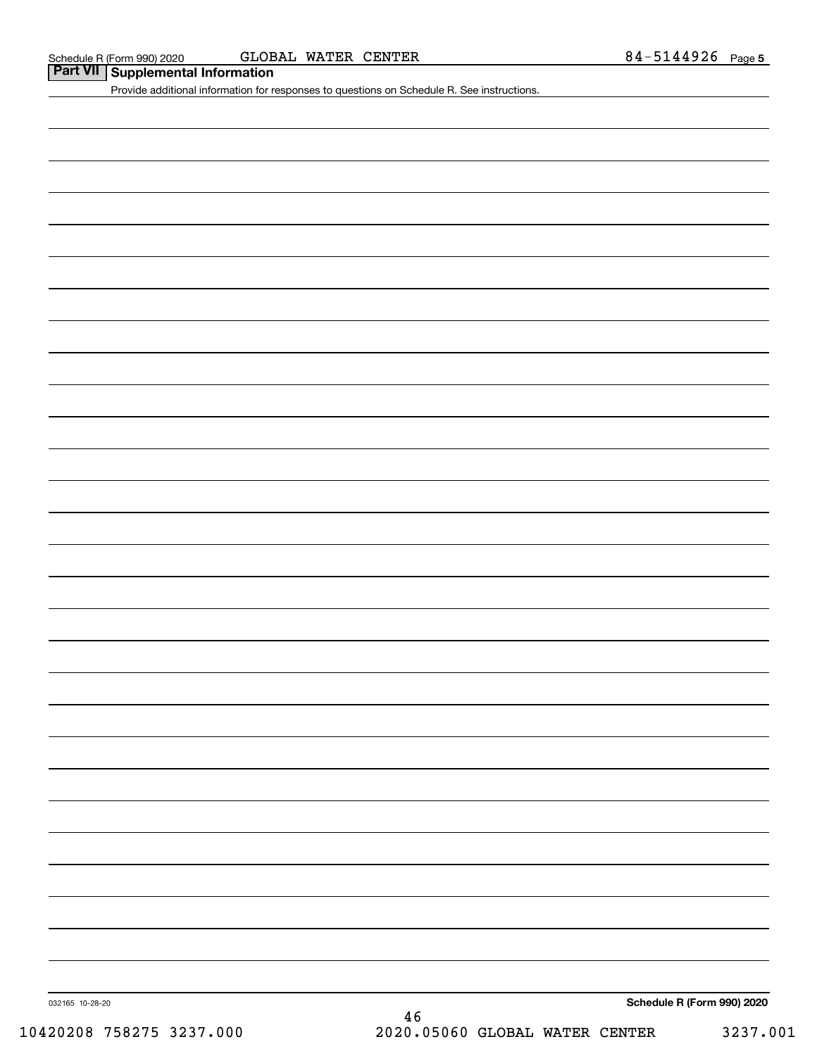## Part VII Supplemental Information

Provide additional information for responses to questions on Schedule R. See instructions.